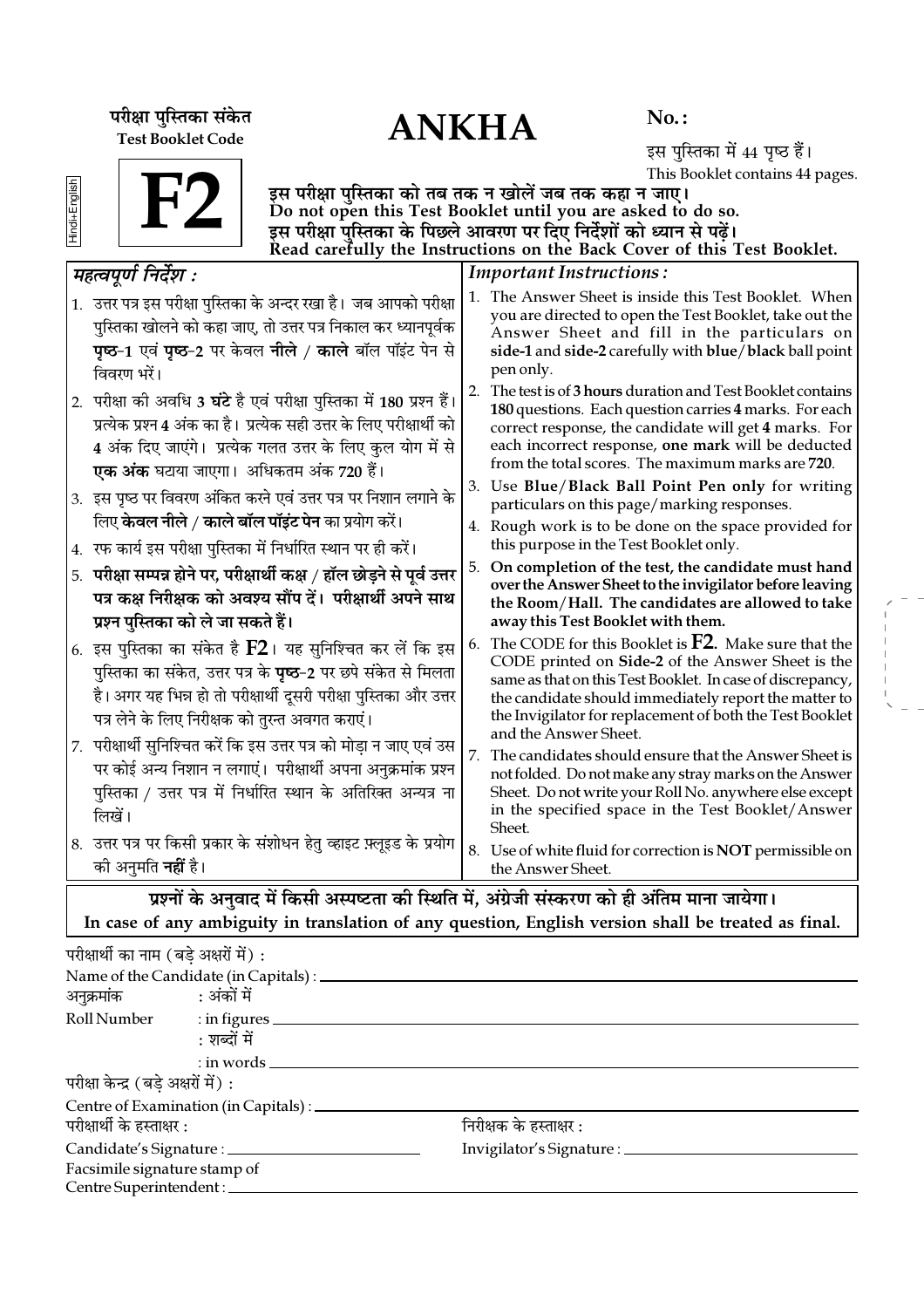परीक्षा पुस्तिका संकेत
**Test Booklet Code**

# ANKHA

**No. :**

इस पुस्तिका में 44 पृष्ठ हैं।
This Booklet contains 44 pages.

Hindi+English

# F2

**इस परीक्षा पुस्तिका को तब तक न खोलें जब तक कहा न जाए।**
**Do not open this Test Booklet until you are asked to do so.**
**इस परीक्षा पुस्तिका के पिछले आवरण पर दिए निर्देशों को ध्यान से पढ़ें।**
**Read carefully the Instructions on the Back Cover of this Test Booklet.**

*महत्वपूर्ण निर्देश :*

1. उत्तर पत्र इस परीक्षा पुस्तिका के अन्दर रखा है। जब आपको परीक्षा पुस्तिका खोलने को कहा जाए, तो उत्तर पत्र निकाल कर ध्यानपूर्वक **पृष्ठ-1** एवं **पृष्ठ-2** पर केवल **नीले** / **काले** बॉल पॉइंट पेन से विवरण भरें।
2. परीक्षा की अवधि **3 घंटे** है एवं परीक्षा पुस्तिका में **180** प्रश्न हैं। प्रत्येक प्रश्न **4** अंक का है। प्रत्येक सही उत्तर के लिए परीक्षार्थी को **4** अंक दिए जाएंगे। प्रत्येक गलत उत्तर के लिए कुल योग में से **एक अंक** घटाया जाएगा। अधिकतम अंक **720** हैं।
3. इस पृष्ठ पर विवरण अंकित करने एवं उत्तर पत्र पर निशान लगाने के लिए **केवल नीले / काले बॉल पॉइंट पेन** का प्रयोग करें।
4. रफ कार्य इस परीक्षा पुस्तिका में निर्धारित स्थान पर ही करें।
5. **परीक्षा सम्पन्न होने पर, परीक्षार्थी कक्ष / हॉल छोड़ने से पूर्व उत्तर पत्र कक्ष निरीक्षक को अवश्य सौंप दें। परीक्षार्थी अपने साथ प्रश्न पुस्तिका को ले जा सकते हैं।**
6. इस पुस्तिका का संकेत है **F2**। यह सुनिश्चित कर लें कि इस पुस्तिका का संकेत, उत्तर पत्र के **पृष्ठ-2** पर छपे संकेत से मिलता है। अगर यह भिन्न हो तो परीक्षार्थी दूसरी परीक्षा पुस्तिका और उत्तर पत्र लेने के लिए निरीक्षक को तुरन्त अवगत कराएं।
7. परीक्षार्थी सुनिश्चित करें कि इस उत्तर पत्र को मोड़ा न जाए एवं उस पर कोई अन्य निशान न लगाएं। परीक्षार्थी अपना अनुक्रमांक प्रश्न पुस्तिका / उत्तर पत्र में निर्धारित स्थान के अतिरिक्त अन्यत्र ना लिखें।
8. उत्तर पत्र पर किसी प्रकार के संशोधन हेतु व्हाइट फ़्लूइड के प्रयोग की अनुमति **नहीं** है।

*Important Instructions :*

1. The Answer Sheet is inside this Test Booklet. When you are directed to open the Test Booklet, take out the Answer Sheet and fill in the particulars on **side-1** and **side-2** carefully with **blue**/**black** ball point pen only.
2. The test is of **3 hours** duration and Test Booklet contains **180** questions. Each question carries **4** marks. For each correct response, the candidate will get **4** marks. For each incorrect response, **one mark** will be deducted from the total scores. The maximum marks are **720**.
3. Use **Blue/Black Ball Point Pen only** for writing particulars on this page/marking responses.
4. Rough work is to be done on the space provided for this purpose in the Test Booklet only.
5. **On completion of the test, the candidate must hand over the Answer Sheet to the invigilator before leaving the Room/Hall. The candidates are allowed to take away this Test Booklet with them.**
6. The CODE for this Booklet is **F2**. Make sure that the CODE printed on **Side-2** of the Answer Sheet is the same as that on this Test Booklet. In case of discrepancy, the candidate should immediately report the matter to the Invigilator for replacement of both the Test Booklet and the Answer Sheet.
7. The candidates should ensure that the Answer Sheet is not folded. Do not make any stray marks on the Answer Sheet. Do not write your Roll No. anywhere else except in the specified space in the Test Booklet/Answer Sheet.
8. Use of white fluid for correction is **NOT** permissible on the Answer Sheet.

**प्रश्नों के अनुवाद में किसी अस्पष्टता की स्थिति में, अंग्रेजी संस्करण को ही अंतिम माना जायेगा।**
**In case of any ambiguity in translation of any question, English version shall be treated as final.**

परीक्षार्थी का नाम (बड़े अक्षरों में) :
Name of the Candidate (in Capitals) : ____________________

अनुक्रमांक : अंकों में
Roll Number : in figures ____________________
: शब्दों में
: in words ____________________

परीक्षा केन्द्र (बड़े अक्षरों में) :
Centre of Examination (in Capitals) : ____________________

परीक्षार्थी के हस्ताक्षर :
Candidate's Signature : ____________________

निरीक्षक के हस्ताक्षर :
Invigilator's Signature : ____________________

Facsimile signature stamp of
Centre Superintendent : ____________________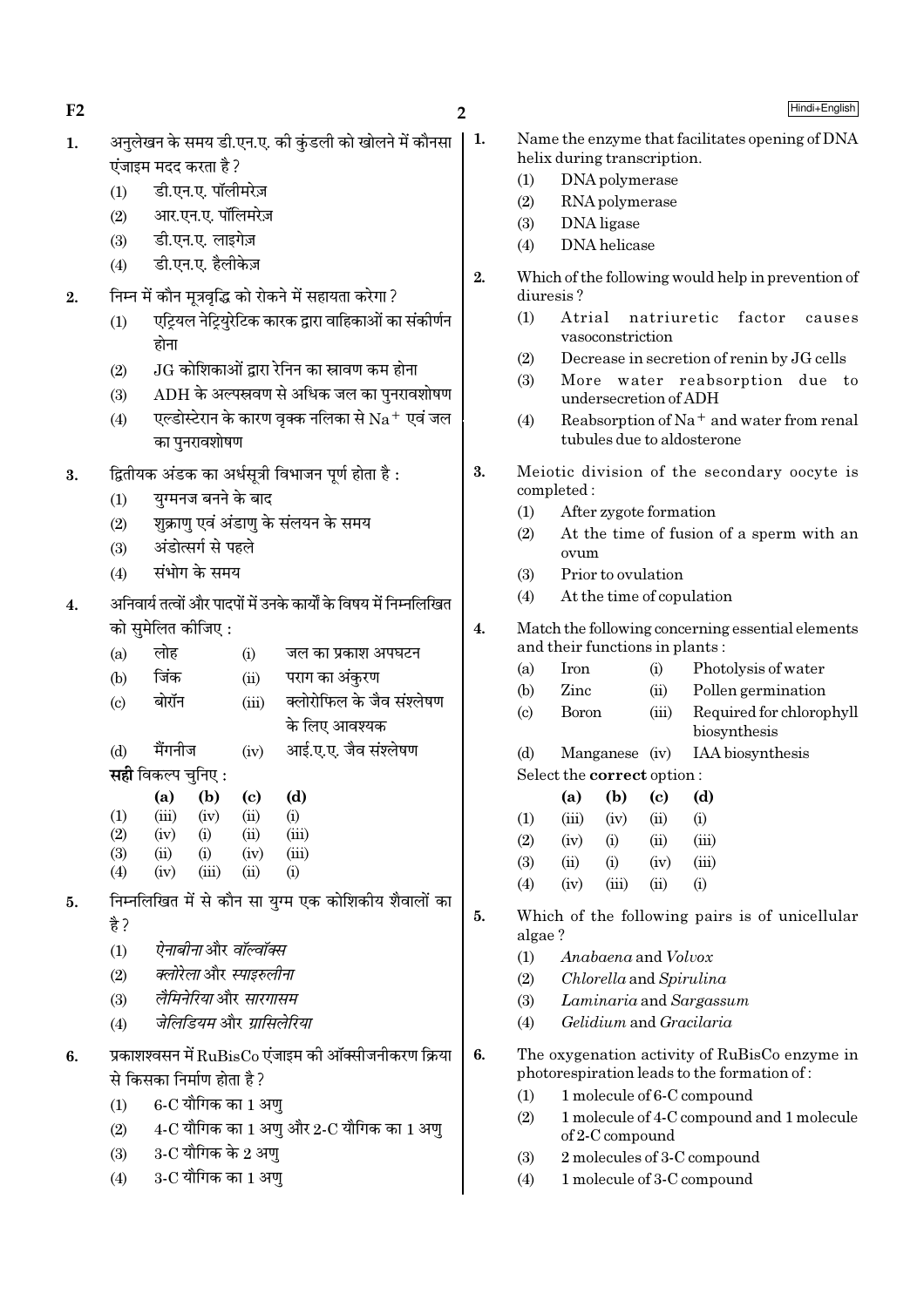1. अनुलेखन के समय डी.एन.ए. की कुंडली को खोलने में कौनसा एंजाइम मदद करता है ?
   (1) डी.एन.ए. पॉलीमरेज़
   (2) आर.एन.ए. पॉलिमरेज़
   (3) डी.एन.ए. लाइगेज़
   (4) डी.एन.ए. हैलीकेज़

2. निम्न में कौन मूत्रवृद्धि को रोकने में सहायता करेगा ?
   (1) एट्रियल नेट्रियुरेटिक कारक द्वारा वाहिकाओं का संकीर्णन होना
   (2) JG कोशिकाओं द्वारा रेनिन का स्रावण कम होना
   (3) ADH के अल्पस्रवण से अधिक जल का पुनरावशोषण
   (4) एल्डोस्टेरान के कारण वृक्क नलिका से $Na^+$ एवं जल का पुनरावशोषण

3. द्वितीयक अंडक का अर्धसूत्री विभाजन पूर्ण होता है :
   (1) युग्मनज बनने के बाद
   (2) शुक्राणु एवं अंडाणु के संलयन के समय
   (3) अंडोत्सर्ग से पहले
   (4) संभोग के समय

4. अनिवार्य तत्वों और पादपों में उनके कार्यों के विषय में निम्नलिखित को सुमेलित कीजिए :

| | | | |
|---|---|---|---|
| (a) | लोह | (i) | जल का प्रकाश अपघटन |
| (b) | जिंक | (ii) | पराग का अंकुरण |
| (c) | बोरॉन | (iii) | क्लोरोफिल के जैव संश्लेषण के लिए आवश्यक |
| (d) | मैंगनीज | (iv) | आई.ए.ए. जैव संश्लेषण |

   **सही** विकल्प चुनिए :

| | (a) | (b) | (c) | (d) |
|---|---|---|---|---|
| (1) | (iii) | (iv) | (ii) | (i) |
| (2) | (iv) | (i) | (ii) | (iii) |
| (3) | (ii) | (i) | (iv) | (iii) |
| (4) | (iv) | (iii) | (ii) | (i) |

5. निम्नलिखित में से कौन सा युग्म एक कोशिकीय शैवालों का है ?
   (1) *ऐनाबीना* और *वॉल्वॉक्स*
   (2) *क्लोरेला* और *स्पाइरुलीना*
   (3) *लैमिनेरिया* और *सारगासम*
   (4) *जेलिडियम* और *ग्रासिलेरिया*

6. प्रकाशश्वसन में RuBisCo एंजाइम की ऑक्सीजनीकरण क्रिया से किसका निर्माण होता है ?
   (1) 6-C यौगिक का 1 अणु
   (2) 4-C यौगिक का 1 अणु और 2-C यौगिक का 1 अणु
   (3) 3-C यौगिक के 2 अणु
   (4) 3-C यौगिक का 1 अणु

---

1. Name the enzyme that facilitates opening of DNA helix during transcription.
   (1) DNA polymerase
   (2) RNA polymerase
   (3) DNA ligase
   (4) DNA helicase

2. Which of the following would help in prevention of diuresis ?
   (1) Atrial natriuretic factor causes vasoconstriction
   (2) Decrease in secretion of renin by JG cells
   (3) More water reabsorption due to undersecretion of ADH
   (4) Reabsorption of $Na^+$ and water from renal tubules due to aldosterone

3. Meiotic division of the secondary oocyte is completed :
   (1) After zygote formation
   (2) At the time of fusion of a sperm with an ovum
   (3) Prior to ovulation
   (4) At the time of copulation

4. Match the following concerning essential elements and their functions in plants :

| | | | |
|---|---|---|---|
| (a) | Iron | (i) | Photolysis of water |
| (b) | Zinc | (ii) | Pollen germination |
| (c) | Boron | (iii) | Required for chlorophyll biosynthesis |
| (d) | Manganese | (iv) | IAA biosynthesis |

   Select the **correct** option :

| | (a) | (b) | (c) | (d) |
|---|---|---|---|---|
| (1) | (iii) | (iv) | (ii) | (i) |
| (2) | (iv) | (i) | (ii) | (iii) |
| (3) | (ii) | (i) | (iv) | (iii) |
| (4) | (iv) | (iii) | (ii) | (i) |

5. Which of the following pairs is of unicellular algae ?
   (1) *Anabaena* and *Volvox*
   (2) *Chlorella* and *Spirulina*
   (3) *Laminaria* and *Sargassum*
   (4) *Gelidium* and *Gracilaria*

6. The oxygenation activity of RuBisCo enzyme in photorespiration leads to the formation of :
   (1) 1 molecule of 6-C compound
   (2) 1 molecule of 4-C compound and 1 molecule of 2-C compound
   (3) 2 molecules of 3-C compound
   (4) 1 molecule of 3-C compound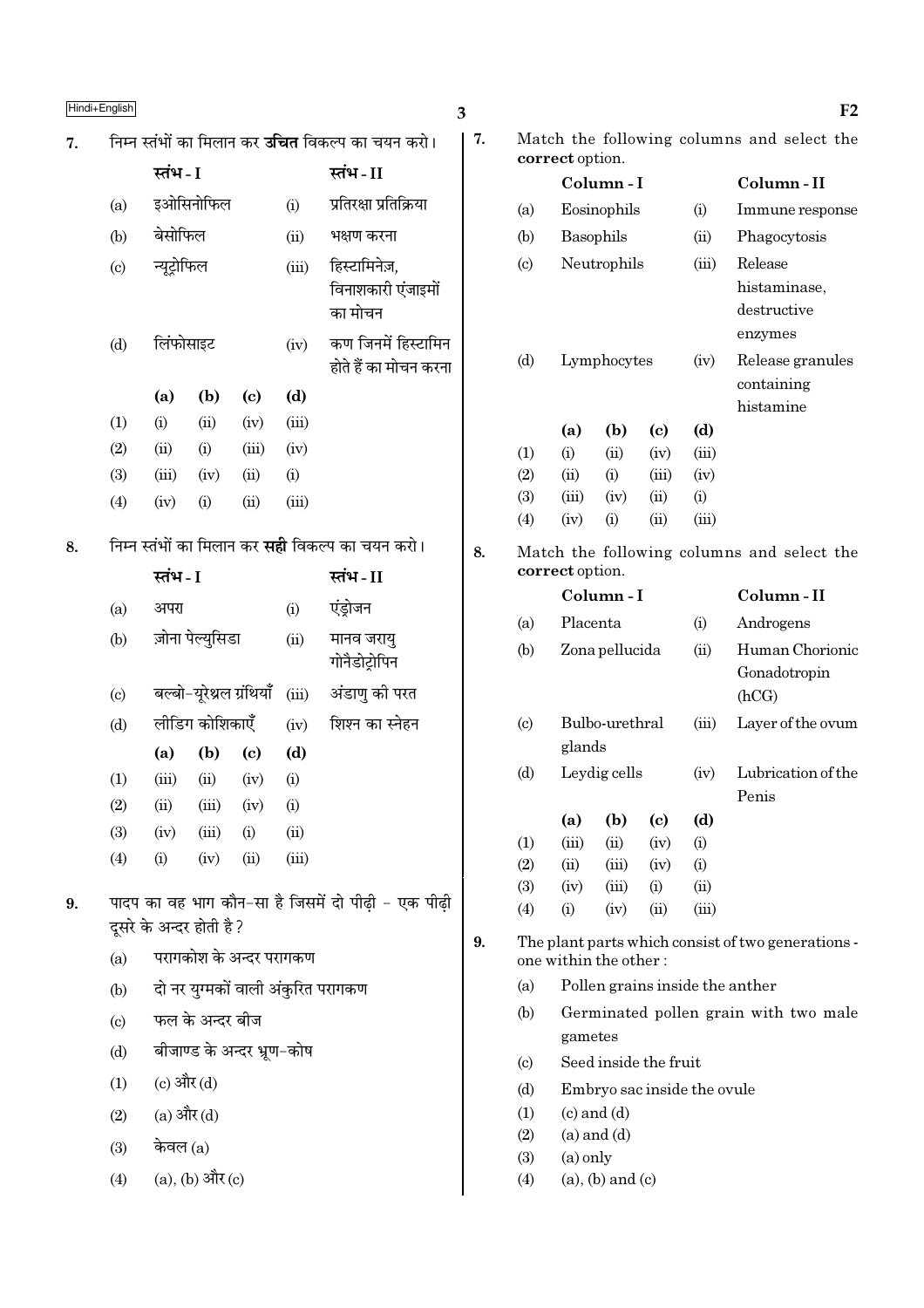7. निम्न स्तंभों का मिलान कर **उचित** विकल्प का चयन करो।

| | स्तंभ - I | | स्तंभ - II |
|---|---|---|---|
| (a) | इओसिनोफिल | (i) | प्रतिरक्षा प्रतिक्रिया |
| (b) | बेसोफिल | (ii) | भक्षण करना |
| (c) | न्यूट्रोफिल | (iii) | हिस्टामिनेज़, विनाशकारी एंजाइमों का मोचन |
| (d) | लिंफोसाइट | (iv) | कण जिनमें हिस्टामिन होते हैं का मोचन करना |

| | (a) | (b) | (c) | (d) |
|---|---|---|---|---|
| (1) | (i) | (ii) | (iv) | (iii) |
| (2) | (ii) | (i) | (iii) | (iv) |
| (3) | (iii) | (iv) | (ii) | (i) |
| (4) | (iv) | (i) | (ii) | (iii) |

8. निम्न स्तंभों का मिलान कर **सही** विकल्प का चयन करो।

| | स्तंभ - I | | स्तंभ - II |
|---|---|---|---|
| (a) | अपरा | (i) | एंड्रोजन |
| (b) | ज़ोना पेल्युसिडा | (ii) | मानव जरायु गोनैडोट्रोपिन |
| (c) | बल्बो-यूरेथ्रल ग्रंथियाँ | (iii) | अंडाणु की परत |
| (d) | लीडिग कोशिकाएँ | (iv) | शिश्न का स्नेहन |

| | (a) | (b) | (c) | (d) |
|---|---|---|---|---|
| (1) | (iii) | (ii) | (iv) | (i) |
| (2) | (ii) | (iii) | (iv) | (i) |
| (3) | (iv) | (iii) | (i) | (ii) |
| (4) | (i) | (iv) | (ii) | (iii) |

9. पादप का वह भाग कौन-सा है जिसमें दो पीढ़ी - एक पीढ़ी दूसरे के अन्दर होती है?

(a) परागकोश के अन्दर परागकण

(b) दो नर युग्मकों वाली अंकुरित परागकण

(c) फल के अन्दर बीज

(d) बीजाण्ड के अन्दर भ्रूण-कोष

(1) (c) और (d)

(2) (a) और (d)

(3) केवल (a)

(4) (a), (b) और (c)

7. Match the following columns and select the **correct** option.

| | Column - I | | Column - II |
|---|---|---|---|
| (a) | Eosinophils | (i) | Immune response |
| (b) | Basophils | (ii) | Phagocytosis |
| (c) | Neutrophils | (iii) | Release histaminase, destructive enzymes |
| (d) | Lymphocytes | (iv) | Release granules containing histamine |

| | (a) | (b) | (c) | (d) |
|---|---|---|---|---|
| (1) | (i) | (ii) | (iv) | (iii) |
| (2) | (ii) | (i) | (iii) | (iv) |
| (3) | (iii) | (iv) | (ii) | (i) |
| (4) | (iv) | (i) | (ii) | (iii) |

8. Match the following columns and select the **correct** option.

| | Column - I | | Column - II |
|---|---|---|---|
| (a) | Placenta | (i) | Androgens |
| (b) | Zona pellucida | (ii) | Human Chorionic Gonadotropin (hCG) |
| (c) | Bulbo-urethral glands | (iii) | Layer of the ovum |
| (d) | Leydig cells | (iv) | Lubrication of the Penis |

| | (a) | (b) | (c) | (d) |
|---|---|---|---|---|
| (1) | (iii) | (ii) | (iv) | (i) |
| (2) | (ii) | (iii) | (iv) | (i) |
| (3) | (iv) | (iii) | (i) | (ii) |
| (4) | (i) | (iv) | (ii) | (iii) |

9. The plant parts which consist of two generations - one within the other :

(a) Pollen grains inside the anther

(b) Germinated pollen grain with two male gametes

(c) Seed inside the fruit

(d) Embryo sac inside the ovule

(1) (c) and (d)

(2) (a) and (d)

(3) (a) only

(4) (a), (b) and (c)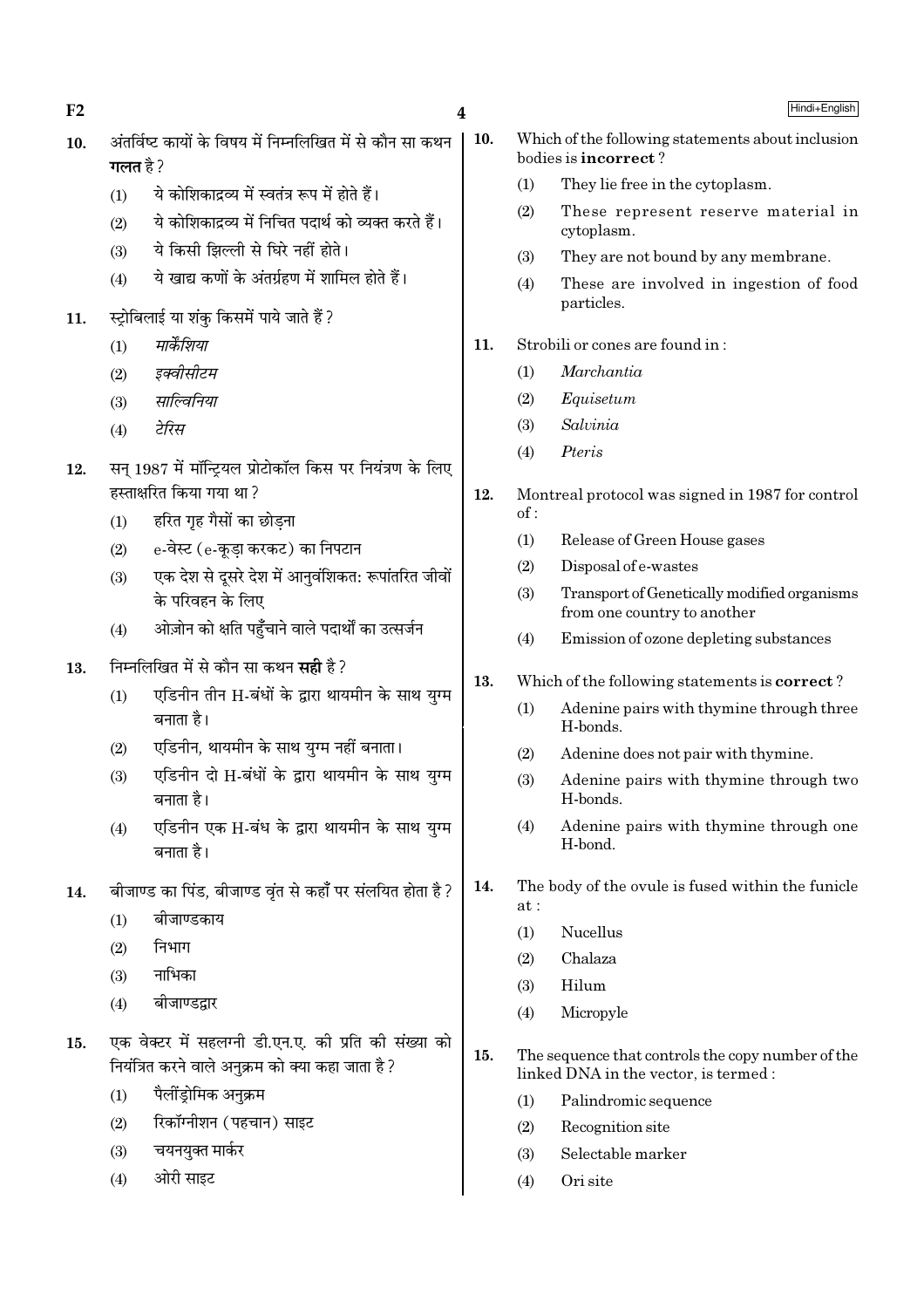10. अंतर्विष्ट कायों के विषय में निम्नलिखित में से कौन सा कथन **गलत** है?
    (1) ये कोशिकाद्रव्य में स्वतंत्र रूप में होते हैं।
    (2) ये कोशिकाद्रव्य में निचित पदार्थ को व्यक्त करते हैं।
    (3) ये किसी झिल्ली से घिरे नहीं होते।
    (4) ये खाद्य कणों के अंतर्ग्रहण में शामिल होते हैं।

11. स्ट्रोबिलाई या शंकु किसमें पाये जाते हैं?
    (1) *मार्केशिया*
    (2) *इक्वीसीटम*
    (3) *साल्विनिया*
    (4) *टेरिस*

12. सन् 1987 में मॉन्ट्रियल प्रोटोकॉल किस पर नियंत्रण के लिए हस्ताक्षरित किया गया था?
    (1) हरित गृह गैसों का छोड़ना
    (2) e-वेस्ट (e-कूड़ा करकट) का निपटान
    (3) एक देश से दूसरे देश में आनुवंशिकत: रूपांतरित जीवों के परिवहन के लिए
    (4) ओज़ोन को क्षति पहुँचाने वाले पदार्थों का उत्सर्जन

13. निम्नलिखित में से कौन सा कथन **सही** है?
    (1) एडिनीन तीन H-बंधों के द्वारा थायमीन के साथ युग्म बनाता है।
    (2) एडिनीन, थायमीन के साथ युग्म नहीं बनाता।
    (3) एडिनीन दो H-बंधों के द्वारा थायमीन के साथ युग्म बनाता है।
    (4) एडिनीन एक H-बंध के द्वारा थायमीन के साथ युग्म बनाता है।

14. बीजाण्ड का पिंड, बीजाण्ड वृंत से कहाँ पर संलयित होता है?
    (1) बीजाण्डकाय
    (2) निभाग
    (3) नाभिका
    (4) बीजाण्डद्वार

15. एक वेक्टर में सहलग्नी डी.एन.ए. की प्रति की संख्या को नियंत्रित करने वाले अनुक्रम को क्या कहा जाता है?
    (1) पैलींड्रोमिक अनुक्रम
    (2) रिकॉग्नीशन (पहचान) साइट
    (3) चयनयुक्त मार्कर
    (4) ओरी साइट

10. Which of the following statements about inclusion bodies is **incorrect**?
    (1) They lie free in the cytoplasm.
    (2) These represent reserve material in cytoplasm.
    (3) They are not bound by any membrane.
    (4) These are involved in ingestion of food particles.

11. Strobili or cones are found in :
    (1) *Marchantia*
    (2) *Equisetum*
    (3) *Salvinia*
    (4) *Pteris*

12. Montreal protocol was signed in 1987 for control of :
    (1) Release of Green House gases
    (2) Disposal of e-wastes
    (3) Transport of Genetically modified organisms from one country to another
    (4) Emission of ozone depleting substances

13. Which of the following statements is **correct**?
    (1) Adenine pairs with thymine through three H-bonds.
    (2) Adenine does not pair with thymine.
    (3) Adenine pairs with thymine through two H-bonds.
    (4) Adenine pairs with thymine through one H-bond.

14. The body of the ovule is fused within the funicle at :
    (1) Nucellus
    (2) Chalaza
    (3) Hilum
    (4) Micropyle

15. The sequence that controls the copy number of the linked DNA in the vector, is termed :
    (1) Palindromic sequence
    (2) Recognition site
    (3) Selectable marker
    (4) Ori site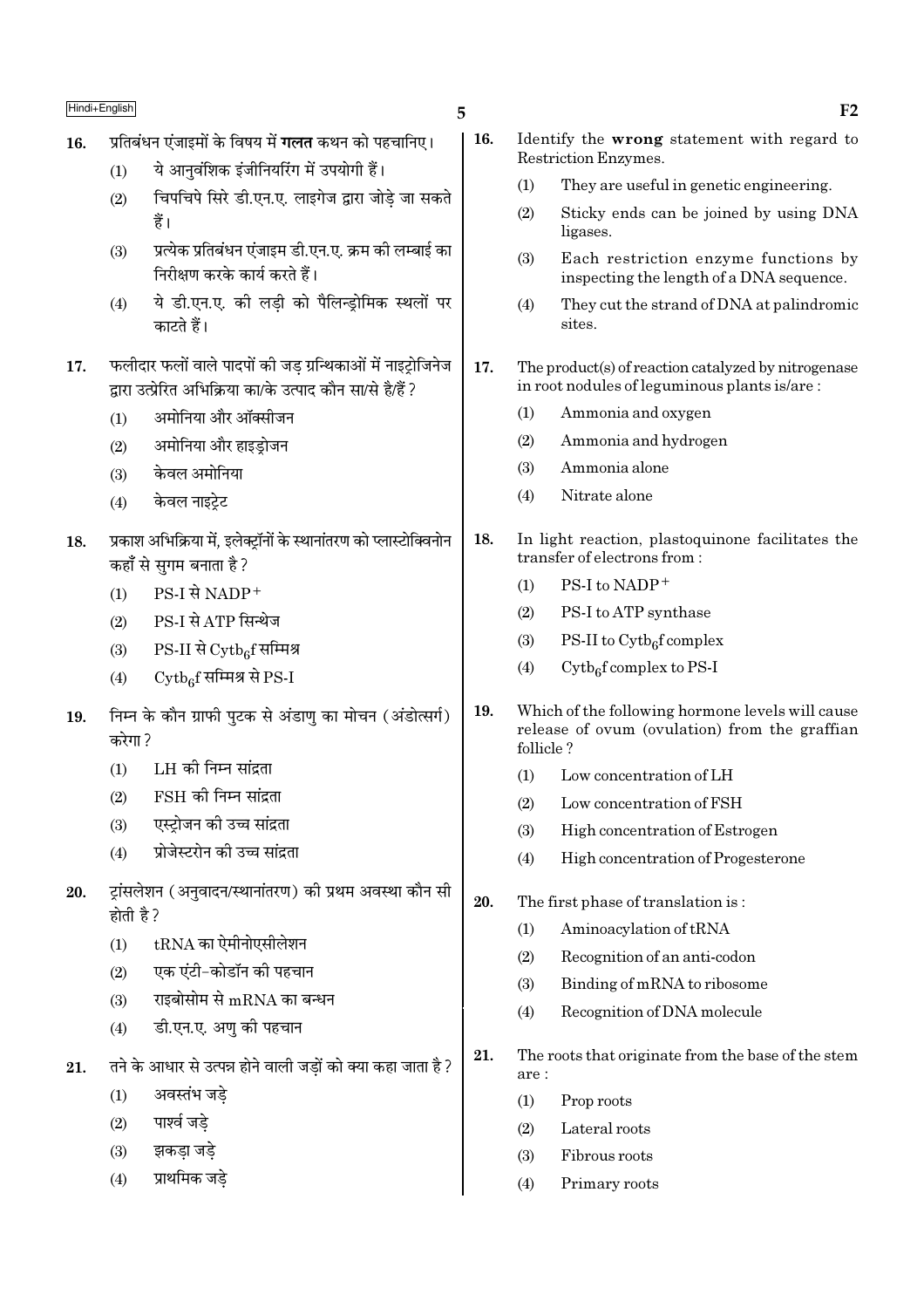16. प्रतिबंधन एंजाइमों के विषय में **गलत** कथन को पहचानिए।
   (1) ये आनुवंशिक इंजीनियरिंग में उपयोगी हैं।
   (2) चिपचिपे सिरे डी.एन.ए. लाइगेज द्वारा जोड़े जा सकते हैं।
   (3) प्रत्येक प्रतिबंधन एंजाइम डी.एन.ए. क्रम की लम्बाई का निरीक्षण करके कार्य करते हैं।
   (4) ये डी.एन.ए. की लड़ी को पैलिन्ड्रोमिक स्थलों पर काटते हैं।

17. फलीदार फलों वाले पादपों की जड़ ग्रन्थिकाओं में नाइट्रोजिनेज द्वारा उत्प्रेरित अभिक्रिया का/के उत्पाद कौन सा/से है/हैं ?
   (1) अमोनिया और ऑक्सीजन
   (2) अमोनिया और हाइड्रोजन
   (3) केवल अमोनिया
   (4) केवल नाइट्रेट

18. प्रकाश अभिक्रिया में, इलेक्ट्रॉनों के स्थानांतरण को प्लास्टोक्विनोन कहाँ से सुगम बनाता है ?
   (1) PS-I से $NADP^+$
   (2) PS-I से ATP सिन्थेज
   (3) PS-II से $Cytb_6f$ सम्मिश्र
   (4) $Cytb_6f$ सम्मिश्र से PS-I

19. निम्न के कौन ग्राफी पुटक से अंडाणु का मोचन (अंडोत्सर्ग) करेगा ?
   (1) LH की निम्न सांद्रता
   (2) FSH की निम्न सांद्रता
   (3) एस्ट्रोजन की उच्च सांद्रता
   (4) प्रोजेस्टरोन की उच्च सांद्रता

20. ट्रांसलेशन (अनुवादन/स्थानांतरण) की प्रथम अवस्था कौन सी होती है ?
   (1) tRNA का ऐमीनोएसीलेशन
   (2) एक एंटी-कोडॉन की पहचान
   (3) राइबोसोम से mRNA का बन्धन
   (4) डी.एन.ए. अणु की पहचान

21. तने के आधार से उत्पन्न होने वाली जड़ों को क्या कहा जाता है ?
   (1) अवस्तंभ जड़े
   (2) पार्श्व जड़े
   (3) झकड़ा जड़े
   (4) प्राथमिक जड़े

16. Identify the **wrong** statement with regard to Restriction Enzymes.
   (1) They are useful in genetic engineering.
   (2) Sticky ends can be joined by using DNA ligases.
   (3) Each restriction enzyme functions by inspecting the length of a DNA sequence.
   (4) They cut the strand of DNA at palindromic sites.

17. The product(s) of reaction catalyzed by nitrogenase in root nodules of leguminous plants is/are :
   (1) Ammonia and oxygen
   (2) Ammonia and hydrogen
   (3) Ammonia alone
   (4) Nitrate alone

18. In light reaction, plastoquinone facilitates the transfer of electrons from :
   (1) PS-I to $NADP^+$
   (2) PS-I to ATP synthase
   (3) PS-II to $Cytb_6f$ complex
   (4) $Cytb_6f$ complex to PS-I

19. Which of the following hormone levels will cause release of ovum (ovulation) from the graffian follicle ?
   (1) Low concentration of LH
   (2) Low concentration of FSH
   (3) High concentration of Estrogen
   (4) High concentration of Progesterone

20. The first phase of translation is :
   (1) Aminoacylation of tRNA
   (2) Recognition of an anti-codon
   (3) Binding of mRNA to ribosome
   (4) Recognition of DNA molecule

21. The roots that originate from the base of the stem are :
   (1) Prop roots
   (2) Lateral roots
   (3) Fibrous roots
   (4) Primary roots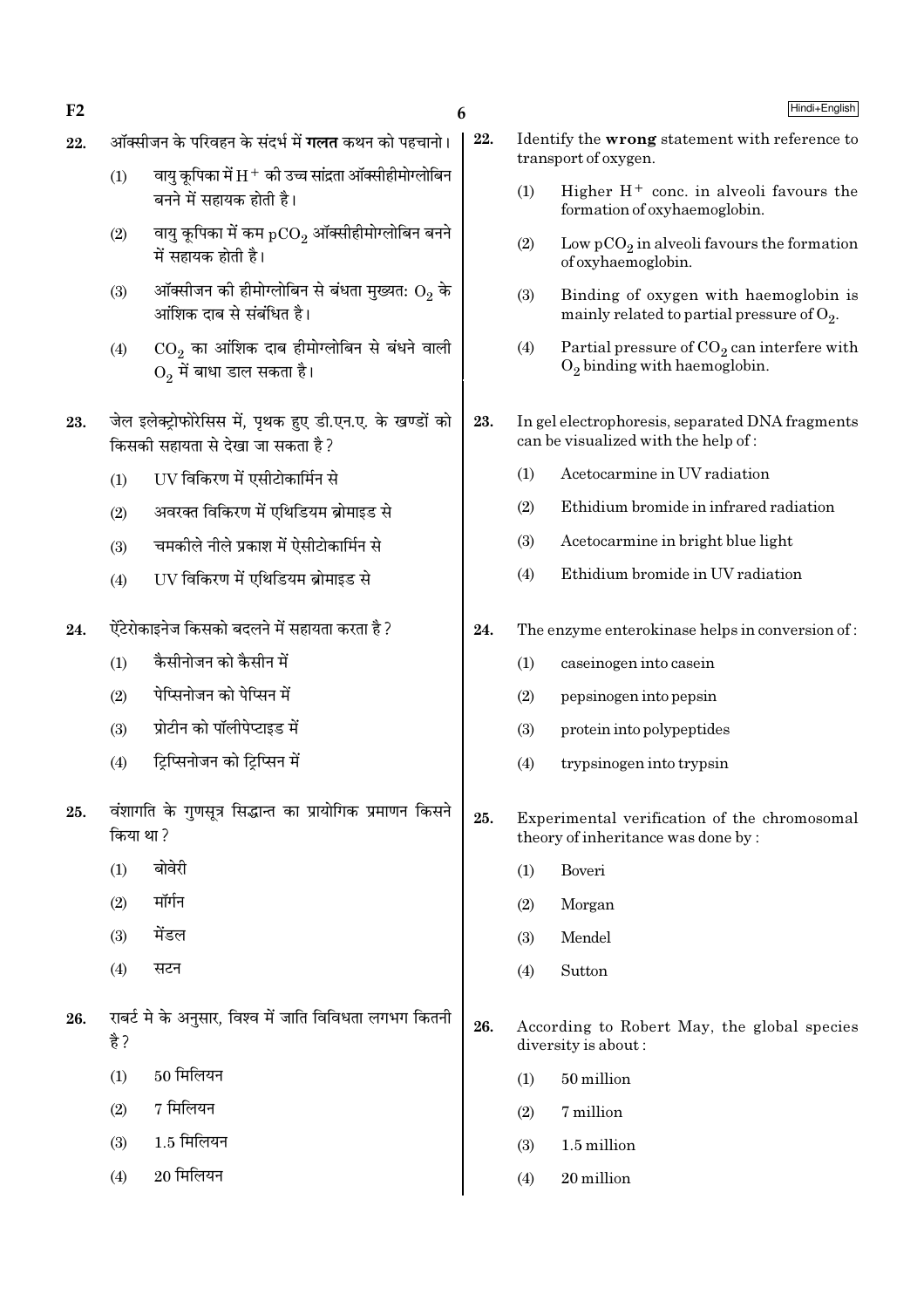22. ऑक्सीजन के परिवहन के संदर्भ में **गलत** कथन को पहचानो।

(1) वायु कूपिका में $H^+$ की उच्च सांद्रता ऑक्सीहीमोग्लोबिन बनने में सहायक होती है।

(2) वायु कूपिका में कम $pCO_2$ ऑक्सीहीमोग्लोबिन बनने में सहायक होती है।

(3) ऑक्सीजन की हीमोग्लोबिन से बंधता मुख्यतः $O_2$ के आंशिक दाब से संबंधित है।

(4) $CO_2$ का आंशिक दाब हीमोग्लोबिन से बंधने वाली $O_2$ में बाधा डाल सकता है।

23. जेल इलेक्ट्रोफोरेसिस में, पृथक हुए डी.एन.ए. के खण्डों को किसकी सहायता से देखा जा सकता है?

(1) UV विकिरण में एसीटोकार्मिन से

(2) अवरक्त विकिरण में एथिडियम ब्रोमाइड से

(3) चमकीले नीले प्रकाश में ऐसीटोकार्मिन से

(4) UV विकिरण में एथिडियम ब्रोमाइड से

24. ऐंटेरोकाइनेज किसको बदलने में सहायता करता है?

(1) कैसीनोजन को कैसीन में

(2) पेप्सिनोजन को पेप्सिन में

(3) प्रोटीन को पॉलीपेप्टाइड में

(4) ट्रिप्सिनोजन को ट्रिप्सिन में

25. वंशागति के गुणसूत्र सिद्धान्त का प्रायोगिक प्रमाणन किसने किया था?

(1) बोवेरी

(2) मॉर्गन

(3) मेंडल

(4) सटन

26. राबर्ट मे के अनुसार, विश्व में जाति विविधता लगभग कितनी है?

(1) 50 मिलियन

(2) 7 मिलियन

(3) 1.5 मिलियन

(4) 20 मिलियन

22. Identify the **wrong** statement with reference to transport of oxygen.

(1) Higher $H^+$ conc. in alveoli favours the formation of oxyhaemoglobin.

(2) Low $pCO_2$ in alveoli favours the formation of oxyhaemoglobin.

(3) Binding of oxygen with haemoglobin is mainly related to partial pressure of $O_2$.

(4) Partial pressure of $CO_2$ can interfere with $O_2$ binding with haemoglobin.

23. In gel electrophoresis, separated DNA fragments can be visualized with the help of :

(1) Acetocarmine in UV radiation

(2) Ethidium bromide in infrared radiation

(3) Acetocarmine in bright blue light

(4) Ethidium bromide in UV radiation

24. The enzyme enterokinase helps in conversion of :

(1) caseinogen into casein

(2) pepsinogen into pepsin

(3) protein into polypeptides

(4) trypsinogen into trypsin

25. Experimental verification of the chromosomal theory of inheritance was done by :

(1) Boveri

(2) Morgan

(3) Mendel

(4) Sutton

26. According to Robert May, the global species diversity is about :

(1) 50 million

(2) 7 million

(3) 1.5 million

(4) 20 million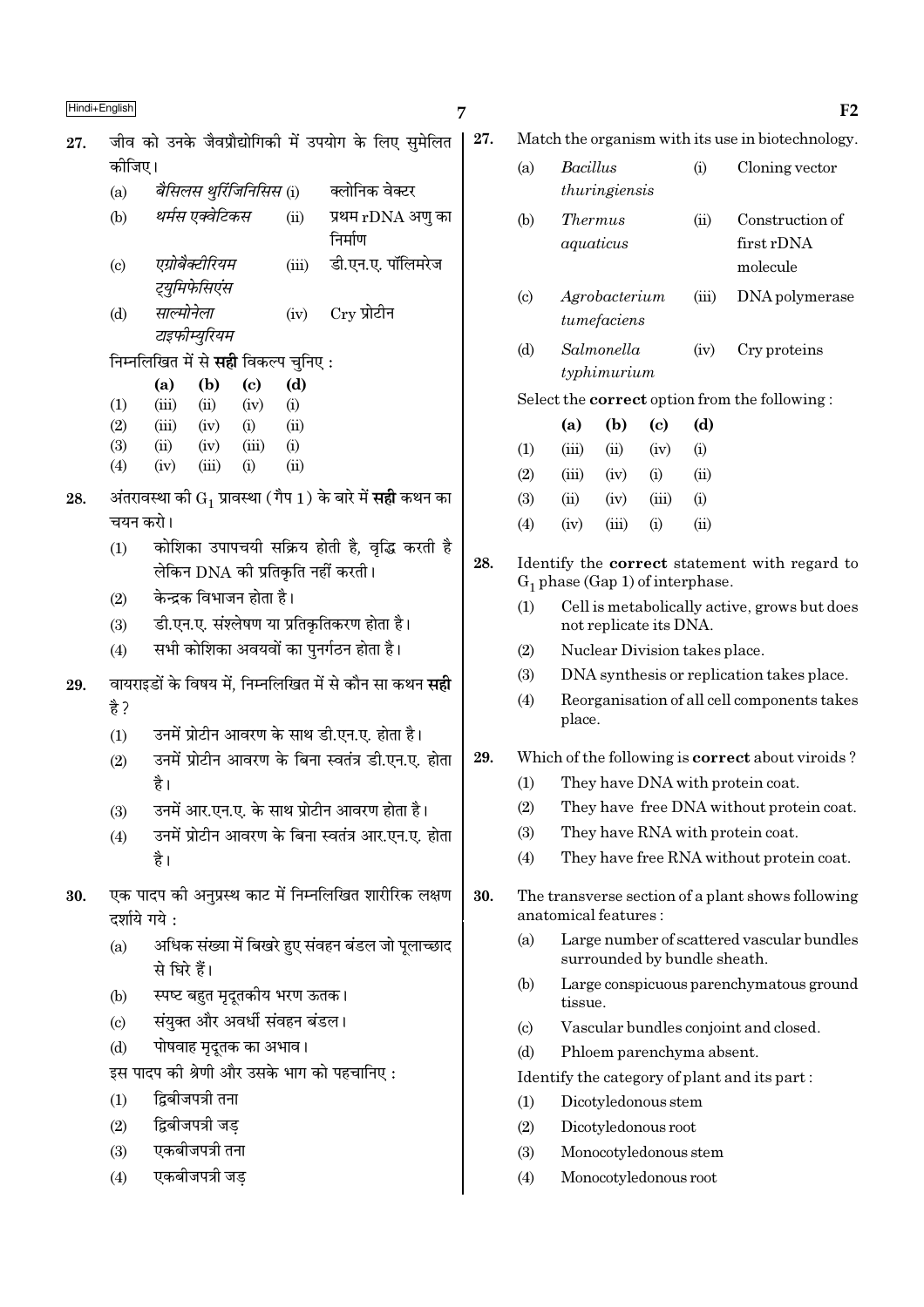27. जीव को उनके जैवप्रौद्योगिकी में उपयोग के लिए सुमेलित कीजिए।

| | | | |
|---|---|---|---|
| (a) | *बैसिलस थुरिंजिनिसिस* | (i) | क्लोनिक वेक्टर |
| (b) | *थर्मस एक्वेटिकस* | (ii) | प्रथम rDNA अणु का निर्माण |
| (c) | *एग्रोबैक्टीरियम ट्युमिफेसिएंस* | (iii) | डी.एन.ए. पॉलिमरेज |
| (d) | *साल्मोनेला टाइफीम्युरियम* | (iv) | Cry प्रोटीन |

निम्नलिखित में से **सही** विकल्प चुनिए :

| | (a) | (b) | (c) | (d) |
|---|---|---|---|---|
| (1) | (iii) | (ii) | (iv) | (i) |
| (2) | (iii) | (iv) | (i) | (ii) |
| (3) | (ii) | (iv) | (iii) | (i) |
| (4) | (iv) | (iii) | (i) | (ii) |

28. अंतरावस्था की $G_1$ प्रावस्था (गैप 1) के बारे में **सही** कथन का चयन करो।

(1) कोशिका उपापचयी सक्रिय होती है, वृद्धि करती है लेकिन DNA की प्रतिकृति नहीं करती।
(2) केन्द्रक विभाजन होता है।
(3) डी.एन.ए. संश्लेषण या प्रतिकृतिकरण होता है।
(4) सभी कोशिका अवयवों का पुनर्गठन होता है।

29. वायराइडों के विषय में, निम्नलिखित में से कौन सा कथन **सही** है ?

(1) उनमें प्रोटीन आवरण के साथ डी.एन.ए. होता है।
(2) उनमें प्रोटीन आवरण के बिना स्वतंत्र डी.एन.ए. होता है।
(3) उनमें आर.एन.ए. के साथ प्रोटीन आवरण होता है।
(4) उनमें प्रोटीन आवरण के बिना स्वतंत्र आर.एन.ए. होता है।

30. एक पादप की अनुप्रस्थ काट में निम्नलिखित शारीरिक लक्षण दर्शाये गये :

(a) अधिक संख्या में बिखरे हुए संवहन बंडल जो पूलाच्छाद से घिरे हैं।
(b) स्पष्ट बहुत मृदूतकीय भरण ऊतक।
(c) संयुक्त और अवर्धी संवहन बंडल।
(d) पोषवाह मृदूतक का अभाव।

इस पादप की श्रेणी और उसके भाग को पहचानिए :

(1) द्विबीजपत्री तना
(2) द्विबीजपत्री जड़
(3) एकबीजपत्री तना
(4) एकबीजपत्री जड़

27. Match the organism with its use in biotechnology.

| | | | |
|---|---|---|---|
| (a) | *Bacillus thuringiensis* | (i) | Cloning vector |
| (b) | *Thermus aquaticus* | (ii) | Construction of first rDNA molecule |
| (c) | *Agrobacterium tumefaciens* | (iii) | DNA polymerase |
| (d) | *Salmonella typhimurium* | (iv) | Cry proteins |

Select the **correct** option from the following :

| | (a) | (b) | (c) | (d) |
|---|---|---|---|---|
| (1) | (iii) | (ii) | (iv) | (i) |
| (2) | (iii) | (iv) | (i) | (ii) |
| (3) | (ii) | (iv) | (iii) | (i) |
| (4) | (iv) | (iii) | (i) | (ii) |

28. Identify the **correct** statement with regard to $G_1$ phase (Gap 1) of interphase.

(1) Cell is metabolically active, grows but does not replicate its DNA.
(2) Nuclear Division takes place.
(3) DNA synthesis or replication takes place.
(4) Reorganisation of all cell components takes place.

29. Which of the following is **correct** about viroids ?

(1) They have DNA with protein coat.
(2) They have free DNA without protein coat.
(3) They have RNA with protein coat.
(4) They have free RNA without protein coat.

30. The transverse section of a plant shows following anatomical features :

(a) Large number of scattered vascular bundles surrounded by bundle sheath.
(b) Large conspicuous parenchymatous ground tissue.
(c) Vascular bundles conjoint and closed.
(d) Phloem parenchyma absent.

Identify the category of plant and its part :

(1) Dicotyledonous stem
(2) Dicotyledonous root
(3) Monocotyledonous stem
(4) Monocotyledonous root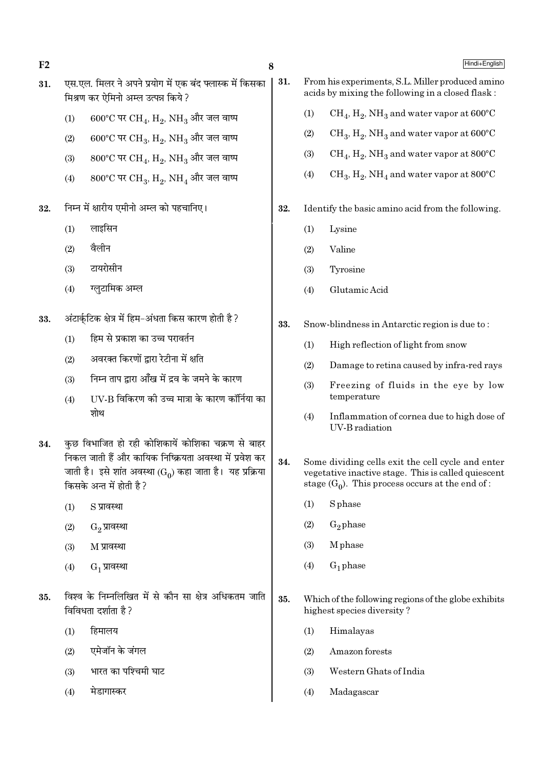31. एस.एल. मिलर ने अपने प्रयोग में एक बंद फ्लास्क में किसका मिश्रण कर ऐमिनो अम्ल उत्पन्न किये?

(1) 600°C पर $CH_4$, $H_2$, $NH_3$ और जल वाष्प

(2) 600°C पर $CH_3$, $H_2$, $NH_3$ और जल वाष्प

(3) 800°C पर $CH_4$, $H_2$, $NH_3$ और जल वाष्प

(4) 800°C पर $CH_3$, $H_2$, $NH_4$ और जल वाष्प

32. निम्न में क्षारीय एमीनो अम्ल को पहचानिए।

(1) लाइसिन

(2) वैलीन

(3) टायरोसीन

(4) ग्लुटामिक अम्ल

33. अंटार्क्टिक क्षेत्र में हिम-अंधता किस कारण होती है?

(1) हिम से प्रकाश का उच्च परावर्तन

(2) अवरक्त किरणों द्वारा रेटीना में क्षति

(3) निम्न ताप द्वारा आँख में द्रव के जमने के कारण

(4) UV-B विकिरण की उच्च मात्रा के कारण कॉर्निया का शोथ

34. कुछ विभाजित हो रही कोशिकायें कोशिका चक्रण से बाहर निकल जाती हैं और कायिक निष्क्रियता अवस्था में प्रवेश कर जाती है। इसे शांत अवस्था ($G_0$) कहा जाता है। यह प्रक्रिया किसके अन्त में होती है?

(1) S प्रावस्था

(2) $G_2$ प्रावस्था

(3) M प्रावस्था

(4) $G_1$ प्रावस्था

35. विश्व के निम्नलिखित में से कौन सा क्षेत्र अधिकतम जाति विविधता दर्शाता है?

(1) हिमालय

(2) एमेज़ॉन के जंगल

(3) भारत का पश्चिमी घाट

(4) मेडागास्कर

31. From his experiments, S.L. Miller produced amino acids by mixing the following in a closed flask :

(1) $CH_4$, $H_2$, $NH_3$ and water vapor at 600°C

(2) $CH_3$, $H_2$, $NH_3$ and water vapor at 600°C

(3) $CH_4$, $H_2$, $NH_3$ and water vapor at 800°C

(4) $CH_3$, $H_2$, $NH_4$ and water vapor at 800°C

32. Identify the basic amino acid from the following.

(1) Lysine

(2) Valine

(3) Tyrosine

(4) Glutamic Acid

33. Snow-blindness in Antarctic region is due to :

(1) High reflection of light from snow

(2) Damage to retina caused by infra-red rays

(3) Freezing of fluids in the eye by low temperature

(4) Inflammation of cornea due to high dose of UV-B radiation

34. Some dividing cells exit the cell cycle and enter vegetative inactive stage. This is called quiescent stage ($G_0$). This process occurs at the end of :

(1) S phase

(2) $G_2$ phase

(3) M phase

(4) $G_1$ phase

35. Which of the following regions of the globe exhibits highest species diversity ?

(1) Himalayas

(2) Amazon forests

(3) Western Ghats of India

(4) Madagascar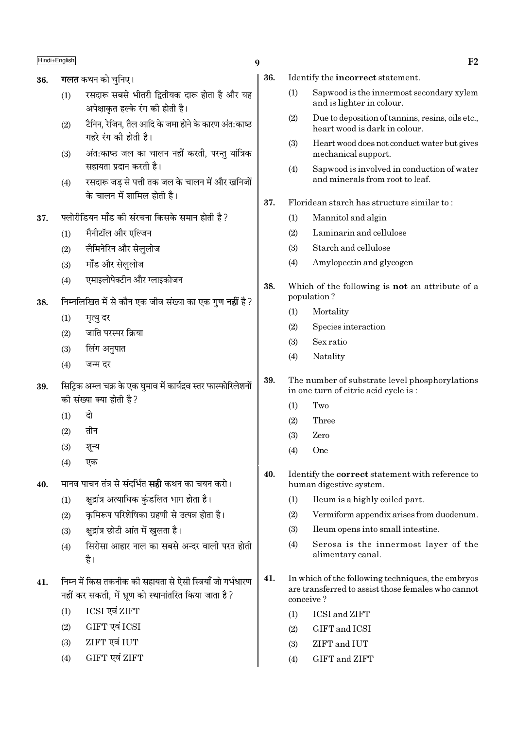36. **गलत** कथन को चुनिए।

(1) रसदारू सबसे भीतरी द्वितीयक दारू होता है और यह अपेक्षाकृत हल्के रंग की होती है।

(2) टैनिन, रेजिन, तैल आदि के जमा होने के कारण अंत:काष्ठ गहरे रंग की होती है।

(3) अंत:काष्ठ जल का चालन नहीं करती, परन्तु यांत्रिक सहायता प्रदान करती है।

(4) रसदारू जड़ से पत्ती तक जल के चालन में और खनिजों के चालन में शामिल होती है।

37. फ्लोरीडियन मॉंड की संरचना किसके समान होती है ?

(1) मैनीटॉल और एल्जिन

(2) लैमिनेरिन और सेलुलोज

(3) मॉंड और सेलुलोज

(4) एमाइलोपेक्टीन और ग्लाइकोजन

38. निम्नलिखित में से कौन एक जीव संख्या का एक गुण **नहीं** है ?

(1) मृत्यु दर

(2) जाति परस्पर क्रिया

(3) लिंग अनुपात

(4) जन्म दर

39. सिट्रिक अम्ल चक्र के एक घुमाव में कार्यद्रव स्तर फास्फोरिलेशनों की संख्या क्या होती है ?

(1) दो

(2) तीन

(3) शून्य

(4) एक

40. मानव पाचन तंत्र से संदर्भित **सही** कथन का चयन करो।

(1) क्षुद्रांत्र अत्याधिक कुंडलित भाग होता है।

(2) कृमिरूप परिशेषिका ग्रहणी से उत्पन्न होता है।

(3) क्षुद्रांत्र छोटी आंत में खुलता है।

(4) सिरोसा आहार नाल का सबसे अन्दर वाली परत होती है।

41. निम्न में किस तकनीक की सहायता से ऐसी स्त्रियाँ जो गर्भधारण नहीं कर सकती, में भ्रूण को स्थानांतरित किया जाता है ?

(1) ICSI एवं ZIFT

(2) GIFT एवं ICSI

(3) ZIFT एवं IUT

(4) GIFT एवं ZIFT

36. Identify the **incorrect** statement.

(1) Sapwood is the innermost secondary xylem and is lighter in colour.

(2) Due to deposition of tannins, resins, oils etc., heart wood is dark in colour.

(3) Heart wood does not conduct water but gives mechanical support.

(4) Sapwood is involved in conduction of water and minerals from root to leaf.

37. Floridean starch has structure similar to :

(1) Mannitol and algin

(2) Laminarin and cellulose

(3) Starch and cellulose

(4) Amylopectin and glycogen

38. Which of the following is **not** an attribute of a population ?

(1) Mortality

(2) Species interaction

(3) Sex ratio

(4) Natality

39. The number of substrate level phosphorylations in one turn of citric acid cycle is :

(1) Two

(2) Three

(3) Zero

(4) One

40. Identify the **correct** statement with reference to human digestive system.

(1) Ileum is a highly coiled part.

(2) Vermiform appendix arises from duodenum.

(3) Ileum opens into small intestine.

(4) Serosa is the innermost layer of the alimentary canal.

41. In which of the following techniques, the embryos are transferred to assist those females who cannot conceive ?

(1) ICSI and ZIFT

(2) GIFT and ICSI

(3) ZIFT and IUT

(4) GIFT and ZIFT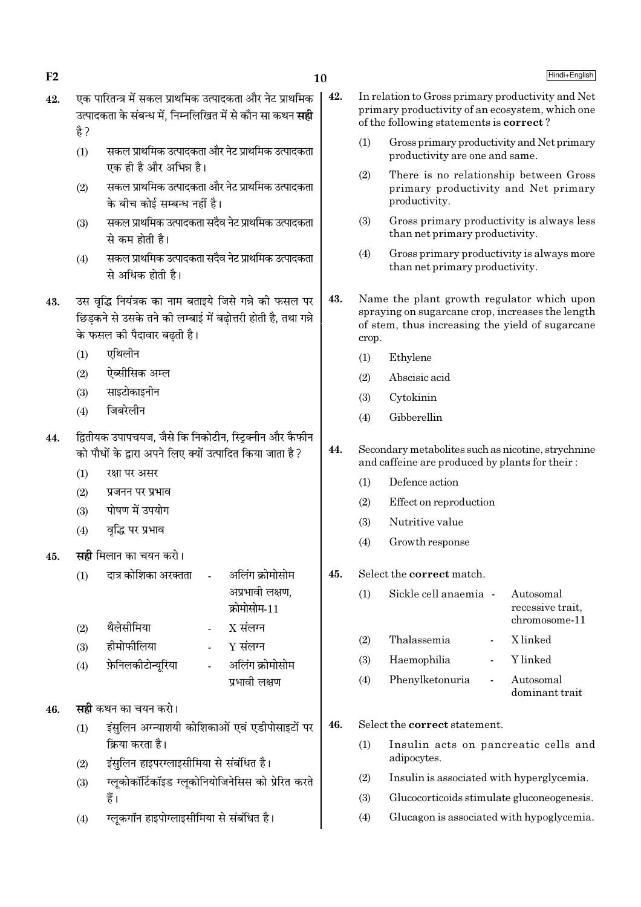42. एक पारितन्त्र में सकल प्राथमिक उत्पादकता और नेट प्राथमिक उत्पादकता के संबन्ध में, निम्नलिखित में से कौन सा कथन **सही** है ?

    (1) सकल प्राथमिक उत्पादकता और नेट प्राथमिक उत्पादकता एक ही है और अभिन्न है।

    (2) सकल प्राथमिक उत्पादकता और नेट प्राथमिक उत्पादकता के बीच कोई सम्बन्ध नहीं है।

    (3) सकल प्राथमिक उत्पादकता सदैव नेट प्राथमिक उत्पादकता से कम होती है।

    (4) सकल प्राथमिक उत्पादकता सदैव नेट प्राथमिक उत्पादकता से अधिक होती है।

43. उस वृद्धि नियंत्रक का नाम बताइये जिसे गन्ने की फसल पर छिड़कने से उसके तने की लम्बाई में बढ़ोत्तरी होती है, तथा गन्ने के फसल की पैदावार बढ़ती है।

    (1) एथिलीन

    (2) ऐब्सीसिक अम्ल

    (3) साइटोकाइनीन

    (4) जिबरेलीन

44. द्वितीयक उपापचयज, जैसे कि निकोटीन, स्ट्रिक्नीन और कैफीन को पौधों के द्वारा अपने लिए क्यों उत्पादित किया जाता है ?

    (1) रक्षा पर असर

    (2) प्रजनन पर प्रभाव

    (3) पोषण में उपयोग

    (4) वृद्धि पर प्रभाव

45. **सही** मिलान का चयन करो।

    (1) दात्र कोशिका अरक्तता - अलिंग क्रोमोसोम अप्रभावी लक्षण, क्रोमोसोम-11

    (2) थैलेसीमिया - X संलग्न

    (3) हीमोफीलिया - Y संलग्न

    (4) फ़ेनिलकीटोन्यूरिया - अलिंग क्रोमोसोम प्रभावी लक्षण

46. **सही** कथन का चयन करो।

    (1) इंसुलिन अग्न्याशयी कोशिकाओं एवं एडीपोसाइटों पर क्रिया करता है।

    (2) इंसुलिन हाइपरग्लाइसीमिया से संबंधित है।

    (3) ग्लूकोकॉर्टिकॉइड ग्लूकोनियोजिनेसिस को प्रेरित करते हैं।

    (4) ग्लूकगॉन हाइपोग्लाइसीमिया से संबंधित है।

42. In relation to Gross primary productivity and Net primary productivity of an ecosystem, which one of the following statements is **correct** ?

    (1) Gross primary productivity and Net primary productivity are one and same.

    (2) There is no relationship between Gross primary productivity and Net primary productivity.

    (3) Gross primary productivity is always less than net primary productivity.

    (4) Gross primary productivity is always more than net primary productivity.

43. Name the plant growth regulator which upon spraying on sugarcane crop, increases the length of stem, thus increasing the yield of sugarcane crop.

    (1) Ethylene

    (2) Abscisic acid

    (3) Cytokinin

    (4) Gibberellin

44. Secondary metabolites such as nicotine, strychnine and caffeine are produced by plants for their :

    (1) Defence action

    (2) Effect on reproduction

    (3) Nutritive value

    (4) Growth response

45. Select the **correct** match.

    (1) Sickle cell anaemia - Autosomal recessive trait, chromosome-11

    (2) Thalassemia - X linked

    (3) Haemophilia - Y linked

    (4) Phenylketonuria - Autosomal dominant trait

46. Select the **correct** statement.

    (1) Insulin acts on pancreatic cells and adipocytes.

    (2) Insulin is associated with hyperglycemia.

    (3) Glucocorticoids stimulate gluconeogenesis.

    (4) Glucagon is associated with hypoglycemia.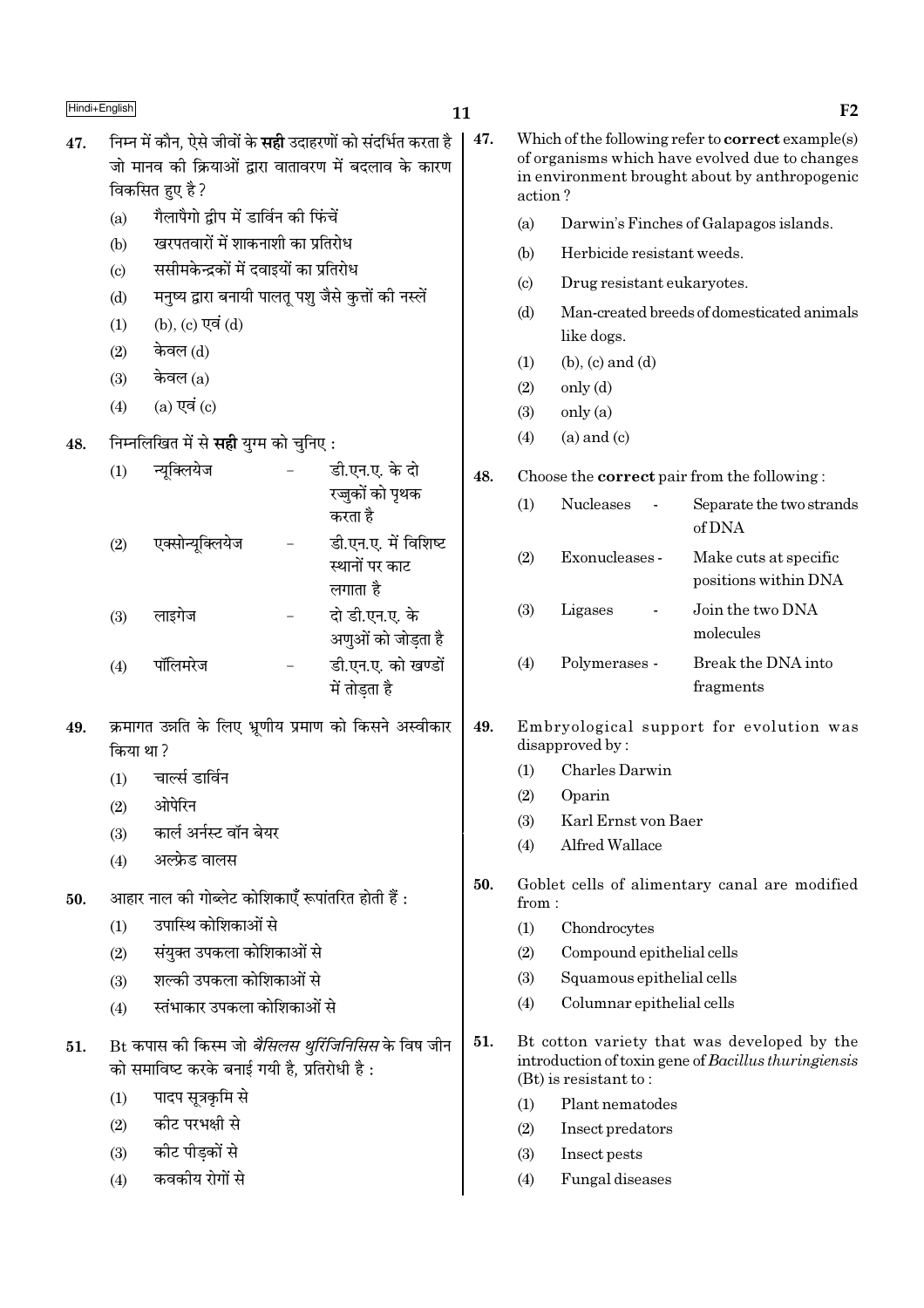47. निम्न में कौन, ऐसे जीवों के **सही** उदाहरणों को संदर्भित करता है जो मानव की क्रियाओं द्वारा वातावरण में बदलाव के कारण विकसित हुए है ?

(a) गैलापैगो द्वीप में डार्विन की फिंचें

(b) खरपतवारों में शाकनाशी का प्रतिरोध

(c) ससीमकेन्द्रकों में दवाइयों का प्रतिरोध

(d) मनुष्य द्वारा बनायी पालतू पशु जैसे कुत्तों की नस्लें

(1) (b), (c) एवं (d)

(2) केवल (d)

(3) केवल (a)

(4) (a) एवं (c)

48. निम्नलिखित में से **सही** युग्म को चुनिए :

(1) न्यूक्लियेज - डी.एन.ए. के दो रज्जुकों को पृथक करता है

(2) एक्सोन्यूक्लियेज - डी.एन.ए. में विशिष्ट स्थानों पर काट लगाता है

(3) लाइगेज - दो डी.एन.ए. के अणुओं को जोड़ता है

(4) पॉलिमरेज - डी.एन.ए. को खण्डों में तोड़ता है

49. क्रमागत उन्नति के लिए भ्रूणीय प्रमाण को किसने अस्वीकार किया था ?

(1) चार्ल्स डार्विन

(2) ओपेरिन

(3) कार्ल अर्नस्ट वॉन बेयर

(4) अल्फ्रेड वालस

50. आहार नाल की गोब्लेट कोशिकाएँ रूपांतरित होती हैं :

(1) उपास्थि कोशिकाओं से

(2) संयुक्त उपकला कोशिकाओं से

(3) शल्की उपकला कोशिकाओं से

(4) स्तंभाकार उपकला कोशिकाओं से

51. Bt कपास की किस्म जो *बैसिलस थुरिंजिनिसिस* के विष जीन को समाविष्ट करके बनाई गयी है, प्रतिरोधी है :

(1) पादप सूत्रकृमि से

(2) कीट परभक्षी से

(3) कीट पीड़कों से

(4) कवकीय रोगों से

47. Which of the following refer to **correct** example(s) of organisms which have evolved due to changes in environment brought about by anthropogenic action ?

(a) Darwin's Finches of Galapagos islands.

(b) Herbicide resistant weeds.

(c) Drug resistant eukaryotes.

(d) Man-created breeds of domesticated animals like dogs.

(1) (b), (c) and (d)

(2) only (d)

(3) only (a)

(4) (a) and (c)

48. Choose the **correct** pair from the following :

(1) Nucleases - Separate the two strands of DNA

(2) Exonucleases - Make cuts at specific positions within DNA

(3) Ligases - Join the two DNA molecules

(4) Polymerases - Break the DNA into fragments

49. Embryological support for evolution was disapproved by :

(1) Charles Darwin

(2) Oparin

(3) Karl Ernst von Baer

(4) Alfred Wallace

50. Goblet cells of alimentary canal are modified from :

(1) Chondrocytes

(2) Compound epithelial cells

(3) Squamous epithelial cells

(4) Columnar epithelial cells

51. Bt cotton variety that was developed by the introduction of toxin gene of *Bacillus thuringiensis* (Bt) is resistant to :

(1) Plant nematodes

(2) Insect predators

(3) Insect pests

(4) Fungal diseases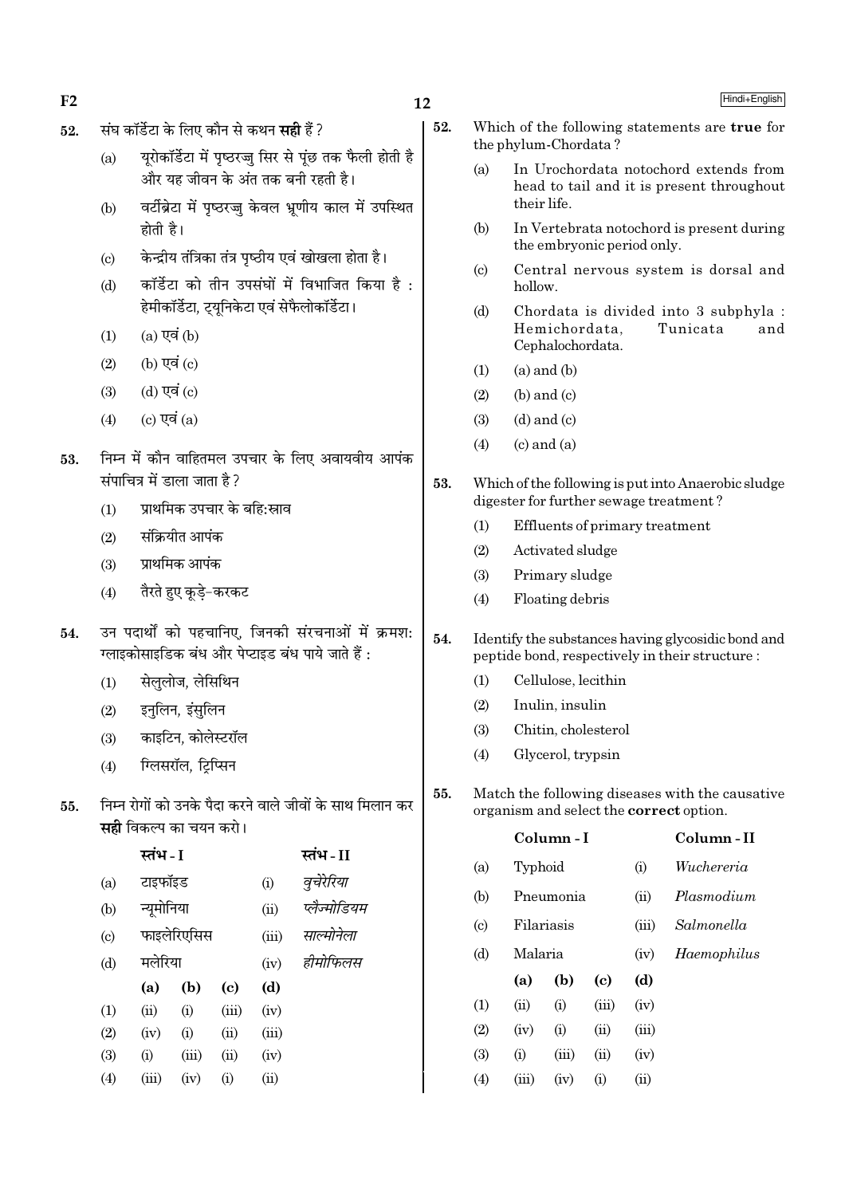52. संघ कॉर्डेटा के लिए कौन से कथन **सही** हैं ?

(a) यूरोकॉर्डेटा में पृष्ठरज्जु सिर से पूंछ तक फैली होती है और यह जीवन के अंत तक बनी रहती है।

(b) वर्टीब्रेटा में पृष्ठरज्जु केवल भ्रूणीय काल में उपस्थित होती है।

(c) केन्द्रीय तंत्रिका तंत्र पृष्ठीय एवं खोखला होता है।

(d) कॉर्डेटा को तीन उपसंघों में विभाजित किया है : हेमीकॉर्डेटा, ट्यूनिकेटा एवं सेफैलोकॉर्डेटा।

(1) (a) एवं (b)

(2) (b) एवं (c)

(3) (d) एवं (c)

(4) (c) एवं (a)

53. निम्न में कौन वाहितमल उपचार के लिए अवायवीय आपंक संपाचित्र में डाला जाता है ?

(1) प्राथमिक उपचार के बहिःस्राव

(2) संक्रियीत आपंक

(3) प्राथमिक आपंक

(4) तैरते हुए कूड़े-करकट

54. उन पदार्थों को पहचानिए, जिनकी संरचनाओं में क्रमशः ग्लाइकोसाइडिक बंध और पेप्टाइड बंध पाये जाते हैं :

(1) सेलुलोज, लेसिथिन

(2) इनुलिन, इंसुलिन

(3) काइटिन, कोलेस्टरॉल

(4) ग्लिसरॉल, ट्रिप्सिन

55. निम्न रोगों को उनके पैदा करने वाले जीवों के साथ मिलान कर **सही** विकल्प का चयन करो।

| | स्तंभ - I | | स्तंभ - II |
|---|---|---|---|
| (a) | टाइफॉइड | (i) | *वुचेरेरिया* |
| (b) | न्यूमोनिया | (ii) | *प्लैज्मोडियम* |
| (c) | फाइलेरिएसिस | (iii) | *साल्मोनेला* |
| (d) | मलेरिया | (iv) | *हीमोफिलस* |

| | (a) | (b) | (c) | (d) |
|---|---|---|---|---|
| (1) | (ii) | (i) | (iii) | (iv) |
| (2) | (iv) | (i) | (ii) | (iii) |
| (3) | (i) | (iii) | (ii) | (iv) |
| (4) | (iii) | (iv) | (i) | (ii) |

52. Which of the following statements are **true** for the phylum-Chordata ?

(a) In Urochordata notochord extends from head to tail and it is present throughout their life.

(b) In Vertebrata notochord is present during the embryonic period only.

(c) Central nervous system is dorsal and hollow.

(d) Chordata is divided into 3 subphyla : Hemichordata, Tunicata and Cephalochordata.

(1) (a) and (b)

(2) (b) and (c)

(3) (d) and (c)

(4) (c) and (a)

53. Which of the following is put into Anaerobic sludge digester for further sewage treatment ?

(1) Effluents of primary treatment

(2) Activated sludge

(3) Primary sludge

(4) Floating debris

54. Identify the substances having glycosidic bond and peptide bond, respectively in their structure :

(1) Cellulose, lecithin

(2) Inulin, insulin

(3) Chitin, cholesterol

(4) Glycerol, trypsin

55. Match the following diseases with the causative organism and select the **correct** option.

| | Column - I | | Column - II |
|---|---|---|---|
| (a) | Typhoid | (i) | *Wuchereria* |
| (b) | Pneumonia | (ii) | *Plasmodium* |
| (c) | Filariasis | (iii) | *Salmonella* |
| (d) | Malaria | (iv) | *Haemophilus* |

| | (a) | (b) | (c) | (d) |
|---|---|---|---|---|
| (1) | (ii) | (i) | (iii) | (iv) |
| (2) | (iv) | (i) | (ii) | (iii) |
| (3) | (i) | (iii) | (ii) | (iv) |
| (4) | (iii) | (iv) | (i) | (ii) |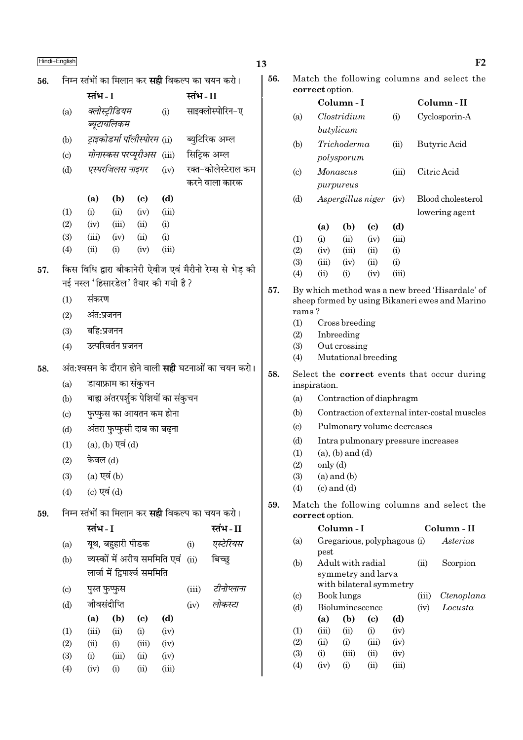56. निम्न स्तंभों का मिलान कर **सही** विकल्प का चयन करो।

| | स्तंभ - I | | स्तंभ - II |
|---|---|---|---|
| (a) | *क्लोस्ट्रीडियम ब्यूटायलिकम* | (i) | साइक्लोस्पोरिन-ए |
| (b) | *ट्राइकोडर्मा पॉलीस्पोरम* | (ii) | ब्युटिरिक अम्ल |
| (c) | *मोनास्कस परप्यूरीअस* | (iii) | सिट्रिक अम्ल |
| (d) | *एस्परजिलस नाइगर* | (iv) | रक्त-कोलेस्टेराल कम करने वाला कारक |

| | (a) | (b) | (c) | (d) |
|---|---|---|---|---|
| (1) | (i) | (ii) | (iv) | (iii) |
| (2) | (iv) | (iii) | (ii) | (i) |
| (3) | (iii) | (iv) | (ii) | (i) |
| (4) | (ii) | (i) | (iv) | (iii) |

57. किस विधि द्वारा बीकानेरी ऐवीज एवं मैरीनो रेम्स से भेड़ की नई नस्ल 'हिसारडेल' तैयार की गयी है?

(1) संकरण
(2) अंत:प्रजनन
(3) बहि:प्रजनन
(4) उत्परिवर्तन प्रजनन

58. अंत:श्वसन के दौरान होने वाली **सही** घटनाओं का चयन करो।

(a) डायाफ्राम का संकुचन
(b) बाह्य अंतरपर्शुक पेशियों का संकुचन
(c) फुप्फुस का आयतन कम होना
(d) अंतरा फुप्फुसी दाब का बढ़ना

(1) (a), (b) एवं (d)
(2) केवल (d)
(3) (a) एवं (b)
(4) (c) एवं (d)

59. निम्न स्तंभों का मिलान कर **सही** विकल्प का चयन करो।

| | स्तंभ - I | | स्तंभ - II |
|---|---|---|---|
| (a) | यूथ, बहुहारी पीडक | (i) | *एस्टेरियस* |
| (b) | व्यस्कों में अरीय सममिति एवं लार्वा में द्विपार्श्व सममिति | (ii) | बिच्छु |
| (c) | पुस्त फुप्फुस | (iii) | *टीनोप्लाना* |
| (d) | जीवसंदीप्ति | (iv) | *लोकस्टा* |

| | (a) | (b) | (c) | (d) |
|---|---|---|---|---|
| (1) | (iii) | (ii) | (i) | (iv) |
| (2) | (ii) | (i) | (iii) | (iv) |
| (3) | (i) | (iii) | (ii) | (iv) |
| (4) | (iv) | (i) | (ii) | (iii) |

56. Match the following columns and select the **correct** option.

| | Column - I | | Column - II |
|---|---|---|---|
| (a) | *Clostridium butylicum* | (i) | Cyclosporin-A |
| (b) | *Trichoderma polysporum* | (ii) | Butyric Acid |
| (c) | *Monascus purpureus* | (iii) | Citric Acid |
| (d) | *Aspergillus niger* | (iv) | Blood cholesterol lowering agent |

| | (a) | (b) | (c) | (d) |
|---|---|---|---|---|
| (1) | (i) | (ii) | (iv) | (iii) |
| (2) | (iv) | (iii) | (ii) | (i) |
| (3) | (iii) | (iv) | (ii) | (i) |
| (4) | (ii) | (i) | (iv) | (iii) |

57. By which method was a new breed 'Hisardale' of sheep formed by using Bikaneri ewes and Marino rams?

(1) Cross breeding
(2) Inbreeding
(3) Out crossing
(4) Mutational breeding

58. Select the **correct** events that occur during inspiration.

(a) Contraction of diaphragm
(b) Contraction of external inter-costal muscles
(c) Pulmonary volume decreases
(d) Intra pulmonary pressure increases

(1) (a), (b) and (d)
(2) only (d)
(3) (a) and (b)
(4) (c) and (d)

59. Match the following columns and select the **correct** option.

| | Column - I | | Column - II |
|---|---|---|---|
| (a) | Gregarious, polyphagous pest | (i) | *Asterias* |
| (b) | Adult with radial symmetry and larva with bilateral symmetry | (ii) | Scorpion |
| (c) | Book lungs | (iii) | *Ctenoplana* |
| (d) | Bioluminescence | (iv) | *Locusta* |

| | (a) | (b) | (c) | (d) |
|---|---|---|---|---|
| (1) | (iii) | (ii) | (i) | (iv) |
| (2) | (ii) | (i) | (iii) | (iv) |
| (3) | (i) | (iii) | (ii) | (iv) |
| (4) | (iv) | (i) | (ii) | (iii) |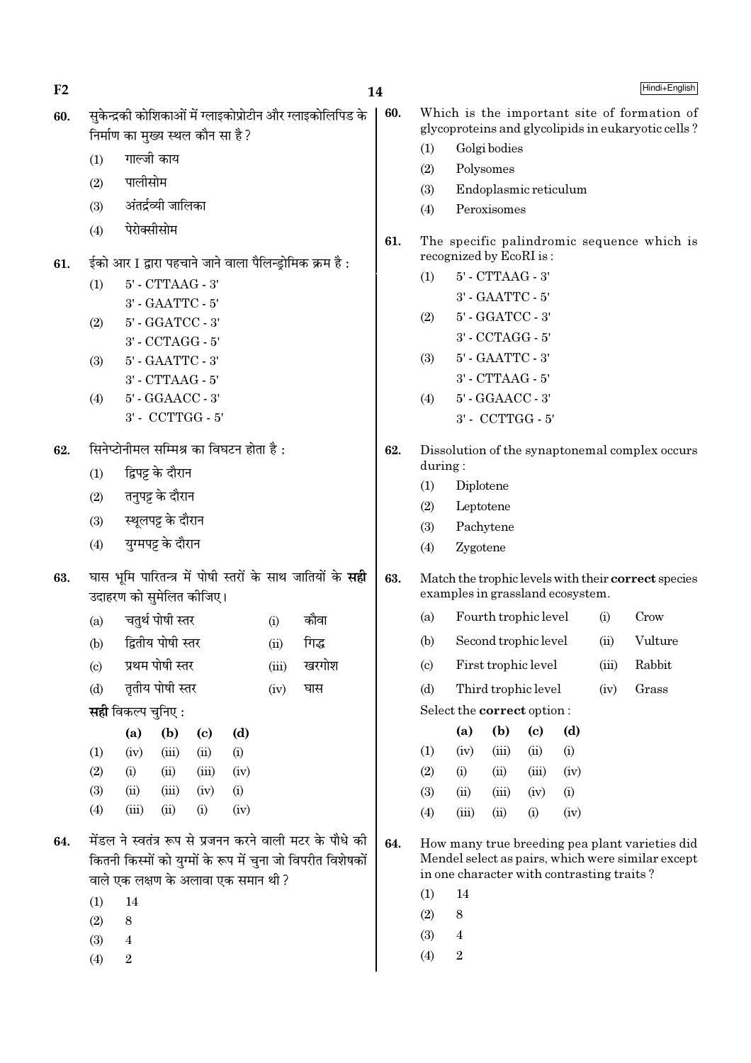60. सुकेन्द्रकी कोशिकाओं में ग्लाइकोप्रोटीन और ग्लाइकोलिपिड के निर्माण का मुख्य स्थल कौन सा है ?
   (1) गाल्जी काय
   (2) पालीसोम
   (3) अंतर्द्रव्यी जालिका
   (4) पेरोक्सीसोम

61. ईको आर I द्वारा पहचाने जाने वाला पैलिन्ड्रोमिक क्रम है :
   (1) 5' - CTTAAG - 3'
       3' - GAATTC - 5'
   (2) 5' - GGATCC - 3'
       3' - CCTAGG - 5'
   (3) 5' - GAATTC - 3'
       3' - CTTAAG - 5'
   (4) 5' - GGAACC - 3'
       3' - CCTTGG - 5'

62. सिनेप्टोनीमल सम्मिश्र का विघटन होता है :
   (1) द्विपट्ट के दौरान
   (2) तनुपट्ट के दौरान
   (3) स्थूलपट्ट के दौरान
   (4) युग्मपट्ट के दौरान

63. घास भूमि पारितन्त्र में पोषी स्तरों के साथ जातियों के **सही** उदाहरण को सुमेलित कीजिए।

| | | | |
|---|---|---|---|
| (a) | चतुर्थ पोषी स्तर | (i) | कौवा |
| (b) | द्वितीय पोषी स्तर | (ii) | गिद्ध |
| (c) | प्रथम पोषी स्तर | (iii) | खरगोश |
| (d) | तृतीय पोषी स्तर | (iv) | घास |

**सही** विकल्प चुनिए :

| | (a) | (b) | (c) | (d) |
|---|---|---|---|---|
| (1) | (iv) | (iii) | (ii) | (i) |
| (2) | (i) | (ii) | (iii) | (iv) |
| (3) | (ii) | (iii) | (iv) | (i) |
| (4) | (iii) | (ii) | (i) | (iv) |

64. मेंडल ने स्वतंत्र रूप से प्रजनन करने वाली मटर के पौधे की कितनी किस्मों को युग्मों के रूप में चुना जो विपरीत विशेषकों वाले एक लक्षण के अलावा एक समान थी ?
   (1) 14
   (2) 8
   (3) 4
   (4) 2

60. Which is the important site of formation of glycoproteins and glycolipids in eukaryotic cells ?
   (1) Golgi bodies
   (2) Polysomes
   (3) Endoplasmic reticulum
   (4) Peroxisomes

61. The specific palindromic sequence which is recognized by EcoRI is :
   (1) 5' - CTTAAG - 3'
       3' - GAATTC - 5'
   (2) 5' - GGATCC - 3'
       3' - CCTAGG - 5'
   (3) 5' - GAATTC - 3'
       3' - CTTAAG - 5'
   (4) 5' - GGAACC - 3'
       3' - CCTTGG - 5'

62. Dissolution of the synaptonemal complex occurs during :
   (1) Diplotene
   (2) Leptotene
   (3) Pachytene
   (4) Zygotene

63. Match the trophic levels with their **correct** species examples in grassland ecosystem.

| | | | |
|---|---|---|---|
| (a) | Fourth trophic level | (i) | Crow |
| (b) | Second trophic level | (ii) | Vulture |
| (c) | First trophic level | (iii) | Rabbit |
| (d) | Third trophic level | (iv) | Grass |

Select the **correct** option :

| | (a) | (b) | (c) | (d) |
|---|---|---|---|---|
| (1) | (iv) | (iii) | (ii) | (i) |
| (2) | (i) | (ii) | (iii) | (iv) |
| (3) | (ii) | (iii) | (iv) | (i) |
| (4) | (iii) | (ii) | (i) | (iv) |

64. How many true breeding pea plant varieties did Mendel select as pairs, which were similar except in one character with contrasting traits ?
   (1) 14
   (2) 8
   (3) 4
   (4) 2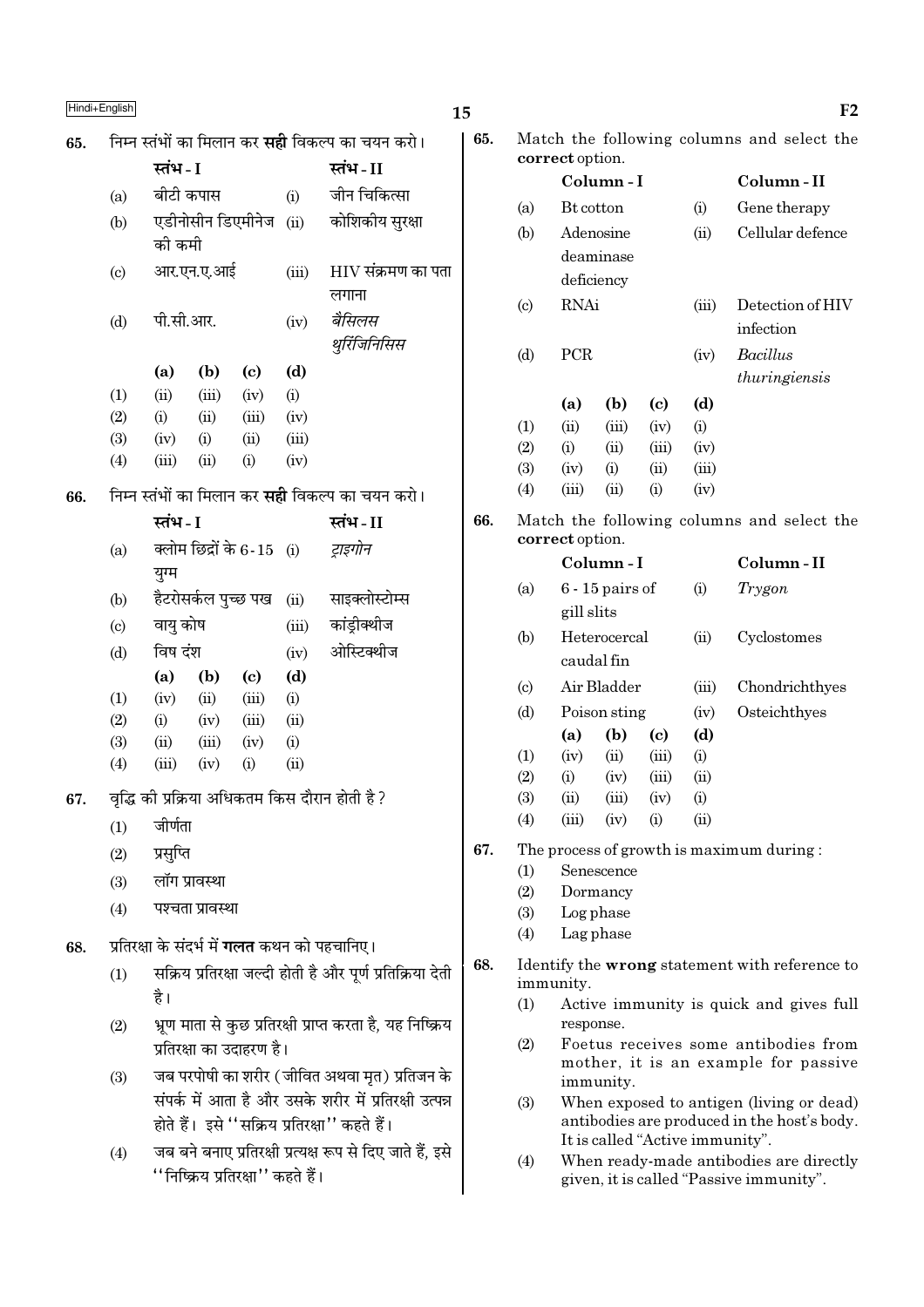65. निम्न स्तंभों का मिलान कर **सही** विकल्प का चयन करो।

| | स्तंभ - I | | स्तंभ - II |
|---|---|---|---|
| (a) | बीटी कपास | (i) | जीन चिकित्सा |
| (b) | एडीनोसीन डिएमीनेज की कमी | (ii) | कोशिकीय सुरक्षा |
| (c) | आर.एन.ए.आई | (iii) | HIV संक्रमण का पता लगाना |
| (d) | पी.सी.आर. | (iv) | *बैसिलस थुरिंजिनिसिस* |

| | (a) | (b) | (c) | (d) |
|---|---|---|---|---|
| (1) | (ii) | (iii) | (iv) | (i) |
| (2) | (i) | (ii) | (iii) | (iv) |
| (3) | (iv) | (i) | (ii) | (iii) |
| (4) | (iii) | (ii) | (i) | (iv) |

66. निम्न स्तंभों का मिलान कर **सही** विकल्प का चयन करो।

| | स्तंभ - I | | स्तंभ - II |
|---|---|---|---|
| (a) | क्लोम छिद्रों के 6-15 युग्म | (i) | *ट्राइगोन* |
| (b) | हैटरोसर्कल पुच्छ पख | (ii) | साइक्लोस्टोम्स |
| (c) | वायु कोष | (iii) | कांड्रीक्थीज |
| (d) | विष दंश | (iv) | ओस्टिक्थीज |

| | (a) | (b) | (c) | (d) |
|---|---|---|---|---|
| (1) | (iv) | (ii) | (iii) | (i) |
| (2) | (i) | (iv) | (iii) | (ii) |
| (3) | (ii) | (iii) | (iv) | (i) |
| (4) | (iii) | (iv) | (i) | (ii) |

67. वृद्धि की प्रक्रिया अधिकतम किस दौरान होती है?

(1) जीर्णता

(2) प्रसुप्ति

(3) लॉग प्रावस्था

(4) पश्चता प्रावस्था

68. प्रतिरक्षा के संदर्भ में **गलत** कथन को पहचानिए।

(1) सक्रिय प्रतिरक्षा जल्दी होती है और पूर्ण प्रतिक्रिया देती है।

(2) भ्रूण माता से कुछ प्रतिरक्षी प्राप्त करता है, यह निष्क्रिय प्रतिरक्षा का उदाहरण है।

(3) जब परपोषी का शरीर (जीवित अथवा मृत) प्रतिजन के संपर्क में आता है और उसके शरीर में प्रतिरक्षी उत्पन्न होते हैं। इसे "सक्रिय प्रतिरक्षा" कहते हैं।

(4) जब बने बनाए प्रतिरक्षी प्रत्यक्ष रूप से दिए जाते हैं, इसे "निष्क्रिय प्रतिरक्षा" कहते हैं।

65. Match the following columns and select the **correct** option.

| | Column - I | | Column - II |
|---|---|---|---|
| (a) | Bt cotton | (i) | Gene therapy |
| (b) | Adenosine deaminase deficiency | (ii) | Cellular defence |
| (c) | RNAi | (iii) | Detection of HIV infection |
| (d) | PCR | (iv) | *Bacillus thuringiensis* |

| | (a) | (b) | (c) | (d) |
|---|---|---|---|---|
| (1) | (ii) | (iii) | (iv) | (i) |
| (2) | (i) | (ii) | (iii) | (iv) |
| (3) | (iv) | (i) | (ii) | (iii) |
| (4) | (iii) | (ii) | (i) | (iv) |

66. Match the following columns and select the **correct** option.

| | Column - I | | Column - II |
|---|---|---|---|
| (a) | 6 - 15 pairs of gill slits | (i) | *Trygon* |
| (b) | Heterocercal caudal fin | (ii) | Cyclostomes |
| (c) | Air Bladder | (iii) | Chondrichthyes |
| (d) | Poison sting | (iv) | Osteichthyes |

| | (a) | (b) | (c) | (d) |
|---|---|---|---|---|
| (1) | (iv) | (ii) | (iii) | (i) |
| (2) | (i) | (iv) | (iii) | (ii) |
| (3) | (ii) | (iii) | (iv) | (i) |
| (4) | (iii) | (iv) | (i) | (ii) |

67. The process of growth is maximum during :

(1) Senescence

(2) Dormancy

(3) Log phase

(4) Lag phase

68. Identify the **wrong** statement with reference to immunity.

(1) Active immunity is quick and gives full response.

(2) Foetus receives some antibodies from mother, it is an example for passive immunity.

(3) When exposed to antigen (living or dead) antibodies are produced in the host's body. It is called "Active immunity".

(4) When ready-made antibodies are directly given, it is called "Passive immunity".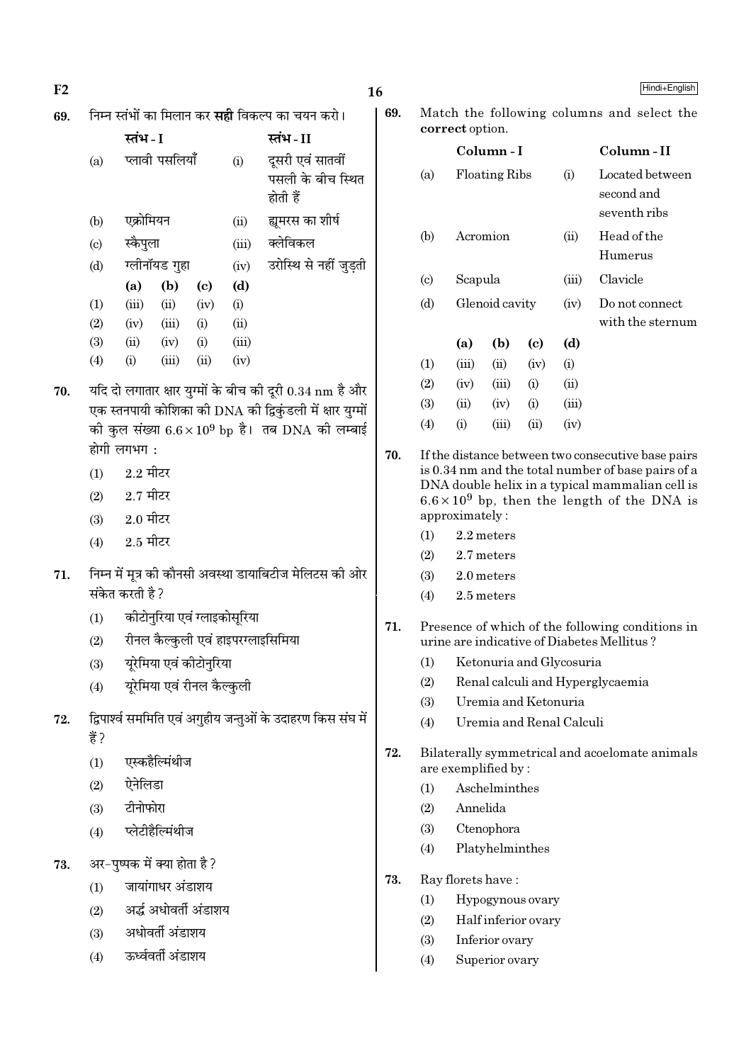69. निम्न स्तंभों का मिलान कर **सही** विकल्प का चयन करो।

| | स्तंभ - I | | स्तंभ - II |
|---|---|---|---|
| (a) | प्लावी पसलियाँ | (i) | दूसरी एवं सातवीं पसली के बीच स्थित होती हैं |
| (b) | एक्रोमियन | (ii) | ह्यूमरस का शीर्ष |
| (c) | स्कैपुला | (iii) | क्लेविकल |
| (d) | ग्लीनॉयड गुहा | (iv) | उरोस्थि से नहीं जुड़ती |

| | (a) | (b) | (c) | (d) |
|---|---|---|---|---|
| (1) | (iii) | (ii) | (iv) | (i) |
| (2) | (iv) | (iii) | (i) | (ii) |
| (3) | (ii) | (iv) | (i) | (iii) |
| (4) | (i) | (iii) | (ii) | (iv) |

70. यदि दो लगातार क्षार युग्मों के बीच की दूरी 0.34 nm है और एक स्तनपायी कोशिका की DNA की द्विकुंडली में क्षार युग्मों की कुल संख्या $6.6 \times 10^9$ bp है। तब DNA की लम्बाई होगी लगभग :

(1) 2.2 मीटर
(2) 2.7 मीटर
(3) 2.0 मीटर
(4) 2.5 मीटर

71. निम्न में मूत्र की कौनसी अवस्था डायाबिटीज मेलिटस की ओर संकेत करती है?

(1) कीटोनुरिया एवं ग्लाइकोसूरिया
(2) रीनल कैल्कुली एवं हाइपरग्लाइसिमिया
(3) यूरेमिया एवं कीटोनुरिया
(4) यूरेमिया एवं रीनल कैल्कुली

72. द्विपार्श्व सममिति एवं अगुहीय जन्तुओं के उदाहरण किस संघ में हैं?

(1) एस्कहैल्मिंथीज
(2) ऐनेलिडा
(3) टीनोफोरा
(4) प्लेटीहैल्मिंथीज

73. अर-पुष्पक में क्या होता है?

(1) जायांगाधर अंडाशय
(2) अर्द्ध अधोवर्ती अंडाशय
(3) अधोवर्ती अंडाशय
(4) ऊर्ध्ववर्ती अंडाशय

69. Match the following columns and select the **correct** option.

| | Column - I | | Column - II |
|---|---|---|---|
| (a) | Floating Ribs | (i) | Located between second and seventh ribs |
| (b) | Acromion | (ii) | Head of the Humerus |
| (c) | Scapula | (iii) | Clavicle |
| (d) | Glenoid cavity | (iv) | Do not connect with the sternum |

| | (a) | (b) | (c) | (d) |
|---|---|---|---|---|
| (1) | (iii) | (ii) | (iv) | (i) |
| (2) | (iv) | (iii) | (i) | (ii) |
| (3) | (ii) | (iv) | (i) | (iii) |
| (4) | (i) | (iii) | (ii) | (iv) |

70. If the distance between two consecutive base pairs is 0.34 nm and the total number of base pairs of a DNA double helix in a typical mammalian cell is $6.6 \times 10^9$ bp, then the length of the DNA is approximately :

(1) 2.2 meters
(2) 2.7 meters
(3) 2.0 meters
(4) 2.5 meters

71. Presence of which of the following conditions in urine are indicative of Diabetes Mellitus ?

(1) Ketonuria and Glycosuria
(2) Renal calculi and Hyperglycaemia
(3) Uremia and Ketonuria
(4) Uremia and Renal Calculi

72. Bilaterally symmetrical and acoelomate animals are exemplified by :

(1) Aschelminthes
(2) Annelida
(3) Ctenophora
(4) Platyhelminthes

73. Ray florets have :

(1) Hypogynous ovary
(2) Half inferior ovary
(3) Inferior ovary
(4) Superior ovary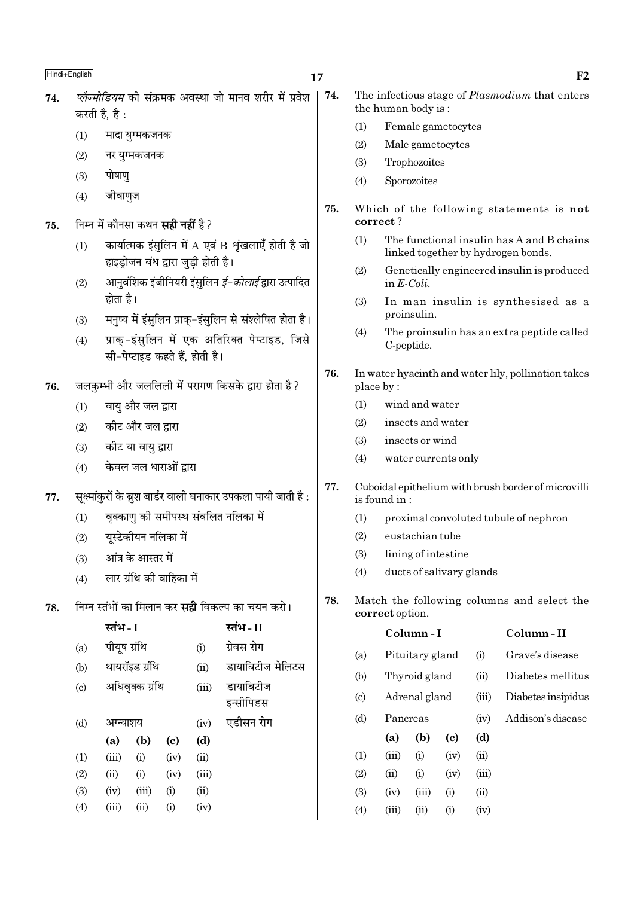74. *प्लैज्मोडियम* की संक्रमक अवस्था जो मानव शरीर में प्रवेश करती है, है :

(1) मादा युग्मकजनक
(2) नर युग्मकजनक
(3) पोषाणु
(4) जीवाणुज

75. निम्न में कौनसा कथन **सही नहीं** है ?

(1) कार्यात्मक इंसुलिन में A एवं B शृंखलाएँ होती है जो हाइड्रोजन बंध द्वारा जुड़ी होती है।
(2) आनुवंशिक इंजीनियरी इंसुलिन *ई-कोलाई* द्वारा उत्पादित होता है।
(3) मनुष्य में इंसुलिन प्राक्-इंसुलिन से संश्लेषित होता है।
(4) प्राक्-इंसुलिन में एक अतिरिक्त पेप्टाइड, जिसे सी-पेप्टाइड कहते हैं, होती है।

76. जलकुम्भी और जललिली में परागण किसके द्वारा होता है ?

(1) वायु और जल द्वारा
(2) कीट और जल द्वारा
(3) कीट या वायु द्वारा
(4) केवल जल धाराओं द्वारा

77. सूक्ष्मांकुरों के ब्रुश बार्डर वाली घनाकार उपकला पायी जाती है :

(1) वृक्काणु की समीपस्थ संवलित नलिका में
(2) यूस्टेकीयन नलिका में
(3) आंत्र के आस्तर में
(4) लार ग्रंथि की वाहिका में

78. निम्न स्तंभों का मिलान कर **सही** विकल्प का चयन करो।

| | स्तंभ - I | | स्तंभ - II |
|---|---|---|---|
| (a) | पीयूष ग्रंथि | (i) | ग्रेवस रोग |
| (b) | थायरॉइड ग्रंथि | (ii) | डायाबिटीज मेलिटस |
| (c) | अधिवृक्क ग्रंथि | (iii) | डायाबिटीज इन्सीपिडस |
| (d) | अग्न्याशय | (iv) | एडीसन रोग |

| | (a) | (b) | (c) | (d) |
|---|---|---|---|---|
| (1) | (iii) | (i) | (iv) | (ii) |
| (2) | (ii) | (i) | (iv) | (iii) |
| (3) | (iv) | (iii) | (i) | (ii) |
| (4) | (iii) | (ii) | (i) | (iv) |

74. The infectious stage of *Plasmodium* that enters the human body is :

(1) Female gametocytes
(2) Male gametocytes
(3) Trophozoites
(4) Sporozoites

75. Which of the following statements is **not correct** ?

(1) The functional insulin has A and B chains linked together by hydrogen bonds.
(2) Genetically engineered insulin is produced in *E-Coli*.
(3) In man insulin is synthesised as a proinsulin.
(4) The proinsulin has an extra peptide called C-peptide.

76. In water hyacinth and water lily, pollination takes place by :

(1) wind and water
(2) insects and water
(3) insects or wind
(4) water currents only

77. Cuboidal epithelium with brush border of microvilli is found in :

(1) proximal convoluted tubule of nephron
(2) eustachian tube
(3) lining of intestine
(4) ducts of salivary glands

78. Match the following columns and select the **correct** option.

| | Column - I | | Column - II |
|---|---|---|---|
| (a) | Pituitary gland | (i) | Grave's disease |
| (b) | Thyroid gland | (ii) | Diabetes mellitus |
| (c) | Adrenal gland | (iii) | Diabetes insipidus |
| (d) | Pancreas | (iv) | Addison's disease |

| | (a) | (b) | (c) | (d) |
|---|---|---|---|---|
| (1) | (iii) | (i) | (iv) | (ii) |
| (2) | (ii) | (i) | (iv) | (iii) |
| (3) | (iv) | (iii) | (i) | (ii) |
| (4) | (iii) | (ii) | (i) | (iv) |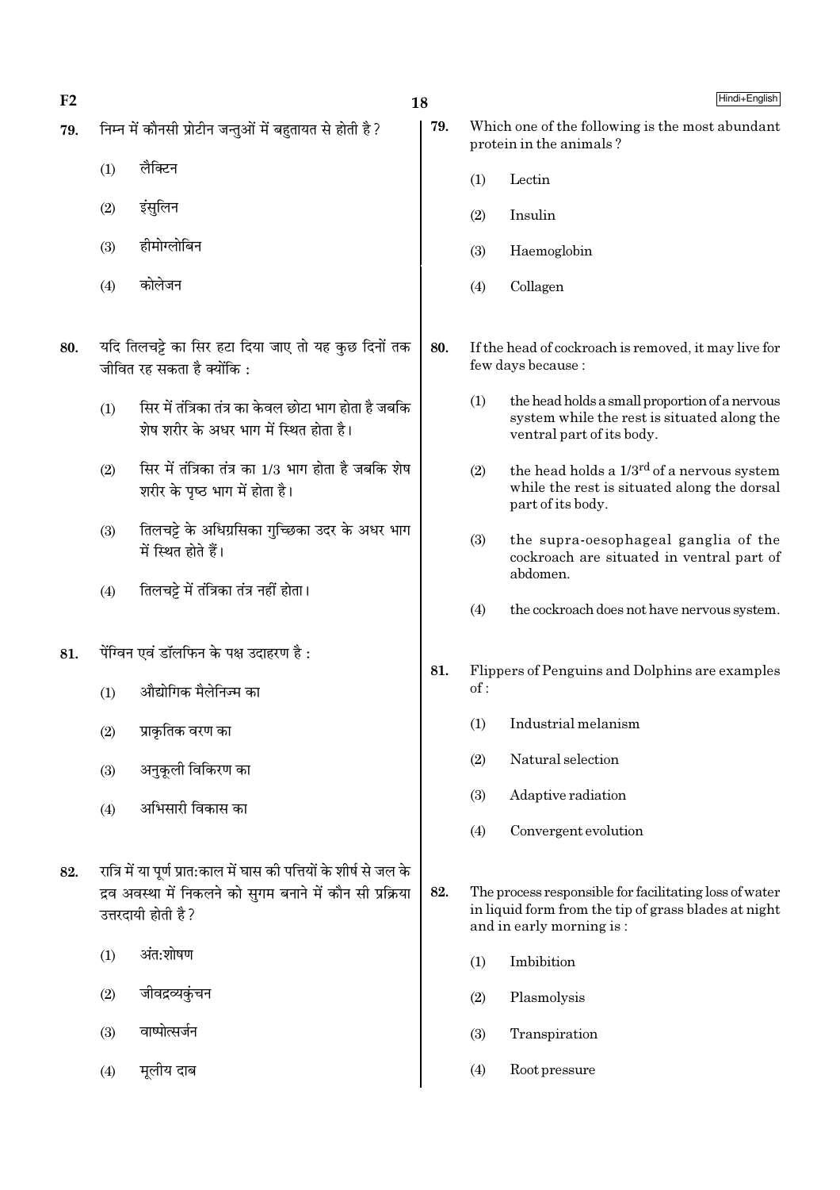79. निम्न में कौनसी प्रोटीन जन्तुओं में बहुतायत से होती है ?

(1) लैक्टिन

(2) इंसुलिन

(3) हीमोग्लोबिन

(4) कोलेजन

80. यदि तिलचट्टे का सिर हटा दिया जाए तो यह कुछ दिनों तक जीवित रह सकता है क्योंकि :

(1) सिर में तंत्रिका तंत्र का केवल छोटा भाग होता है जबकि शेष शरीर के अधर भाग में स्थित होता है।

(2) सिर में तंत्रिका तंत्र का 1/3 भाग होता है जबकि शेष शरीर के पृष्ठ भाग में होता है।

(3) तिलचट्टे के अधिग्रसिका गुच्छिका उदर के अधर भाग में स्थित होते हैं।

(4) तिलचट्टे में तंत्रिका तंत्र नहीं होता।

81. पेंग्विन एवं डॉलफिन के पक्ष उदाहरण है :

(1) औद्योगिक मैलेनिज्म का

(2) प्राकृतिक वरण का

(3) अनुकूली विकिरण का

(4) अभिसारी विकास का

82. रात्रि में या पूर्ण प्रात:काल में घास की पत्तियों के शीर्ष से जल के द्रव अवस्था में निकलने को सुगम बनाने में कौन सी प्रक्रिया उत्तरदायी होती है ?

(1) अंत:शोषण

(2) जीवद्रव्यकुंचन

(3) वाष्पोत्सर्जन

(4) मूलीय दाब

79. Which one of the following is the most abundant protein in the animals ?

(1) Lectin

(2) Insulin

(3) Haemoglobin

(4) Collagen

80. If the head of cockroach is removed, it may live for few days because :

(1) the head holds a small proportion of a nervous system while the rest is situated along the ventral part of its body.

(2) the head holds a 1/3rd of a nervous system while the rest is situated along the dorsal part of its body.

(3) the supra-oesophageal ganglia of the cockroach are situated in ventral part of abdomen.

(4) the cockroach does not have nervous system.

81. Flippers of Penguins and Dolphins are examples of :

(1) Industrial melanism

(2) Natural selection

(3) Adaptive radiation

(4) Convergent evolution

82. The process responsible for facilitating loss of water in liquid form from the tip of grass blades at night and in early morning is :

(1) Imbibition

(2) Plasmolysis

(3) Transpiration

(4) Root pressure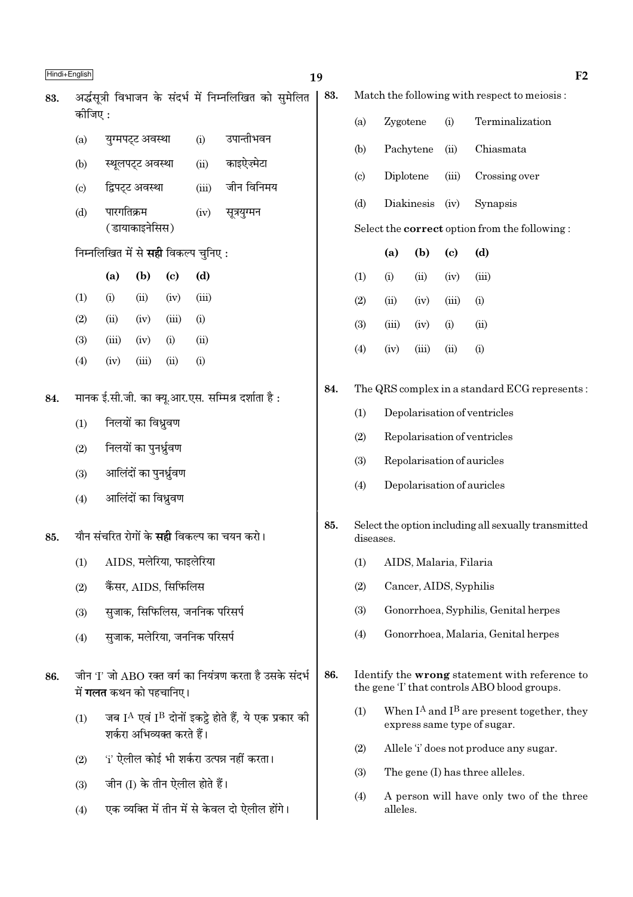83. अर्द्धसूत्री विभाजन के संदर्भ में निम्नलिखित को सुमेलित कीजिए :

| | | | |
|---|---|---|---|
| (a) | युग्मपट्ट अवस्था | (i) | उपान्तीभवन |
| (b) | स्थूलपट्ट अवस्था | (ii) | काइऐज़्मेटा |
| (c) | द्विपट्ट अवस्था | (iii) | जीन विनिमय |
| (d) | पारगतिक्रम (डायाकाइनेसिस) | (iv) | सूत्रयुग्मन |

निम्नलिखित में से **सही** विकल्प चुनिए :

| | (a) | (b) | (c) | (d) |
|---|---|---|---|---|
| (1) | (i) | (ii) | (iv) | (iii) |
| (2) | (ii) | (iv) | (iii) | (i) |
| (3) | (iii) | (iv) | (i) | (ii) |
| (4) | (iv) | (iii) | (ii) | (i) |

84. मानक ई.सी.जी. का क्यू.आर.एस. सम्मिश्र दर्शाता है :

(1) निलयों का विध्रुवण

(2) निलयों का पुनर्ध्रुवण

(3) आलिंदों का पुनर्ध्रुवण

(4) आलिंदों का विध्रुवण

85. यौन संचरित रोगों के **सही** विकल्प का चयन करो।

(1) AIDS, मलेरिया, फाइलेरिया

(2) कैंसर, AIDS, सिफिलिस

(3) सुजाक, सिफिलिस, जननिक परिसर्प

(4) सुजाक, मलेरिया, जननिक परिसर्प

86. जीन 'I' जो ABO रक्त वर्ग का नियंत्रण करता है उसके संदर्भ में **गलत** कथन को पहचानिए।

(1) जब $I^A$ एवं $I^B$ दोनों इकट्ठे होते हैं, ये एक प्रकार की शर्करा अभिव्यक्त करते हैं।

(2) 'i' ऐलील कोई भी शर्करा उत्पन्न नहीं करता।

(3) जीन (I) के तीन ऐलील होते हैं।

(4) एक व्यक्ति में तीन में से केवल दो ऐलील होंगे।

83. Match the following with respect to meiosis :

| | | | |
|---|---|---|---|
| (a) | Zygotene | (i) | Terminalization |
| (b) | Pachytene | (ii) | Chiasmata |
| (c) | Diplotene | (iii) | Crossing over |
| (d) | Diakinesis | (iv) | Synapsis |

Select the **correct** option from the following :

| | (a) | (b) | (c) | (d) |
|---|---|---|---|---|
| (1) | (i) | (ii) | (iv) | (iii) |
| (2) | (ii) | (iv) | (iii) | (i) |
| (3) | (iii) | (iv) | (i) | (ii) |
| (4) | (iv) | (iii) | (ii) | (i) |

84. The QRS complex in a standard ECG represents :

(1) Depolarisation of ventricles

(2) Repolarisation of ventricles

(3) Repolarisation of auricles

(4) Depolarisation of auricles

85. Select the option including all sexually transmitted diseases.

(1) AIDS, Malaria, Filaria

(2) Cancer, AIDS, Syphilis

(3) Gonorrhoea, Syphilis, Genital herpes

(4) Gonorrhoea, Malaria, Genital herpes

86. Identify the **wrong** statement with reference to the gene 'I' that controls ABO blood groups.

(1) When $I^A$ and $I^B$ are present together, they express same type of sugar.

(2) Allele 'i' does not produce any sugar.

(3) The gene (I) has three alleles.

(4) A person will have only two of the three alleles.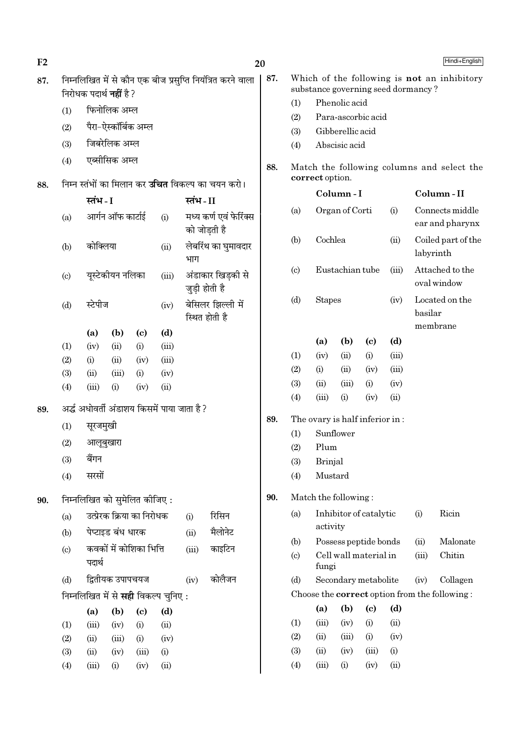87. निम्नलिखित में से कौन एक बीज प्रसुप्ति नियंत्रित करने वाला निरोधक पदार्थ **नहीं** है ?

(1) फिनोलिक अम्ल

(2) पैरा-ऐस्कॉर्बिक अम्ल

(3) जिबरेलिक अम्ल

(4) एब्सीसिक अम्ल

88. निम्न स्तंभों का मिलान कर **उचित** विकल्प का चयन करो।

| | स्तंभ - I | | स्तंभ - II |
|---|---|---|---|
| (a) | आर्गन ऑफ कार्टाई | (i) | मध्य कर्ण एवं फेरिंक्स को जोड़ती है |
| (b) | कोक्लिया | (ii) | लेबरिंथ का घुमावदार भाग |
| (c) | यूस्टेकीयन नलिका | (iii) | अंडाकार खिड़की से जुड़ी होती है |
| (d) | स्टेपीज | (iv) | बेसिलर झिल्ली में स्थित होती है |

| | (a) | (b) | (c) | (d) |
|---|---|---|---|---|
| (1) | (iv) | (ii) | (i) | (iii) |
| (2) | (i) | (ii) | (iv) | (iii) |
| (3) | (ii) | (iii) | (i) | (iv) |
| (4) | (iii) | (i) | (iv) | (ii) |

89. अर्द्ध अधोवर्ती अंडाशय किसमें पाया जाता है ?

(1) सूरजमुखी

(2) आलूबुखारा

(3) बैंगन

(4) सरसों

90. निम्नलिखित को सुमेलित कीजिए :

| | | | |
|---|---|---|---|
| (a) | उत्प्रेरक क्रिया का निरोधक | (i) | रिसिन |
| (b) | पेप्टाइड बंध धारक | (ii) | मैलोनेट |
| (c) | कवकों में कोशिका भित्ति पदार्थ | (iii) | काइटिन |
| (d) | द्वितीयक उपापचयज | (iv) | कोलैजन |

निम्नलिखित में से **सही** विकल्प चुनिए :

| | (a) | (b) | (c) | (d) |
|---|---|---|---|---|
| (1) | (iii) | (iv) | (i) | (ii) |
| (2) | (ii) | (iii) | (i) | (iv) |
| (3) | (ii) | (iv) | (iii) | (i) |
| (4) | (iii) | (i) | (iv) | (ii) |

87. Which of the following is **not** an inhibitory substance governing seed dormancy ?

(1) Phenolic acid

(2) Para-ascorbic acid

(3) Gibberellic acid

(4) Abscisic acid

88. Match the following columns and select the **correct** option.

| | Column - I | | Column - II |
|---|---|---|---|
| (a) | Organ of Corti | (i) | Connects middle ear and pharynx |
| (b) | Cochlea | (ii) | Coiled part of the labyrinth |
| (c) | Eustachian tube | (iii) | Attached to the oval window |
| (d) | Stapes | (iv) | Located on the basilar membrane |

| | (a) | (b) | (c) | (d) |
|---|---|---|---|---|
| (1) | (iv) | (ii) | (i) | (iii) |
| (2) | (i) | (ii) | (iv) | (iii) |
| (3) | (ii) | (iii) | (i) | (iv) |
| (4) | (iii) | (i) | (iv) | (ii) |

89. The ovary is half inferior in :

(1) Sunflower

(2) Plum

(3) Brinjal

(4) Mustard

90. Match the following :

| | | | |
|---|---|---|---|
| (a) | Inhibitor of catalytic activity | (i) | Ricin |
| (b) | Possess peptide bonds | (ii) | Malonate |
| (c) | Cell wall material in fungi | (iii) | Chitin |
| (d) | Secondary metabolite | (iv) | Collagen |

Choose the **correct** option from the following :

| | (a) | (b) | (c) | (d) |
|---|---|---|---|---|
| (1) | (iii) | (iv) | (i) | (ii) |
| (2) | (ii) | (iii) | (i) | (iv) |
| (3) | (ii) | (iv) | (iii) | (i) |
| (4) | (iii) | (i) | (iv) | (ii) |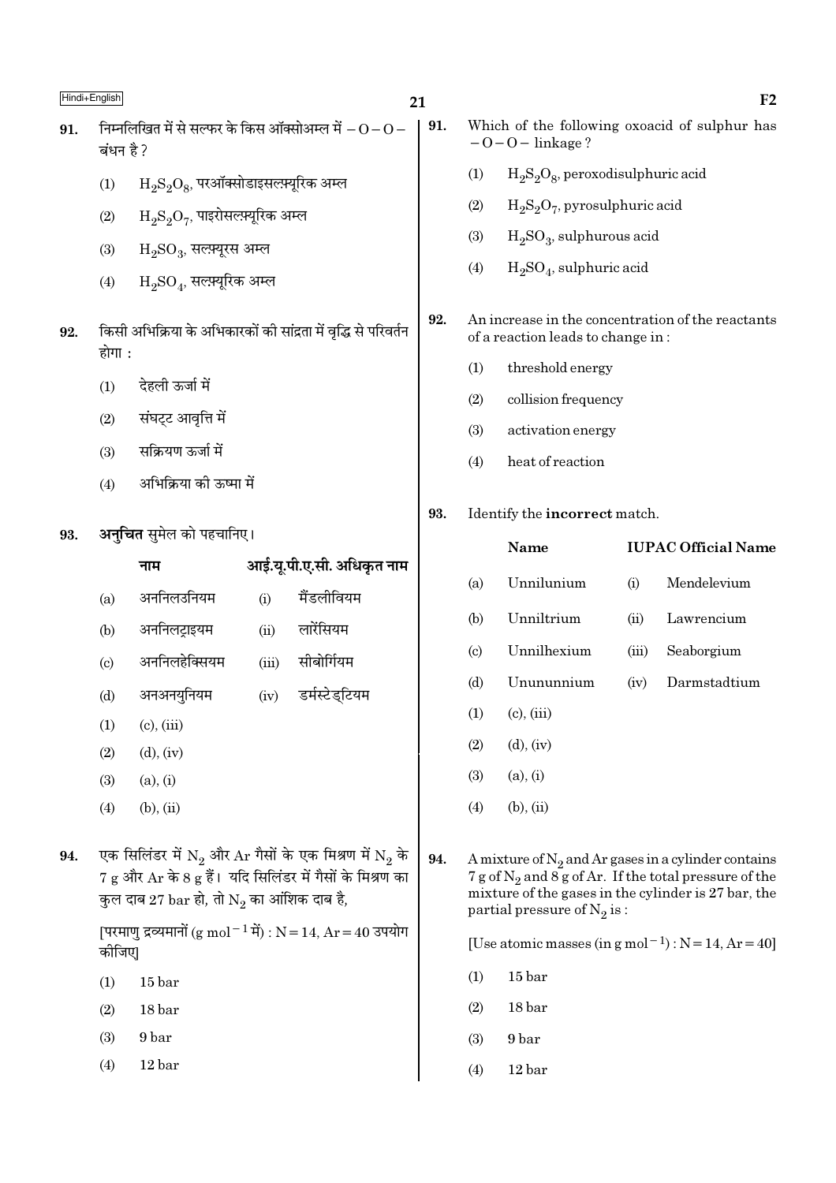91. निम्नलिखित में से सल्फर के किस ऑक्सोअम्ल में $-O-O-$ बंधन है ?

(1) $H_2S_2O_8$, परऑक्सोडाइसल्फ़्यूरिक अम्ल

(2) $H_2S_2O_7$, पाइरोसल्फ़्यूरिक अम्ल

(3) $H_2SO_3$, सल्फ़्यूरस अम्ल

(4) $H_2SO_4$, सल्फ़्यूरिक अम्ल

92. किसी अभिक्रिया के अभिकारकों की सांद्रता में वृद्धि से परिवर्तन होगा :

(1) देहली ऊर्जा में

(2) संघट्ट आवृत्ति में

(3) सक्रियण ऊर्जा में

(4) अभिक्रिया की ऊष्मा में

93. **अनुचित** सुमेल को पहचानिए।

| | नाम | | आई.यू.पी.ए.सी. अधिकृत नाम |
|---|---|---|---|
| (a) | अननिलउनियम | (i) | मैंडलीवियम |
| (b) | अननिलट्राइयम | (ii) | लारेंसियम |
| (c) | अननिलहेक्सियम | (iii) | सीबोर्गियम |
| (d) | अनअनयुनियम | (iv) | डर्मस्टेड्टियम |

(1) (c), (iii)

(2) (d), (iv)

(3) (a), (i)

(4) (b), (ii)

94. एक सिलिंडर में $N_2$ और Ar गैसों के एक मिश्रण में $N_2$ के 7 g और Ar के 8 g हैं। यदि सिलिंडर में गैसों के मिश्रण का कुल दाब 27 bar हो, तो $N_2$ का आंशिक दाब है,

[परमाणु द्रव्यमानों ($g\ mol^{-1}$ में) : N = 14, Ar = 40 उपयोग कीजिए]

(1) 15 bar

(2) 18 bar

(3) 9 bar

(4) 12 bar

91. Which of the following oxoacid of sulphur has $-O-O-$ linkage ?

(1) $H_2S_2O_8$, peroxodisulphuric acid

(2) $H_2S_2O_7$, pyrosulphuric acid

(3) $H_2SO_3$, sulphurous acid

(4) $H_2SO_4$, sulphuric acid

92. An increase in the concentration of the reactants of a reaction leads to change in :

(1) threshold energy

(2) collision frequency

(3) activation energy

(4) heat of reaction

93. Identify the **incorrect** match.

| | Name | | IUPAC Official Name |
|---|---|---|---|
| (a) | Unnilunium | (i) | Mendelevium |
| (b) | Unniltrium | (ii) | Lawrencium |
| (c) | Unnilhexium | (iii) | Seaborgium |
| (d) | Unununnium | (iv) | Darmstadtium |

(1) (c), (iii)

(2) (d), (iv)

(3) (a), (i)

(4) (b), (ii)

94. A mixture of $N_2$ and Ar gases in a cylinder contains 7 g of $N_2$ and 8 g of Ar. If the total pressure of the mixture of the gases in the cylinder is 27 bar, the partial pressure of $N_2$ is :

[Use atomic masses (in $g\ mol^{-1}$) : N = 14, Ar = 40]

(1) 15 bar

(2) 18 bar

(3) 9 bar

(4) 12 bar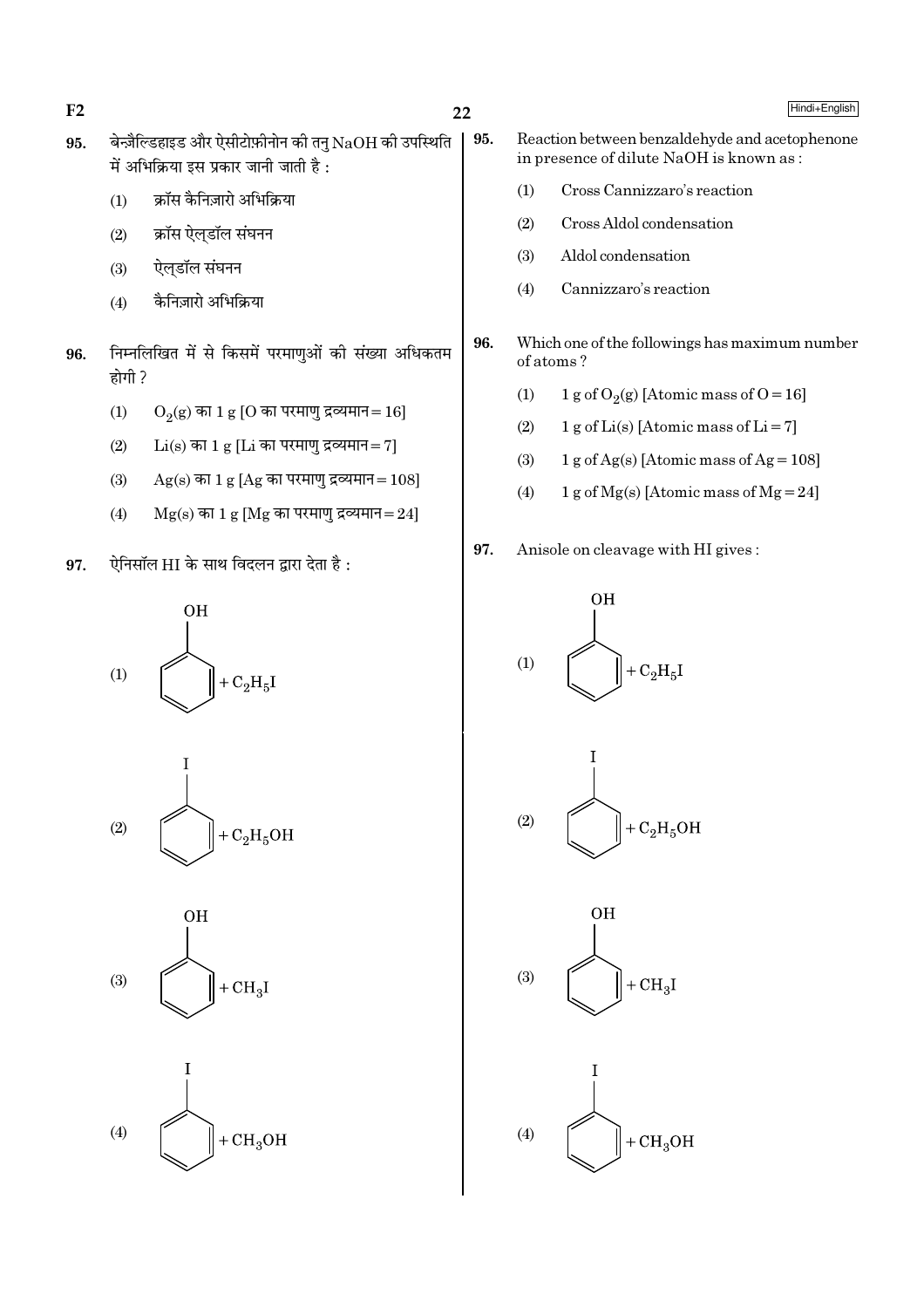95. बेन्ज़ैल्डिहाइड और ऐसीटोफ़ीनोन की तनु NaOH की उपस्थिति में अभिक्रिया इस प्रकार जानी जाती है :

(1) क्रॉस कैनिज़ारो अभिक्रिया

(2) क्रॉस ऐल्डॉल संघनन

(3) ऐल्डॉल संघनन

(4) कैनिज़ारो अभिक्रिया

96. निम्नलिखित में से किसमें परमाणुओं की संख्या अधिकतम होगी ?

(1) $O_2(g)$ का 1 g [O का परमाणु द्रव्यमान = 16]

(2) Li(s) का 1 g [Li का परमाणु द्रव्यमान = 7]

(3) Ag(s) का 1 g [Ag का परमाणु द्रव्यमान = 108]

(4) Mg(s) का 1 g [Mg का परमाणु द्रव्यमान = 24]

97. ऐनिसॉल HI के साथ विदलन द्वारा देता है :

(1) $C_6H_5OH + C_2H_5I$ (phenol + $C_2H_5I$)

(2) $C_6H_5I + C_2H_5OH$ (iodobenzene + $C_2H_5OH$)

(3) $C_6H_5OH + CH_3I$ (phenol + $CH_3I$)

(4) $C_6H_5I + CH_3OH$ (iodobenzene + $CH_3OH$)

95. Reaction between benzaldehyde and acetophenone in presence of dilute NaOH is known as :

(1) Cross Cannizzaro's reaction

(2) Cross Aldol condensation

(3) Aldol condensation

(4) Cannizzaro's reaction

96. Which one of the followings has maximum number of atoms ?

(1) 1 g of $O_2(g)$ [Atomic mass of O = 16]

(2) 1 g of Li(s) [Atomic mass of Li = 7]

(3) 1 g of Ag(s) [Atomic mass of Ag = 108]

(4) 1 g of Mg(s) [Atomic mass of Mg = 24]

97. Anisole on cleavage with HI gives :

(1) $C_6H_5OH + C_2H_5I$ (phenol + $C_2H_5I$)

(2) $C_6H_5I + C_2H_5OH$ (iodobenzene + $C_2H_5OH$)

(3) $C_6H_5OH + CH_3I$ (phenol + $CH_3I$)

(4) $C_6H_5I + CH_3OH$ (iodobenzene + $CH_3OH$)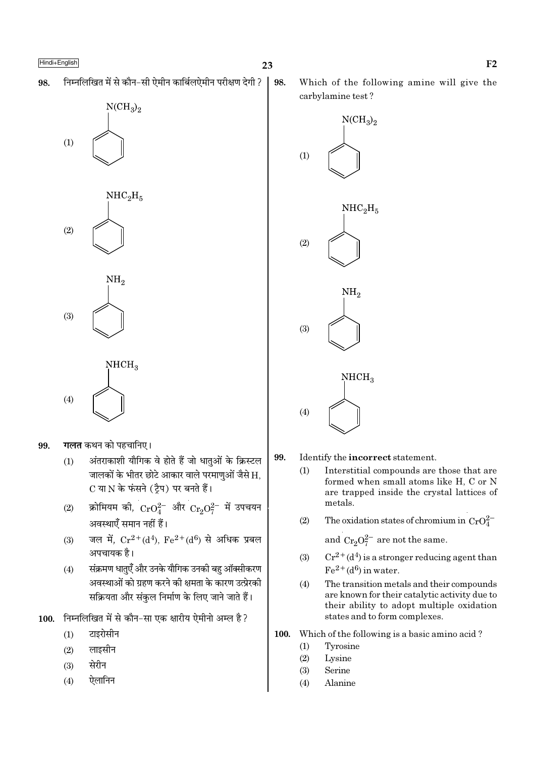98. निम्नलिखित में से कौन-सी ऐमीन कार्बिलऐमीन परीक्षण देगी ?

(1) $N(CH_3)_2$ (benzene ring)

(2) $NHC_2H_5$ (benzene ring)

(3) $NH_2$ (benzene ring)

(4) $NHCH_3$ (benzene ring)

99. **गलत** कथन को पहचानिए।

(1) अंतराकाशी यौगिक वे होते हैं जो धातुओं के क्रिस्टल जालकों के भीतर छोटे आकार वाले परमाणुओं जैसे H, C या N के फंसने (ट्रैप) पर बनते हैं।

(2) क्रोमियम की, $CrO_4^{2-}$ और $Cr_2O_7^{2-}$ में उपचयन अवस्थाएँ समान नहीं हैं।

(3) जल में, $Cr^{2+}(d^4)$, $Fe^{2+}(d^6)$ से अधिक प्रबल अपचायक है।

(4) संक्रमण धातुएँ और उनके यौगिक उनकी बहु ऑक्सीकरण अवस्थाओं को ग्रहण करने की क्षमता के कारण उत्प्रेरकी सक्रियता और संकुल निर्माण के लिए जाने जाते हैं।

100. निम्नलिखित में से कौन-सा एक क्षारीय ऐमीनो अम्ल है ?

(1) टाइरोसीन

(2) लाइसीन

(3) सेरीन

(4) ऐलानिन

98. Which of the following amine will give the carbylamine test ?

(1) $N(CH_3)_2$ (benzene ring)

(2) $NHC_2H_5$ (benzene ring)

(3) $NH_2$ (benzene ring)

(4) $NHCH_3$ (benzene ring)

99. Identify the **incorrect** statement.

(1) Interstitial compounds are those that are formed when small atoms like H, C or N are trapped inside the crystal lattices of metals.

(2) The oxidation states of chromium in $CrO_4^{2-}$ and $Cr_2O_7^{2-}$ are not the same.

(3) $Cr^{2+}(d^4)$ is a stronger reducing agent than $Fe^{2+}(d^6)$ in water.

(4) The transition metals and their compounds are known for their catalytic activity due to their ability to adopt multiple oxidation states and to form complexes.

100. Which of the following is a basic amino acid ?

(1) Tyrosine

(2) Lysine

(3) Serine

(4) Alanine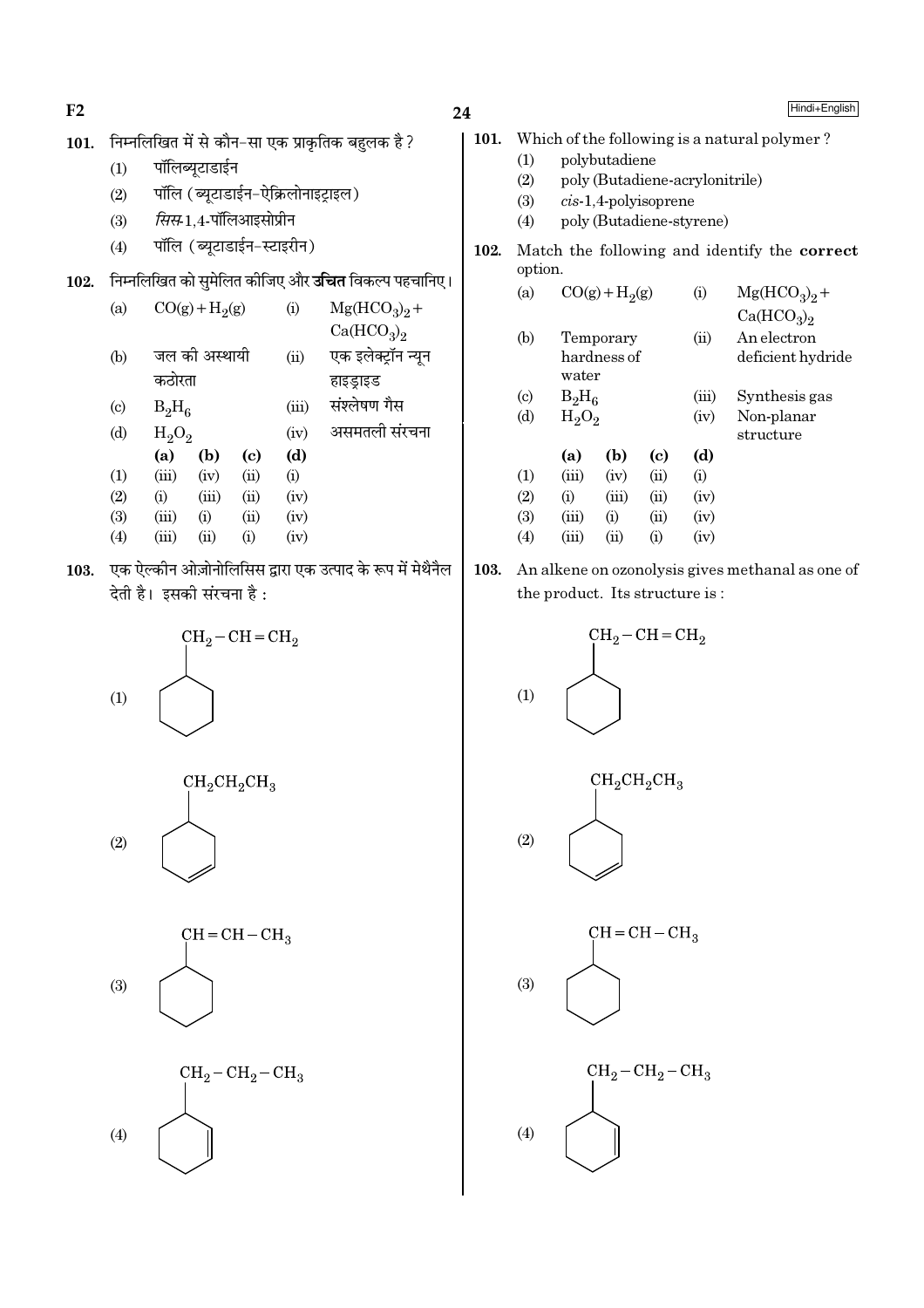**101.** निम्नलिखित में से कौन-सा एक प्राकृतिक बहुलक है ?

(1) पॉलिब्यूटाडाईन

(2) पॉलि (ब्यूटाडाईन-ऐक्रिलोनाइट्राइल)

(3) *सिस*-1,4-पॉलिआइसोप्रीन

(4) पॉलि (ब्यूटाडाईन-स्टाइरीन)

**102.** निम्नलिखित को सुमेलित कीजिए और **उचित** विकल्प पहचानिए।

| | | | |
|---|---|---|---|
| (a) | $CO(g) + H_2(g)$ | (i) | $Mg(HCO_3)_2 + Ca(HCO_3)_2$ |
| (b) | जल की अस्थायी कठोरता | (ii) | एक इलेक्ट्रॉन न्यून हाइड्राइड |
| (c) | $B_2H_6$ | (iii) | संश्लेषण गैस |
| (d) | $H_2O_2$ | (iv) | असमतली संरचना |

| | (a) | (b) | (c) | (d) |
|---|---|---|---|---|
| (1) | (iii) | (iv) | (ii) | (i) |
| (2) | (i) | (iii) | (ii) | (iv) |
| (3) | (iii) | (i) | (ii) | (iv) |
| (4) | (iii) | (ii) | (i) | (iv) |

**103.** एक ऐल्कीन ओज़ोनोलिसिस द्वारा एक उत्पाद के रूप में मेथैनल देती है। इसकी संरचना है :

(1) $CH_2-CH=CH_2$ (cyclohexane ring)

(2) $CH_2CH_2CH_3$ (cyclohexene ring)

(3) $CH=CH-CH_3$ (cyclohexane ring)

(4) $CH_2-CH_2-CH_3$ (cyclohexene ring)

**101.** Which of the following is a natural polymer ?

(1) polybutadiene

(2) poly (Butadiene-acrylonitrile)

(3) *cis*-1,4-polyisoprene

(4) poly (Butadiene-styrene)

**102.** Match the following and identify the **correct** option.

| | | | |
|---|---|---|---|
| (a) | $CO(g) + H_2(g)$ | (i) | $Mg(HCO_3)_2 + Ca(HCO_3)_2$ |
| (b) | Temporary hardness of water | (ii) | An electron deficient hydride |
| (c) | $B_2H_6$ | (iii) | Synthesis gas |
| (d) | $H_2O_2$ | (iv) | Non-planar structure |

| | (a) | (b) | (c) | (d) |
|---|---|---|---|---|
| (1) | (iii) | (iv) | (ii) | (i) |
| (2) | (i) | (iii) | (ii) | (iv) |
| (3) | (iii) | (i) | (ii) | (iv) |
| (4) | (iii) | (ii) | (i) | (iv) |

**103.** An alkene on ozonolysis gives methanal as one of the product. Its structure is :

(1) $CH_2-CH=CH_2$ (cyclohexane ring)

(2) $CH_2CH_2CH_3$ (cyclohexene ring)

(3) $CH=CH-CH_3$ (cyclohexane ring)

(4) $CH_2-CH_2-CH_3$ (cyclohexene ring)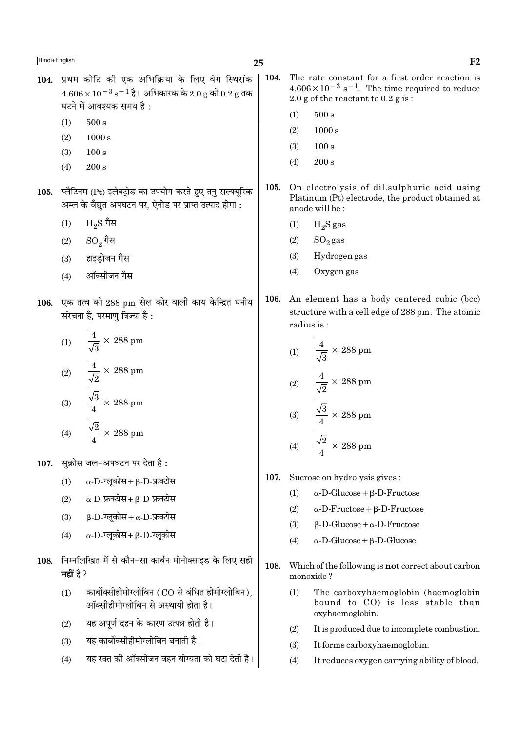**104.** प्रथम कोटि की एक अभिक्रिया के लिए वेग स्थिरांक $4.606 \times 10^{-3}\ s^{-1}$ है। अभिकारक के 2.0 g को 0.2 g तक घटने में आवश्यक समय है :

(1) 500 s
(2) 1000 s
(3) 100 s
(4) 200 s

**105.** प्लैटिनम (Pt) इलेक्ट्रोड का उपयोग करते हुए तनु सल्फ्यूरिक अम्ल के वैद्युत अपघटन पर, ऐनोड पर प्राप्त उत्पाद होगा :

(1) $H_2S$ गैस
(2) $SO_2$ गैस
(3) हाइड्रोजन गैस
(4) ऑक्सीजन गैस

**106.** एक तत्व की 288 pm सेल कोर वाली काय केन्द्रित घनीय संरचना है, परमाणु त्रिज्या है :

(1) $\frac{4}{\sqrt{3}} \times 288$ pm
(2) $\frac{4}{\sqrt{2}} \times 288$ pm
(3) $\frac{\sqrt{3}}{4} \times 288$ pm
(4) $\frac{\sqrt{2}}{4} \times 288$ pm

**107.** सुक्रोस जल-अपघटन पर देता है :

(1) α-D-ग्लूकोस + β-D-फ्रक्टोस
(2) α-D-फ्रक्टोस + β-D-फ्रक्टोस
(3) β-D-ग्लूकोस + α-D-फ्रक्टोस
(4) α-D-ग्लूकोस + β-D-ग्लूकोस

**108.** निम्नलिखित में से कौन-सा कार्बन मोनोक्साइड के लिए सही **नहीं** है ?

(1) कार्बोक्सीहीमोग्लोबिन (CO से बंधित हीमोग्लोबिन), ऑक्सीहीमोग्लोबिन से अस्थायी होता है।
(2) यह अपूर्ण दहन के कारण उत्पन्न होती है।
(3) यह कार्बोक्सीहीमोग्लोबिन बनाती है।
(4) यह रक्त की ऑक्सीजन वहन योग्यता को घटा देती है।

**104.** The rate constant for a first order reaction is $4.606 \times 10^{-3}\ s^{-1}$. The time required to reduce 2.0 g of the reactant to 0.2 g is :

(1) 500 s
(2) 1000 s
(3) 100 s
(4) 200 s

**105.** On electrolysis of dil.sulphuric acid using Platinum (Pt) electrode, the product obtained at anode will be :

(1) $H_2S$ gas
(2) $SO_2$ gas
(3) Hydrogen gas
(4) Oxygen gas

**106.** An element has a body centered cubic (bcc) structure with a cell edge of 288 pm. The atomic radius is :

(1) $\frac{4}{\sqrt{3}} \times 288$ pm
(2) $\frac{4}{\sqrt{2}} \times 288$ pm
(3) $\frac{\sqrt{3}}{4} \times 288$ pm
(4) $\frac{\sqrt{2}}{4} \times 288$ pm

**107.** Sucrose on hydrolysis gives :

(1) α-D-Glucose + β-D-Fructose
(2) α-D-Fructose + β-D-Fructose
(3) β-D-Glucose + α-D-Fructose
(4) α-D-Glucose + β-D-Glucose

**108.** Which of the following is **not** correct about carbon monoxide ?

(1) The carboxyhaemoglobin (haemoglobin bound to CO) is less stable than oxyhaemoglobin.
(2) It is produced due to incomplete combustion.
(3) It forms carboxyhaemoglobin.
(4) It reduces oxygen carrying ability of blood.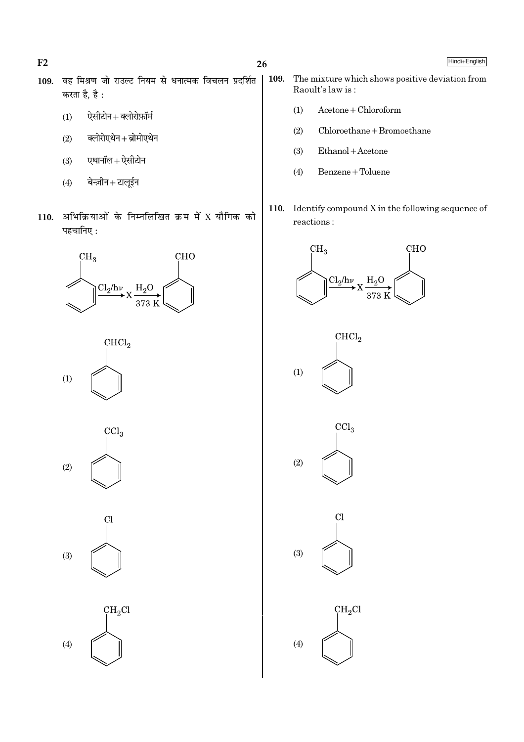**109.** वह मिश्रण जो राउल्ट नियम से धनात्मक विचलन प्रदर्शित करता है, है :

(1) ऐसीटोन + क्लोरोफ़ॉर्म

(2) क्लोरोएथेन + ब्रोमोएथेन

(3) एथानॉल + ऐसीटोन

(4) बेन्ज़ीन + टालूईन

**110.** अभिक्रियाओं के निम्नलिखित क्रम में X यौगिक को पहचानिए :

$$C_6H_5CH_3 \xrightarrow{Cl_2/h\nu} X \xrightarrow[373\ K]{H_2O} C_6H_5CHO$$

(1) $C_6H_5CHCl_2$

(2) $C_6H_5CCl_3$

(3) $C_6H_5Cl$

(4) $C_6H_5CH_2Cl$

**109.** The mixture which shows positive deviation from Raoult's law is :

(1) Acetone + Chloroform

(2) Chloroethane + Bromoethane

(3) Ethanol + Acetone

(4) Benzene + Toluene

**110.** Identify compound X in the following sequence of reactions :

$$C_6H_5CH_3 \xrightarrow{Cl_2/h\nu} X \xrightarrow[373\ K]{H_2O} C_6H_5CHO$$

(1) $C_6H_5CHCl_2$

(2) $C_6H_5CCl_3$

(3) $C_6H_5Cl$

(4) $C_6H_5CH_2Cl$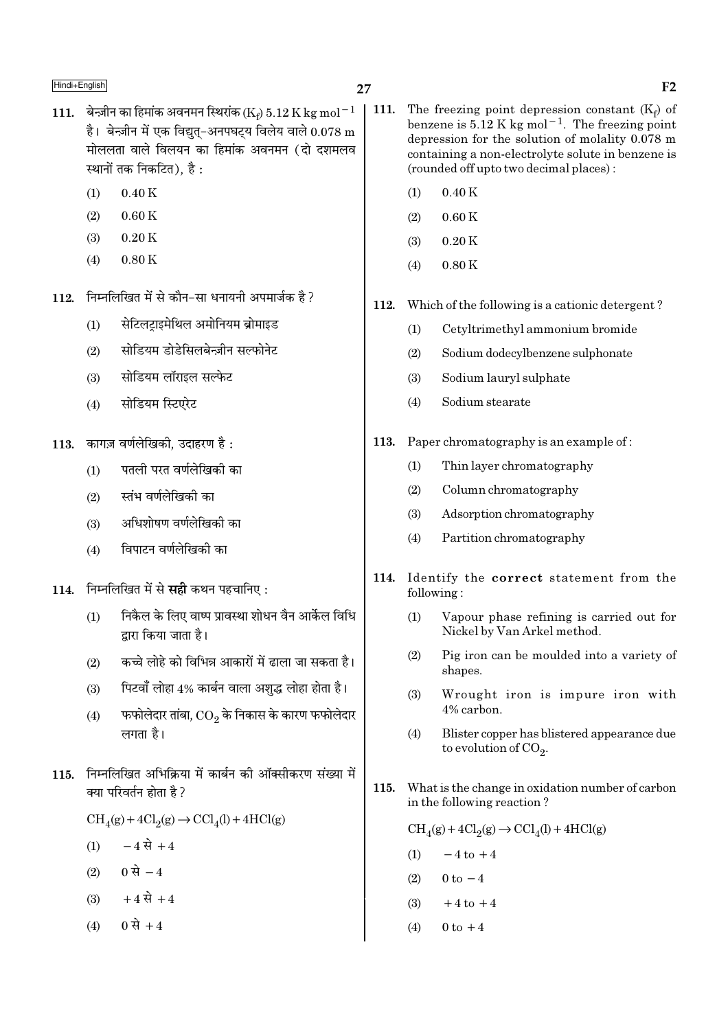111. बेन्ज़ीन का हिमांक अवनमन स्थिरांक ($K_f$) 5.12 K kg $mol^{-1}$ है। बेन्ज़ीन में एक विद्युत्-अनपघट्य विलेय वाले 0.078 m मोललता वाले विलयन का हिमांक अवनमन (दो दशमलव स्थानों तक निकटित), है :

(1) 0.40 K
(2) 0.60 K
(3) 0.20 K
(4) 0.80 K

112. निम्नलिखित में से कौन-सा धनायनी अपमार्जक है ?

(1) सेटिलट्राइमेथिल अमोनियम ब्रोमाइड
(2) सोडियम डोडेसिलबेन्ज़ीन सल्फोनेट
(3) सोडियम लॉराइल सल्फेट
(4) सोडियम स्टिएरेट

113. कागज़ वर्णलेखिकी, उदाहरण है :

(1) पतली परत वर्णलेखिकी का
(2) स्तंभ वर्णलेखिकी का
(3) अधिशोषण वर्णलेखिकी का
(4) विपाटन वर्णलेखिकी का

114. निम्नलिखित में से **सही** कथन पहचानिए :

(1) निकैल के लिए वाष्प प्रावस्था शोधन वैन आर्केल विधि द्वारा किया जाता है।
(2) कच्चे लोहे को विभिन्न आकारों में ढाला जा सकता है।
(3) पिटवाँ लोहा 4% कार्बन वाला अशुद्ध लोहा होता है।
(4) फफोलेदार तांबा, $CO_2$ के निकास के कारण फफोलेदार लगता है।

115. निम्नलिखित अभिक्रिया में कार्बन की ऑक्सीकरण संख्या में क्या परिवर्तन होता है ?

$$CH_4(g) + 4Cl_2(g) \rightarrow CCl_4(l) + 4HCl(g)$$

(1) $-4$ से $+4$
(2) $0$ से $-4$
(3) $+4$ से $+4$
(4) $0$ से $+4$

111. The freezing point depression constant ($K_f$) of benzene is 5.12 K kg $mol^{-1}$. The freezing point depression for the solution of molality 0.078 m containing a non-electrolyte solute in benzene is (rounded off upto two decimal places) :

(1) 0.40 K
(2) 0.60 K
(3) 0.20 K
(4) 0.80 K

112. Which of the following is a cationic detergent ?

(1) Cetyltrimethyl ammonium bromide
(2) Sodium dodecylbenzene sulphonate
(3) Sodium lauryl sulphate
(4) Sodium stearate

113. Paper chromatography is an example of :

(1) Thin layer chromatography
(2) Column chromatography
(3) Adsorption chromatography
(4) Partition chromatography

114. Identify the **correct** statement from the following :

(1) Vapour phase refining is carried out for Nickel by Van Arkel method.
(2) Pig iron can be moulded into a variety of shapes.
(3) Wrought iron is impure iron with 4% carbon.
(4) Blister copper has blistered appearance due to evolution of $CO_2$.

115. What is the change in oxidation number of carbon in the following reaction ?

$$CH_4(g) + 4Cl_2(g) \rightarrow CCl_4(l) + 4HCl(g)$$

(1) $-4$ to $+4$
(2) $0$ to $-4$
(3) $+4$ to $+4$
(4) $0$ to $+4$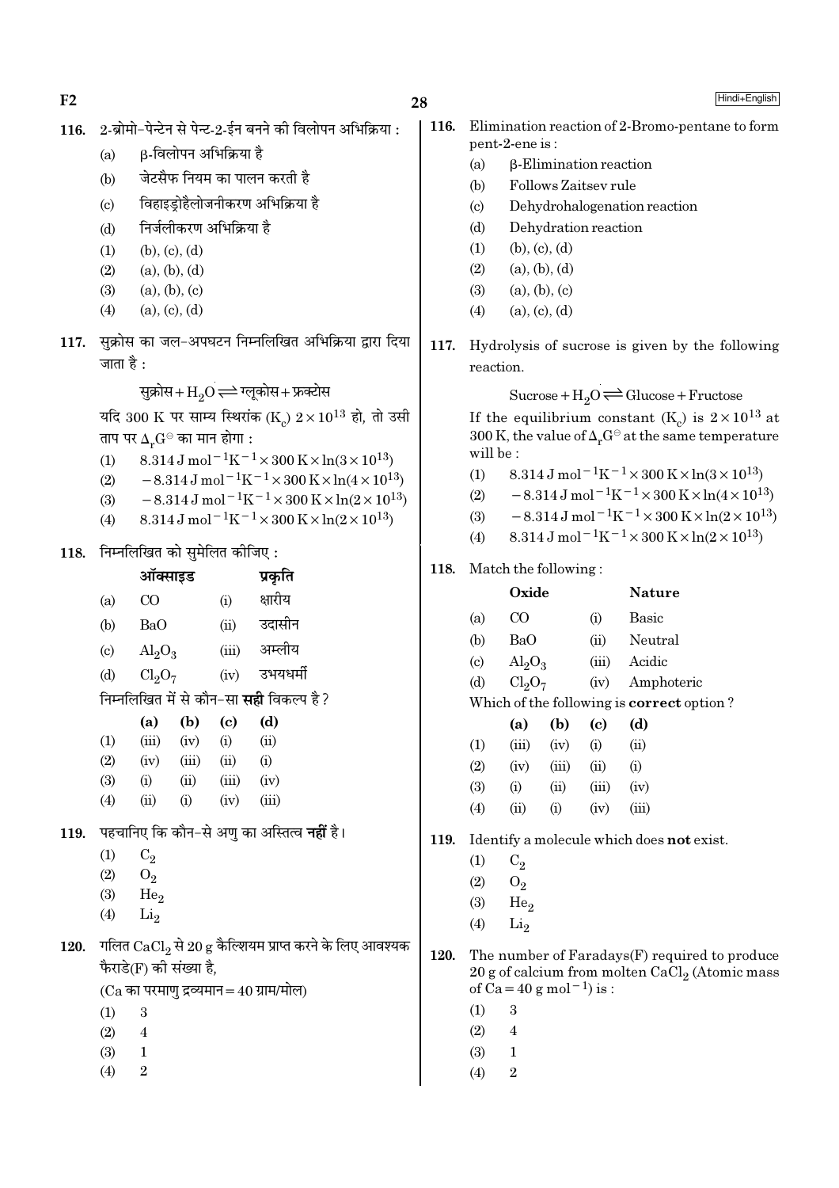116. 2-ब्रोमो-पेन्टेन से पेन्ट-2-ईन बनने की विलोपन अभिक्रिया :

(a) β-विलोपन अभिक्रिया है
(b) जेटसैफ नियम का पालन करती है
(c) विहाइड्रोहैलोजनीकरण अभिक्रिया है
(d) निर्जलीकरण अभिक्रिया है

(1) (b), (c), (d)
(2) (a), (b), (d)
(3) (a), (b), (c)
(4) (a), (c), (d)

117. सुक्रोस का जल-अपघटन निम्नलिखित अभिक्रिया द्वारा दिया जाता है :

$$\text{सुक्रोस} + H_2O \rightleftharpoons \text{ग्लूकोस} + \text{फ्रक्टोस}$$

यदि 300 K पर साम्य स्थिरांक ($K_c$) $2\times10^{13}$ हो, तो उसी ताप पर $\Delta_r G^\ominus$ का मान होगा :

(1) $8.314\,J\,mol^{-1}K^{-1} \times 300\,K \times \ln(3\times10^{13})$
(2) $-8.314\,J\,mol^{-1}K^{-1} \times 300\,K \times \ln(4\times10^{13})$
(3) $-8.314\,J\,mol^{-1}K^{-1} \times 300\,K \times \ln(2\times10^{13})$
(4) $8.314\,J\,mol^{-1}K^{-1} \times 300\,K \times \ln(2\times10^{13})$

118. निम्नलिखित को सुमेलित कीजिए :

| | ऑक्साइड | | प्रकृति |
|---|---|---|---|
| (a) | CO | (i) | क्षारीय |
| (b) | BaO | (ii) | उदासीन |
| (c) | $Al_2O_3$ | (iii) | अम्लीय |
| (d) | $Cl_2O_7$ | (iv) | उभयधर्मी |

निम्नलिखित में से कौन-सा **सही** विकल्प है ?

| | (a) | (b) | (c) | (d) |
|---|---|---|---|---|
| (1) | (iii) | (iv) | (i) | (ii) |
| (2) | (iv) | (iii) | (ii) | (i) |
| (3) | (i) | (ii) | (iii) | (iv) |
| (4) | (ii) | (i) | (iv) | (iii) |

119. पहचानिए कि कौन-से अणु का अस्तित्व **नहीं** है।

(1) $C_2$
(2) $O_2$
(3) $He_2$
(4) $Li_2$

120. गलित $CaCl_2$ से 20 g कैल्शियम प्राप्त करने के लिए आवश्यक फैराडे(F) की संख्या है,

(Ca का परमाणु द्रव्यमान = 40 ग्राम/मोल)

(1) 3
(2) 4
(3) 1
(4) 2

116. Elimination reaction of 2-Bromo-pentane to form pent-2-ene is :

(a) β-Elimination reaction
(b) Follows Zaitsev rule
(c) Dehydrohalogenation reaction
(d) Dehydration reaction

(1) (b), (c), (d)
(2) (a), (b), (d)
(3) (a), (b), (c)
(4) (a), (c), (d)

117. Hydrolysis of sucrose is given by the following reaction.

$$\text{Sucrose} + H_2O \rightleftharpoons \text{Glucose} + \text{Fructose}$$

If the equilibrium constant ($K_c$) is $2\times10^{13}$ at 300 K, the value of $\Delta_r G^\ominus$ at the same temperature will be :

(1) $8.314\,J\,mol^{-1}K^{-1} \times 300\,K \times \ln(3\times10^{13})$
(2) $-8.314\,J\,mol^{-1}K^{-1} \times 300\,K \times \ln(4\times10^{13})$
(3) $-8.314\,J\,mol^{-1}K^{-1} \times 300\,K \times \ln(2\times10^{13})$
(4) $8.314\,J\,mol^{-1}K^{-1} \times 300\,K \times \ln(2\times10^{13})$

118. Match the following :

| | Oxide | | Nature |
|---|---|---|---|
| (a) | CO | (i) | Basic |
| (b) | BaO | (ii) | Neutral |
| (c) | $Al_2O_3$ | (iii) | Acidic |
| (d) | $Cl_2O_7$ | (iv) | Amphoteric |

Which of the following is **correct** option ?

| | (a) | (b) | (c) | (d) |
|---|---|---|---|---|
| (1) | (iii) | (iv) | (i) | (ii) |
| (2) | (iv) | (iii) | (ii) | (i) |
| (3) | (i) | (ii) | (iii) | (iv) |
| (4) | (ii) | (i) | (iv) | (iii) |

119. Identify a molecule which does **not** exist.

(1) $C_2$
(2) $O_2$
(3) $He_2$
(4) $Li_2$

120. The number of Faradays(F) required to produce 20 g of calcium from molten $CaCl_2$ (Atomic mass of Ca = 40 g $mol^{-1}$) is :

(1) 3
(2) 4
(3) 1
(4) 2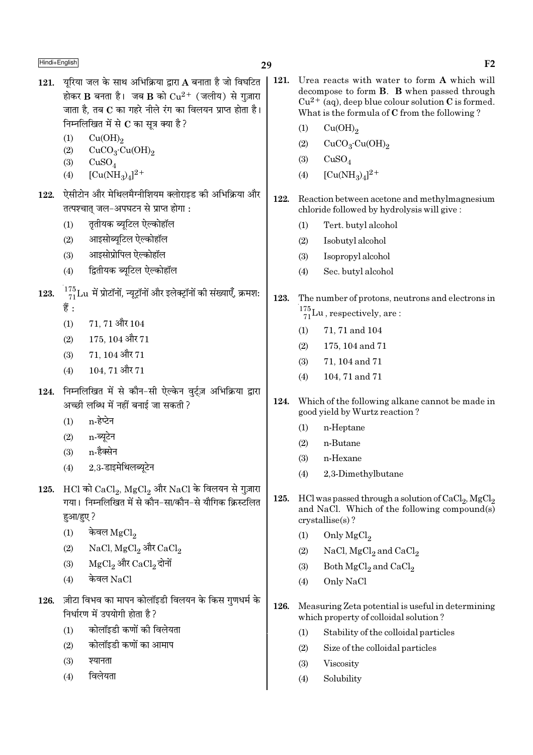121. यूरिया जल के साथ अभिक्रिया द्वारा **A** बनाता है जो विघटित होकर **B** बनता है। जब **B** को $Cu^{2+}$ (जलीय) से गुज़ारा जाता है, तब **C** का गहरे नीले रंग का विलयन प्राप्त होता है। निम्नलिखित में से **C** का सूत्र क्या है ?

(1) $Cu(OH)_2$
(2) $CuCO_3 \cdot Cu(OH)_2$
(3) $CuSO_4$
(4) $[Cu(NH_3)_4]^{2+}$

122. ऐसीटोन और मेथिलमैग्नीशियम क्लोराइड की अभिक्रिया और तत्पश्चात् जल-अपघटन से प्राप्त होगा :

(1) तृतीयक ब्यूटिल ऐल्कोहॉल
(2) आइसोब्यूटिल ऐल्कोहॉल
(3) आइसोप्रोपिल ऐल्कोहॉल
(4) द्वितीयक ब्यूटिल ऐल्कोहॉल

123. $^{175}_{71}Lu$ में प्रोटॉनों, न्यूट्रॉनों और इलेक्ट्रॉनों की संख्याएँ, क्रमश: हैं :

(1) 71, 71 और 104
(2) 175, 104 और 71
(3) 71, 104 और 71
(4) 104, 71 और 71

124. निम्नलिखित में से कौन-सी ऐल्केन वुर्ट्ज़ अभिक्रिया द्वारा अच्छी लब्धि में नहीं बनाई जा सकती ?

(1) n-हेप्टेन
(2) n-ब्यूटेन
(3) n-हैक्सेन
(4) 2,3-डाइमेथिलब्यूटेन

125. HCl को $CaCl_2$, $MgCl_2$ और NaCl के विलयन से गुज़ारा गया। निम्नलिखित में से कौन-सा/कौन-से यौगिक क्रिस्टलित हुआ/हुए ?

(1) केवल $MgCl_2$
(2) NaCl, $MgCl_2$ और $CaCl_2$
(3) $MgCl_2$ और $CaCl_2$ दोनों
(4) केवल NaCl

126. ज़ीटा विभव का मापन कोलॉइडी विलयन के किस गुणधर्म के निर्धारण में उपयोगी होता है ?

(1) कोलॉइडी कणों की विलेयता
(2) कोलॉइडी कणों का आमाप
(3) श्यानता
(4) विलेयता

121. Urea reacts with water to form **A** which will decompose to form **B**. **B** when passed through $Cu^{2+}$ (aq), deep blue colour solution **C** is formed. What is the formula of **C** from the following ?

(1) $Cu(OH)_2$
(2) $CuCO_3 \cdot Cu(OH)_2$
(3) $CuSO_4$
(4) $[Cu(NH_3)_4]^{2+}$

122. Reaction between acetone and methylmagnesium chloride followed by hydrolysis will give :

(1) Tert. butyl alcohol
(2) Isobutyl alcohol
(3) Isopropyl alcohol
(4) Sec. butyl alcohol

123. The number of protons, neutrons and electrons in $^{175}_{71}Lu$, respectively, are :

(1) 71, 71 and 104
(2) 175, 104 and 71
(3) 71, 104 and 71
(4) 104, 71 and 71

124. Which of the following alkane cannot be made in good yield by Wurtz reaction ?

(1) n-Heptane
(2) n-Butane
(3) n-Hexane
(4) 2,3-Dimethylbutane

125. HCl was passed through a solution of $CaCl_2$, $MgCl_2$ and NaCl. Which of the following compound(s) crystallise(s) ?

(1) Only $MgCl_2$
(2) NaCl, $MgCl_2$ and $CaCl_2$
(3) Both $MgCl_2$ and $CaCl_2$
(4) Only NaCl

126. Measuring Zeta potential is useful in determining which property of colloidal solution ?

(1) Stability of the colloidal particles
(2) Size of the colloidal particles
(3) Viscosity
(4) Solubility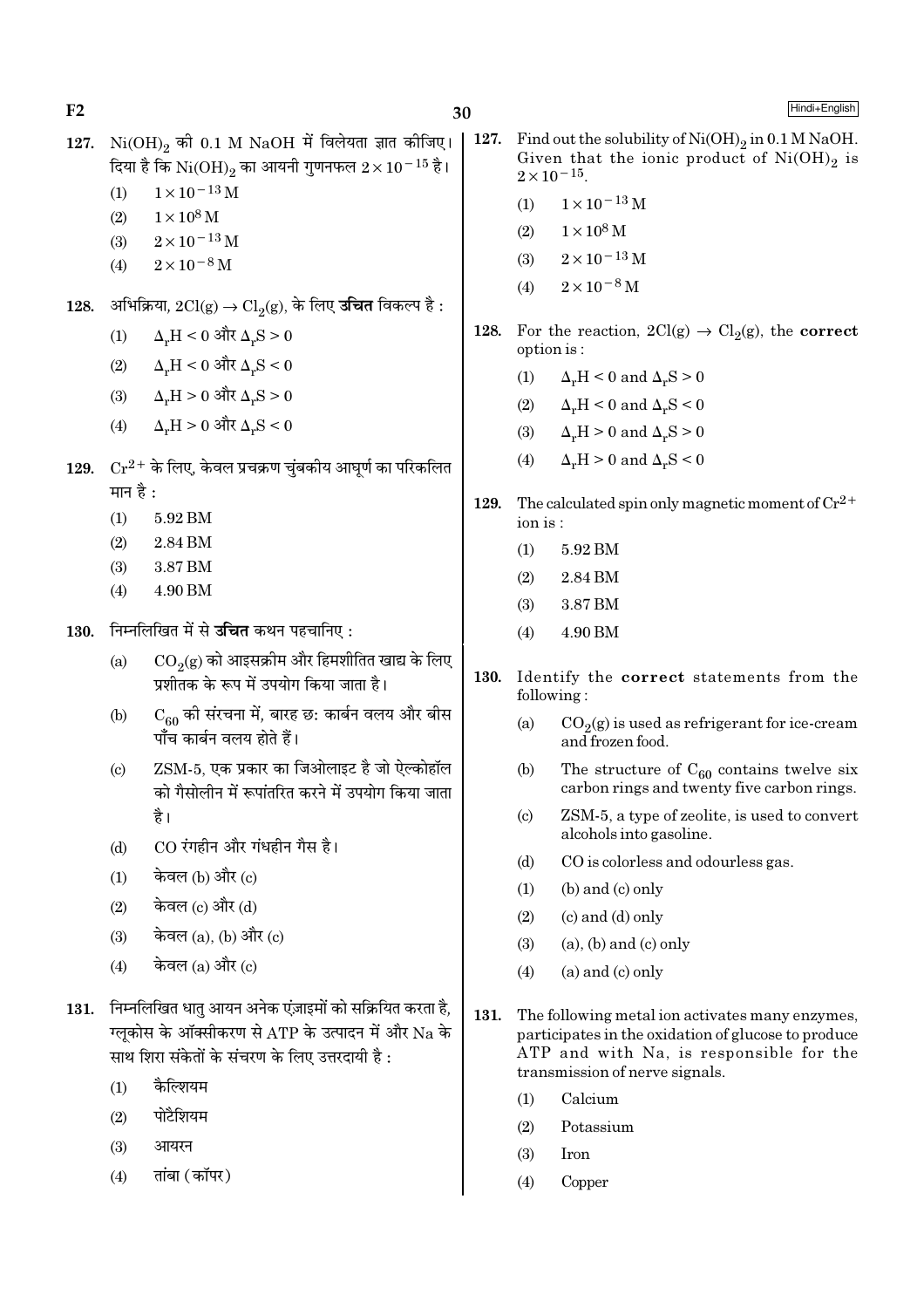127. $Ni(OH)_2$ की 0.1 M NaOH में विलेयता ज्ञात कीजिए। दिया है कि $Ni(OH)_2$ का आयनी गुणनफल $2\times10^{-15}$ है।

(1) $1\times10^{-13}$ M

(2) $1\times10^{8}$ M

(3) $2\times10^{-13}$ M

(4) $2\times10^{-8}$ M

128. अभिक्रिया, $2Cl(g) \rightarrow Cl_2(g)$, के लिए **उचित** विकल्प है :

(1) $\Delta_r H < 0$ और $\Delta_r S > 0$

(2) $\Delta_r H < 0$ और $\Delta_r S < 0$

(3) $\Delta_r H > 0$ और $\Delta_r S > 0$

(4) $\Delta_r H > 0$ और $\Delta_r S < 0$

129. $Cr^{2+}$ के लिए, केवल प्रचक्रण चुंबकीय आघूर्ण का परिकलित मान है :

(1) 5.92 BM

(2) 2.84 BM

(3) 3.87 BM

(4) 4.90 BM

130. निम्नलिखित में से **उचित** कथन पहचानिए :

(a) $CO_2(g)$ को आइसक्रीम और हिमशीतित खाद्य के लिए प्रशीतक के रूप में उपयोग किया जाता है।

(b) $C_{60}$ की संरचना में, बारह छः कार्बन वलय और बीस पाँच कार्बन वलय होते हैं।

(c) ZSM-5, एक प्रकार का जिओलाइट है जो ऐल्कोहॉल को गैसोलीन में रूपांतरित करने में उपयोग किया जाता है।

(d) CO रंगहीन और गंधहीन गैस है।

(1) केवल (b) और (c)

(2) केवल (c) और (d)

(3) केवल (a), (b) और (c)

(4) केवल (a) और (c)

131. निम्नलिखित धातु आयन अनेक एंज़ाइमों को सक्रियित करता है, ग्लूकोस के ऑक्सीकरण से ATP के उत्पादन में और Na के साथ शिरा संकेतों के संचरण के लिए उत्तरदायी है :

(1) कैल्शियम

(2) पोटैशियम

(3) आयरन

(4) तांबा (कॉपर)

127. Find out the solubility of $Ni(OH)_2$ in 0.1 M NaOH. Given that the ionic product of $Ni(OH)_2$ is $2\times10^{-15}$.

(1) $1\times10^{-13}$ M

(2) $1\times10^{8}$ M

(3) $2\times10^{-13}$ M

(4) $2\times10^{-8}$ M

128. For the reaction, $2Cl(g) \rightarrow Cl_2(g)$, the **correct** option is :

(1) $\Delta_r H < 0$ and $\Delta_r S > 0$

(2) $\Delta_r H < 0$ and $\Delta_r S < 0$

(3) $\Delta_r H > 0$ and $\Delta_r S > 0$

(4) $\Delta_r H > 0$ and $\Delta_r S < 0$

129. The calculated spin only magnetic moment of $Cr^{2+}$ ion is :

(1) 5.92 BM

(2) 2.84 BM

(3) 3.87 BM

(4) 4.90 BM

130. Identify the **correct** statements from the following :

(a) $CO_2(g)$ is used as refrigerant for ice-cream and frozen food.

(b) The structure of $C_{60}$ contains twelve six carbon rings and twenty five carbon rings.

(c) ZSM-5, a type of zeolite, is used to convert alcohols into gasoline.

(d) CO is colorless and odourless gas.

(1) (b) and (c) only

(2) (c) and (d) only

(3) (a), (b) and (c) only

(4) (a) and (c) only

131. The following metal ion activates many enzymes, participates in the oxidation of glucose to produce ATP and with Na, is responsible for the transmission of nerve signals.

(1) Calcium

(2) Potassium

(3) Iron

(4) Copper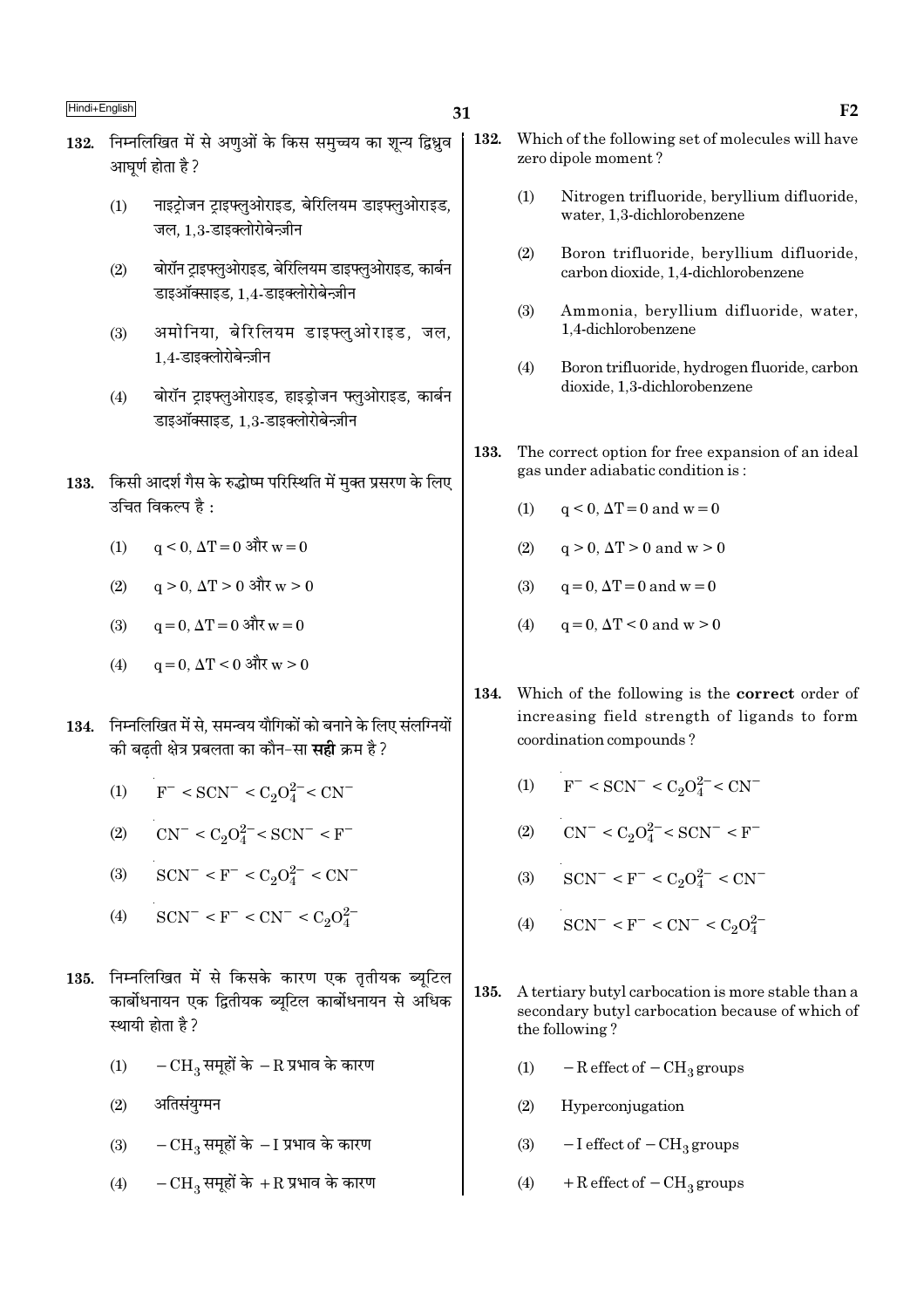132. निम्नलिखित में से अणुओं के किस समुच्चय का शून्य द्विध्रुव आघूर्ण होता है ?

(1) नाइट्रोजन ट्राइफ्लुओराइड, बेरिलियम डाइफ्लुओराइड, जल, 1,3-डाइक्लोरोबेन्ज़ीन

(2) बोरॉन ट्राइफ्लुओराइड, बेरिलियम डाइफ्लुओराइड, कार्बन डाइऑक्साइड, 1,4-डाइक्लोरोबेन्ज़ीन

(3) अमोनिया, बेरिलियम डाइफ्लुओराइड, जल, 1,4-डाइक्लोरोबेन्ज़ीन

(4) बोरॉन ट्राइफ्लुओराइड, हाइड्रोजन फ्लुओराइड, कार्बन डाइऑक्साइड, 1,3-डाइक्लोरोबेन्ज़ीन

133. किसी आदर्श गैस के रुद्धोष्म परिस्थिति में मुक्त प्रसरण के लिए उचित विकल्प है :

(1) $q < 0, \Delta T = 0$ और $w = 0$

(2) $q > 0, \Delta T > 0$ और $w > 0$

(3) $q = 0, \Delta T = 0$ और $w = 0$

(4) $q = 0, \Delta T < 0$ और $w > 0$

134. निम्नलिखित में से, समन्वय यौगिकों को बनाने के लिए संलग्नियों की बढ़ती क्षेत्र प्रबलता का कौन-सा **सही** क्रम है ?

(1) $F^- < SCN^- < C_2O_4^{2-} < CN^-$

(2) $CN^- < C_2O_4^{2-} < SCN^- < F^-$

(3) $SCN^- < F^- < C_2O_4^{2-} < CN^-$

(4) $SCN^- < F^- < CN^- < C_2O_4^{2-}$

135. निम्नलिखित में से किसके कारण एक तृतीयक ब्यूटिल कार्बोधनायन एक द्वितीयक ब्यूटिल कार्बोधनायन से अधिक स्थायी होता है ?

(1) $-CH_3$ समूहों के $-R$ प्रभाव के कारण

(2) अतिसंयुग्मन

(3) $-CH_3$ समूहों के $-I$ प्रभाव के कारण

(4) $-CH_3$ समूहों के $+R$ प्रभाव के कारण

132. Which of the following set of molecules will have zero dipole moment ?

(1) Nitrogen trifluoride, beryllium difluoride, water, 1,3-dichlorobenzene

(2) Boron trifluoride, beryllium difluoride, carbon dioxide, 1,4-dichlorobenzene

(3) Ammonia, beryllium difluoride, water, 1,4-dichlorobenzene

(4) Boron trifluoride, hydrogen fluoride, carbon dioxide, 1,3-dichlorobenzene

133. The correct option for free expansion of an ideal gas under adiabatic condition is :

(1) $q < 0, \Delta T = 0$ and $w = 0$

(2) $q > 0, \Delta T > 0$ and $w > 0$

(3) $q = 0, \Delta T = 0$ and $w = 0$

(4) $q = 0, \Delta T < 0$ and $w > 0$

134. Which of the following is the **correct** order of increasing field strength of ligands to form coordination compounds ?

(1) $F^- < SCN^- < C_2O_4^{2-} < CN^-$

(2) $CN^- < C_2O_4^{2-} < SCN^- < F^-$

(3) $SCN^- < F^- < C_2O_4^{2-} < CN^-$

(4) $SCN^- < F^- < CN^- < C_2O_4^{2-}$

135. A tertiary butyl carbocation is more stable than a secondary butyl carbocation because of which of the following ?

(1) $-R$ effect of $-CH_3$ groups

(2) Hyperconjugation

(3) $-I$ effect of $-CH_3$ groups

(4) $+R$ effect of $-CH_3$ groups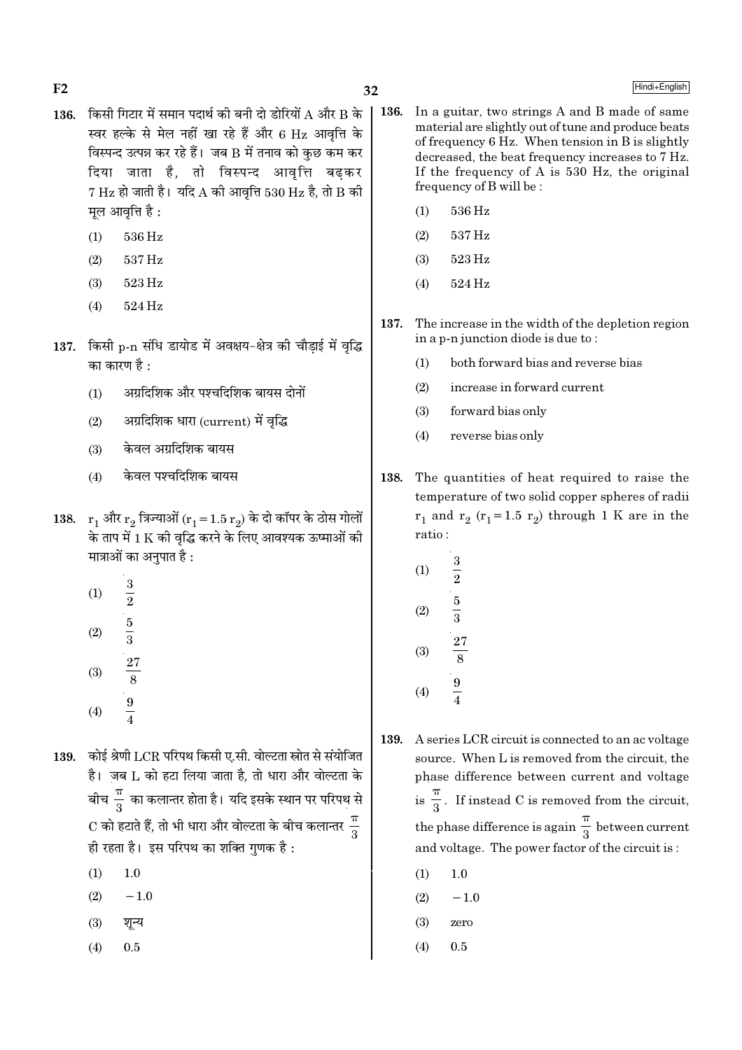136. किसी गिटार में समान पदार्थ की बनी दो डोरियों A और B के स्वर हल्के से मेल नहीं खा रहे हैं और 6 Hz आवृत्ति के विस्पन्द उत्पन्न कर रहे हैं। जब B में तनाव को कुछ कम कर दिया जाता है, तो विस्पन्द आवृत्ति बढ़कर 7 Hz हो जाती है। यदि A की आवृत्ति 530 Hz है, तो B की मूल आवृत्ति है :

(1) 536 Hz

(2) 537 Hz

(3) 523 Hz

(4) 524 Hz

137. किसी p-n संधि डायोड में अवक्षय-क्षेत्र की चौड़ाई में वृद्धि का कारण है :

(1) अग्रदिशिक और पश्चदिशिक बायस दोनों

(2) अग्रदिशिक धारा (current) में वृद्धि

(3) केवल अग्रदिशिक बायस

(4) केवल पश्चदिशिक बायस

138. $r_1$ और $r_2$ त्रिज्याओं ($r_1 = 1.5\ r_2$) के दो कॉपर के ठोस गोलों के ताप में 1 K की वृद्धि करने के लिए आवश्यक ऊष्माओं की मात्राओं का अनुपात है :

(1) $\frac{3}{2}$

(2) $\frac{5}{3}$

(3) $\frac{27}{8}$

(4) $\frac{9}{4}$

139. कोई श्रेणी LCR परिपथ किसी ए.सी. वोल्टता स्रोत से संयोजित है। जब L को हटा लिया जाता है, तो धारा और वोल्टता के बीच $\frac{\pi}{3}$ का कलान्तर होता है। यदि इसके स्थान पर परिपथ से C को हटाते हैं, तो भी धारा और वोल्टता के बीच कलान्तर $\frac{\pi}{3}$ ही रहता है। इस परिपथ का शक्ति गुणक है :

(1) 1.0

(2) $-1.0$

(3) शून्य

(4) 0.5

136. In a guitar, two strings A and B made of same material are slightly out of tune and produce beats of frequency 6 Hz. When tension in B is slightly decreased, the beat frequency increases to 7 Hz. If the frequency of A is 530 Hz, the original frequency of B will be :

(1) 536 Hz

(2) 537 Hz

(3) 523 Hz

(4) 524 Hz

137. The increase in the width of the depletion region in a p-n junction diode is due to :

(1) both forward bias and reverse bias

(2) increase in forward current

(3) forward bias only

(4) reverse bias only

138. The quantities of heat required to raise the temperature of two solid copper spheres of radii $r_1$ and $r_2$ ($r_1 = 1.5\ r_2$) through 1 K are in the ratio :

(1) $\frac{3}{2}$

(2) $\frac{5}{3}$

(3) $\frac{27}{8}$

(4) $\frac{9}{4}$

139. A series LCR circuit is connected to an ac voltage source. When L is removed from the circuit, the phase difference between current and voltage is $\frac{\pi}{3}$. If instead C is removed from the circuit, the phase difference is again $\frac{\pi}{3}$ between current and voltage. The power factor of the circuit is :

(1) 1.0

(2) $-1.0$

(3) zero

(4) 0.5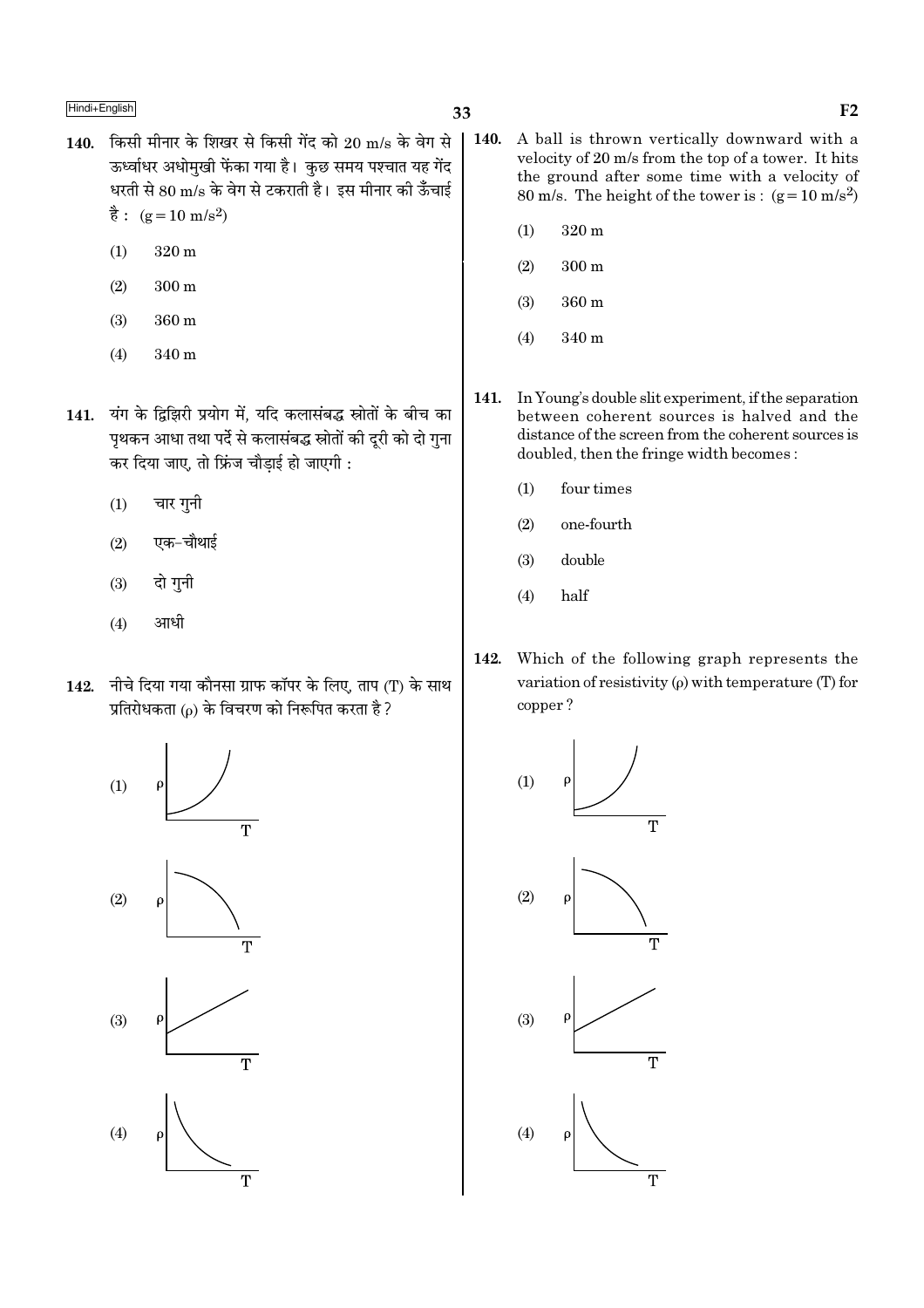140. किसी मीनार के शिखर से किसी गेंद को 20 m/s के वेग से ऊर्ध्वाधर अधोमुखी फेंका गया है। कुछ समय पश्चात यह गेंद धरती से 80 m/s के वेग से टकराती है। इस मीनार की ऊँचाई है : ($g = 10\ m/s^2$)

(1) 320 m

(2) 300 m

(3) 360 m

(4) 340 m

141. यंग के द्विझिरी प्रयोग में, यदि कलासंबद्ध स्रोतों के बीच का पृथकन आधा तथा पर्दे से कलासंबद्ध स्रोतों की दूरी को दो गुना कर दिया जाए, तो फ्रिंज चौड़ाई हो जाएगी :

(1) चार गुनी

(2) एक-चौथाई

(3) दो गुनी

(4) आधी

142. नीचे दिया गया कौनसा ग्राफ कॉपर के लिए, ताप (T) के साथ प्रतिरोधकता (ρ) के विचरण को निरूपित करता है?

(1)

(2)

(3)

(4)

140. A ball is thrown vertically downward with a velocity of 20 m/s from the top of a tower. It hits the ground after some time with a velocity of 80 m/s. The height of the tower is : ($g = 10\ m/s^2$)

(1) 320 m

(2) 300 m

(3) 360 m

(4) 340 m

141. In Young's double slit experiment, if the separation between coherent sources is halved and the distance of the screen from the coherent sources is doubled, then the fringe width becomes :

(1) four times

(2) one-fourth

(3) double

(4) half

142. Which of the following graph represents the variation of resistivity (ρ) with temperature (T) for copper ?

(1)

(2)

(3)

(4)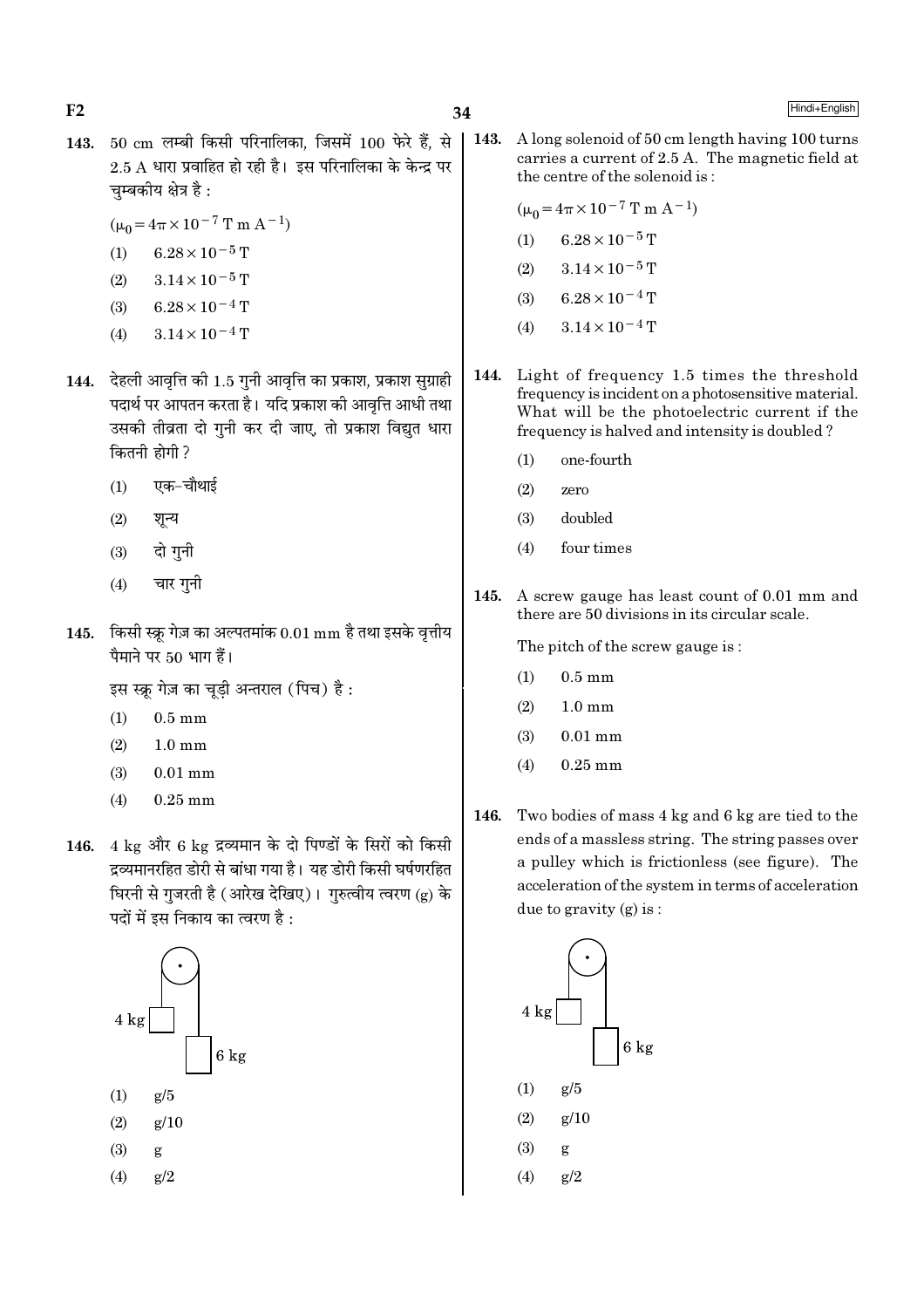143. 50 cm लम्बी किसी परिनालिका, जिसमें 100 फेरे हैं, से 2.5 A धारा प्रवाहित हो रही है। इस परिनालिका के केन्द्र पर चुम्बकीय क्षेत्र है :

($\mu_0 = 4\pi \times 10^{-7}$ T m A$^{-1}$)

(1) $6.28 \times 10^{-5}$ T
(2) $3.14 \times 10^{-5}$ T
(3) $6.28 \times 10^{-4}$ T
(4) $3.14 \times 10^{-4}$ T

144. देहली आवृत्ति की 1.5 गुनी आवृत्ति का प्रकाश, प्रकाश सुग्राही पदार्थ पर आपतन करता है। यदि प्रकाश की आवृत्ति आधी तथा उसकी तीव्रता दो गुनी कर दी जाए, तो प्रकाश विद्युत धारा कितनी होगी ?

(1) एक-चौथाई
(2) शून्य
(3) दो गुनी
(4) चार गुनी

145. किसी स्क्रू गेज़ का अल्पतमांक 0.01 mm है तथा इसके वृत्तीय पैमाने पर 50 भाग हैं।

इस स्क्रू गेज़ का चूड़ी अन्तराल (पिच) है :

(1) 0.5 mm
(2) 1.0 mm
(3) 0.01 mm
(4) 0.25 mm

146. 4 kg और 6 kg द्रव्यमान के दो पिण्डों के सिरों को किसी द्रव्यमानरहित डोरी से बांधा गया है। यह डोरी किसी घर्षणरहित घिरनी से गुजरती है (आरेख देखिए)। गुरुत्वीय त्वरण (g) के पदों में इस निकाय का त्वरण है :

(1) g/5
(2) g/10
(3) g
(4) g/2

143. A long solenoid of 50 cm length having 100 turns carries a current of 2.5 A. The magnetic field at the centre of the solenoid is :

($\mu_0 = 4\pi \times 10^{-7}$ T m A$^{-1}$)

(1) $6.28 \times 10^{-5}$ T
(2) $3.14 \times 10^{-5}$ T
(3) $6.28 \times 10^{-4}$ T
(4) $3.14 \times 10^{-4}$ T

144. Light of frequency 1.5 times the threshold frequency is incident on a photosensitive material. What will be the photoelectric current if the frequency is halved and intensity is doubled ?

(1) one-fourth
(2) zero
(3) doubled
(4) four times

145. A screw gauge has least count of 0.01 mm and there are 50 divisions in its circular scale.

The pitch of the screw gauge is :

(1) 0.5 mm
(2) 1.0 mm
(3) 0.01 mm
(4) 0.25 mm

146. Two bodies of mass 4 kg and 6 kg are tied to the ends of a massless string. The string passes over a pulley which is frictionless (see figure). The acceleration of the system in terms of acceleration due to gravity (g) is :

(1) g/5
(2) g/10
(3) g
(4) g/2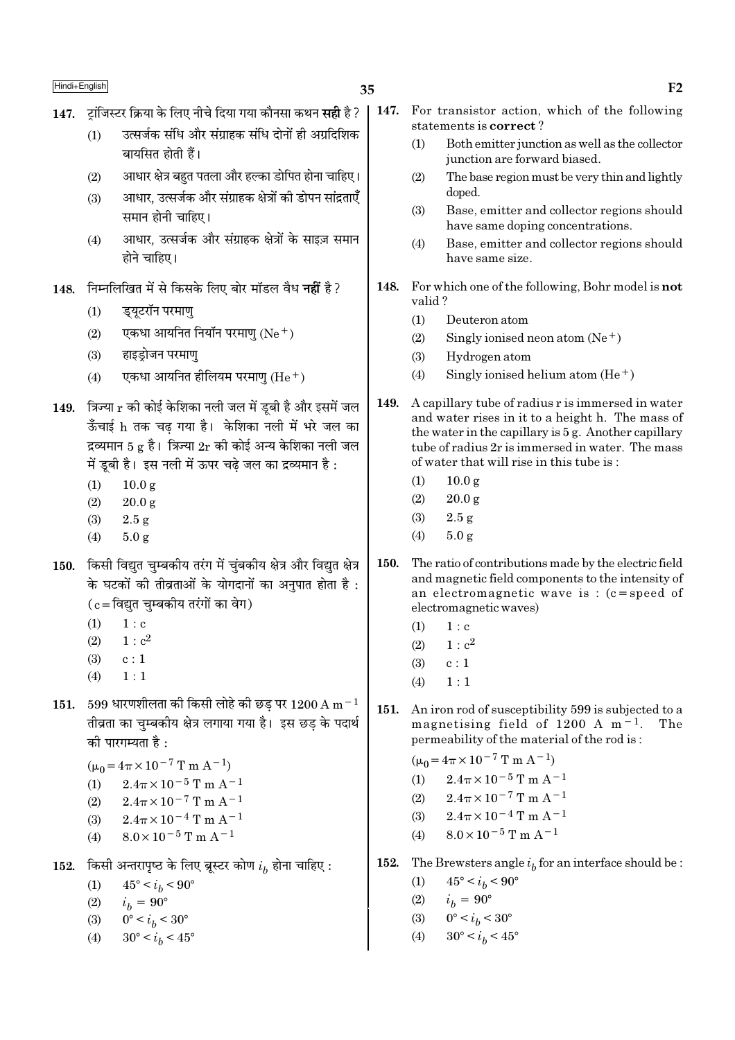147. ट्रांजिस्टर क्रिया के लिए नीचे दिया गया कौनसा कथन **सही** है ?

(1) उत्सर्जक संधि और संग्राहक संधि दोनों ही अग्रदिशिक बायसित होती हैं।

(2) आधार क्षेत्र बहुत पतला और हल्का डोपित होना चाहिए।

(3) आधार, उत्सर्जक और संग्राहक क्षेत्रों की डोपन सांद्रताएँ समान होनी चाहिए।

(4) आधार, उत्सर्जक और संग्राहक क्षेत्रों के साइज़ समान होने चाहिए।

148. निम्नलिखित में से किसके लिए बोर मॉडल वैध **नहीं** है ?

(1) ड्यूटरॉन परमाणु

(2) एकधा आयनित नियॉन परमाणु ($Ne^+$)

(3) हाइड्रोजन परमाणु

(4) एकधा आयनित हीलियम परमाणु ($He^+$)

149. त्रिज्या r की कोई केशिका नली जल में डूबी है और इसमें जल ऊँचाई h तक चढ़ गया है। केशिका नली में भरे जल का द्रव्यमान 5 g है। त्रिज्या 2r की कोई अन्य केशिका नली जल में डूबी है। इस नली में ऊपर चढ़े जल का द्रव्यमान है :

(1) 10.0 g

(2) 20.0 g

(3) 2.5 g

(4) 5.0 g

150. किसी विद्युत चुम्बकीय तरंग में चुंबकीय क्षेत्र और विद्युत क्षेत्र के घटकों की तीव्रताओं के योगदानों का अनुपात होता है : (c = विद्युत चुम्बकीय तरंगों का वेग)

(1) $1 : c$

(2) $1 : c^2$

(3) $c : 1$

(4) $1 : 1$

151. 599 धारणशीलता की किसी लोहे की छड़ पर $1200 \text{ A m}^{-1}$ तीव्रता का चुम्बकीय क्षेत्र लगाया गया है। इस छड़ के पदार्थ की पारगम्यता है :

($\mu_0 = 4\pi \times 10^{-7} \text{ T m A}^{-1}$)

(1) $2.4\pi \times 10^{-5} \text{ T m A}^{-1}$

(2) $2.4\pi \times 10^{-7} \text{ T m A}^{-1}$

(3) $2.4\pi \times 10^{-4} \text{ T m A}^{-1}$

(4) $8.0 \times 10^{-5} \text{ T m A}^{-1}$

152. किसी अन्तरापृष्ठ के लिए ब्रूस्टर कोण $i_b$ होना चाहिए :

(1) $45° < i_b < 90°$

(2) $i_b = 90°$

(3) $0° < i_b < 30°$

(4) $30° < i_b < 45°$

147. For transistor action, which of the following statements is **correct** ?

(1) Both emitter junction as well as the collector junction are forward biased.

(2) The base region must be very thin and lightly doped.

(3) Base, emitter and collector regions should have same doping concentrations.

(4) Base, emitter and collector regions should have same size.

148. For which one of the following, Bohr model is **not** valid ?

(1) Deuteron atom

(2) Singly ionised neon atom ($Ne^+$)

(3) Hydrogen atom

(4) Singly ionised helium atom ($He^+$)

149. A capillary tube of radius r is immersed in water and water rises in it to a height h. The mass of the water in the capillary is 5 g. Another capillary tube of radius 2r is immersed in water. The mass of water that will rise in this tube is :

(1) 10.0 g

(2) 20.0 g

(3) 2.5 g

(4) 5.0 g

150. The ratio of contributions made by the electric field and magnetic field components to the intensity of an electromagnetic wave is : (c = speed of electromagnetic waves)

(1) $1 : c$

(2) $1 : c^2$

(3) $c : 1$

(4) $1 : 1$

151. An iron rod of susceptibility 599 is subjected to a magnetising field of $1200 \text{ A m}^{-1}$. The permeability of the material of the rod is :

($\mu_0 = 4\pi \times 10^{-7} \text{ T m A}^{-1}$)

(1) $2.4\pi \times 10^{-5} \text{ T m A}^{-1}$

(2) $2.4\pi \times 10^{-7} \text{ T m A}^{-1}$

(3) $2.4\pi \times 10^{-4} \text{ T m A}^{-1}$

(4) $8.0 \times 10^{-5} \text{ T m A}^{-1}$

152. The Brewsters angle $i_b$ for an interface should be :

(1) $45° < i_b < 90°$

(2) $i_b = 90°$

(3) $0° < i_b < 30°$

(4) $30° < i_b < 45°$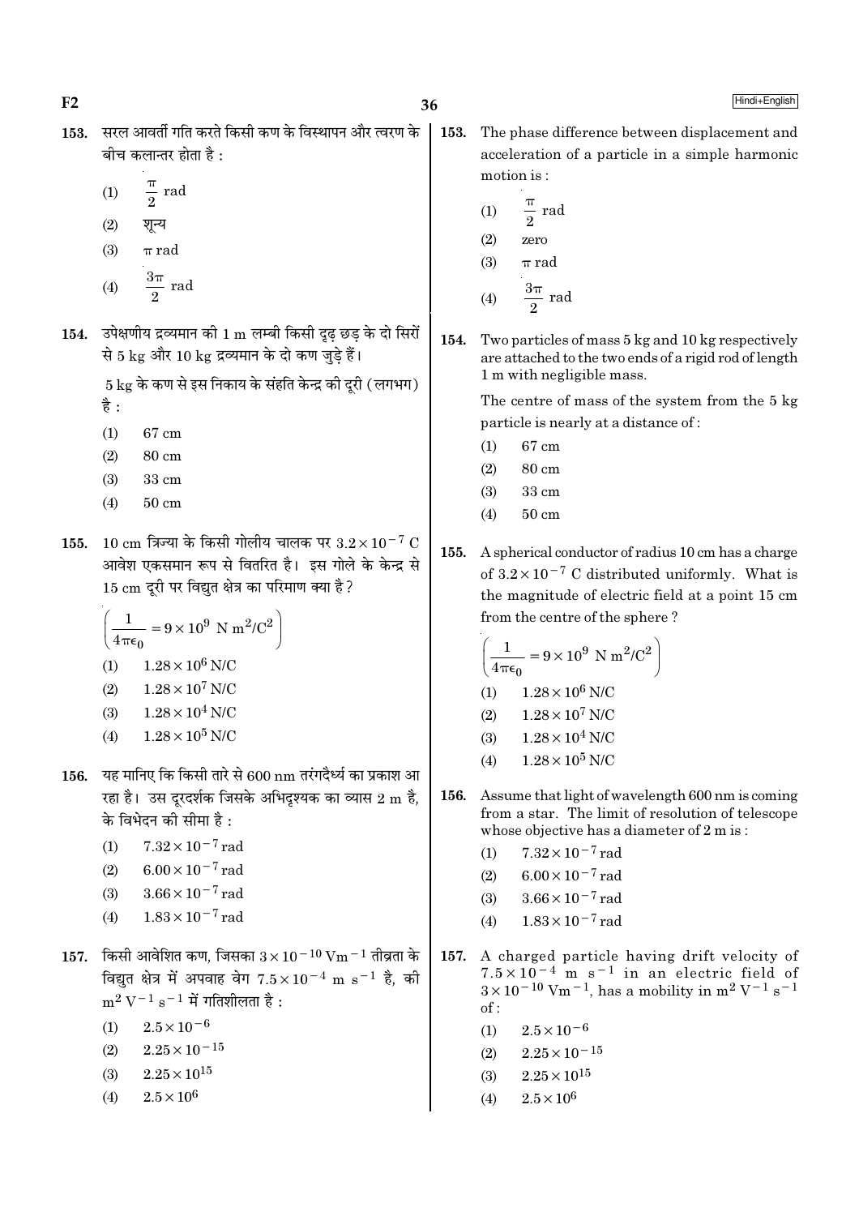153. सरल आवर्ती गति करते किसी कण के विस्थापन और त्वरण के बीच कलान्तर होता है :

(1) $\frac{\pi}{2}$ rad
(2) शून्य
(3) $\pi$ rad
(4) $\frac{3\pi}{2}$ rad

154. उपेक्षणीय द्रव्यमान की 1 m लम्बी किसी दृढ़ छड़ के दो सिरों से 5 kg और 10 kg द्रव्यमान के दो कण जुड़े हैं।

5 kg के कण से इस निकाय के संहति केन्द्र की दूरी (लगभग) है :

(1) 67 cm
(2) 80 cm
(3) 33 cm
(4) 50 cm

155. 10 cm त्रिज्या के किसी गोलीय चालक पर $3.2 \times 10^{-7}$ C आवेश एकसमान रूप से वितरित है। इस गोले के केन्द्र से 15 cm दूरी पर विद्युत क्षेत्र का परिमाण क्या है?

$\left(\frac{1}{4\pi\epsilon_0} = 9 \times 10^9 \text{ N m}^2/\text{C}^2\right)$

(1) $1.28 \times 10^6$ N/C
(2) $1.28 \times 10^7$ N/C
(3) $1.28 \times 10^4$ N/C
(4) $1.28 \times 10^5$ N/C

156. यह मानिए कि किसी तारे से 600 nm तरंगदैर्ध्य का प्रकाश आ रहा है। उस दूरदर्शक जिसके अभिदृश्यक का व्यास 2 m है, के विभेदन की सीमा है :

(1) $7.32 \times 10^{-7}$ rad
(2) $6.00 \times 10^{-7}$ rad
(3) $3.66 \times 10^{-7}$ rad
(4) $1.83 \times 10^{-7}$ rad

157. किसी आवेशित कण, जिसका $3 \times 10^{-10}$ $\text{Vm}^{-1}$ तीव्रता के विद्युत क्षेत्र में अपवाह वेग $7.5 \times 10^{-4}$ m $\text{s}^{-1}$ है, की $\text{m}^2 \text{ V}^{-1} \text{ s}^{-1}$ में गतिशीलता है :

(1) $2.5 \times 10^{-6}$
(2) $2.25 \times 10^{-15}$
(3) $2.25 \times 10^{15}$
(4) $2.5 \times 10^{6}$

153. The phase difference between displacement and acceleration of a particle in a simple harmonic motion is :

(1) $\frac{\pi}{2}$ rad
(2) zero
(3) $\pi$ rad
(4) $\frac{3\pi}{2}$ rad

154. Two particles of mass 5 kg and 10 kg respectively are attached to the two ends of a rigid rod of length 1 m with negligible mass.

The centre of mass of the system from the 5 kg particle is nearly at a distance of :

(1) 67 cm
(2) 80 cm
(3) 33 cm
(4) 50 cm

155. A spherical conductor of radius 10 cm has a charge of $3.2 \times 10^{-7}$ C distributed uniformly. What is the magnitude of electric field at a point 15 cm from the centre of the sphere ?

$\left(\frac{1}{4\pi\epsilon_0} = 9 \times 10^9 \text{ N m}^2/\text{C}^2\right)$

(1) $1.28 \times 10^6$ N/C
(2) $1.28 \times 10^7$ N/C
(3) $1.28 \times 10^4$ N/C
(4) $1.28 \times 10^5$ N/C

156. Assume that light of wavelength 600 nm is coming from a star. The limit of resolution of telescope whose objective has a diameter of 2 m is :

(1) $7.32 \times 10^{-7}$ rad
(2) $6.00 \times 10^{-7}$ rad
(3) $3.66 \times 10^{-7}$ rad
(4) $1.83 \times 10^{-7}$ rad

157. A charged particle having drift velocity of $7.5 \times 10^{-4}$ m $\text{s}^{-1}$ in an electric field of $3 \times 10^{-10}$ $\text{Vm}^{-1}$, has a mobility in $\text{m}^2 \text{ V}^{-1} \text{ s}^{-1}$ of :

(1) $2.5 \times 10^{-6}$
(2) $2.25 \times 10^{-15}$
(3) $2.25 \times 10^{15}$
(4) $2.5 \times 10^{6}$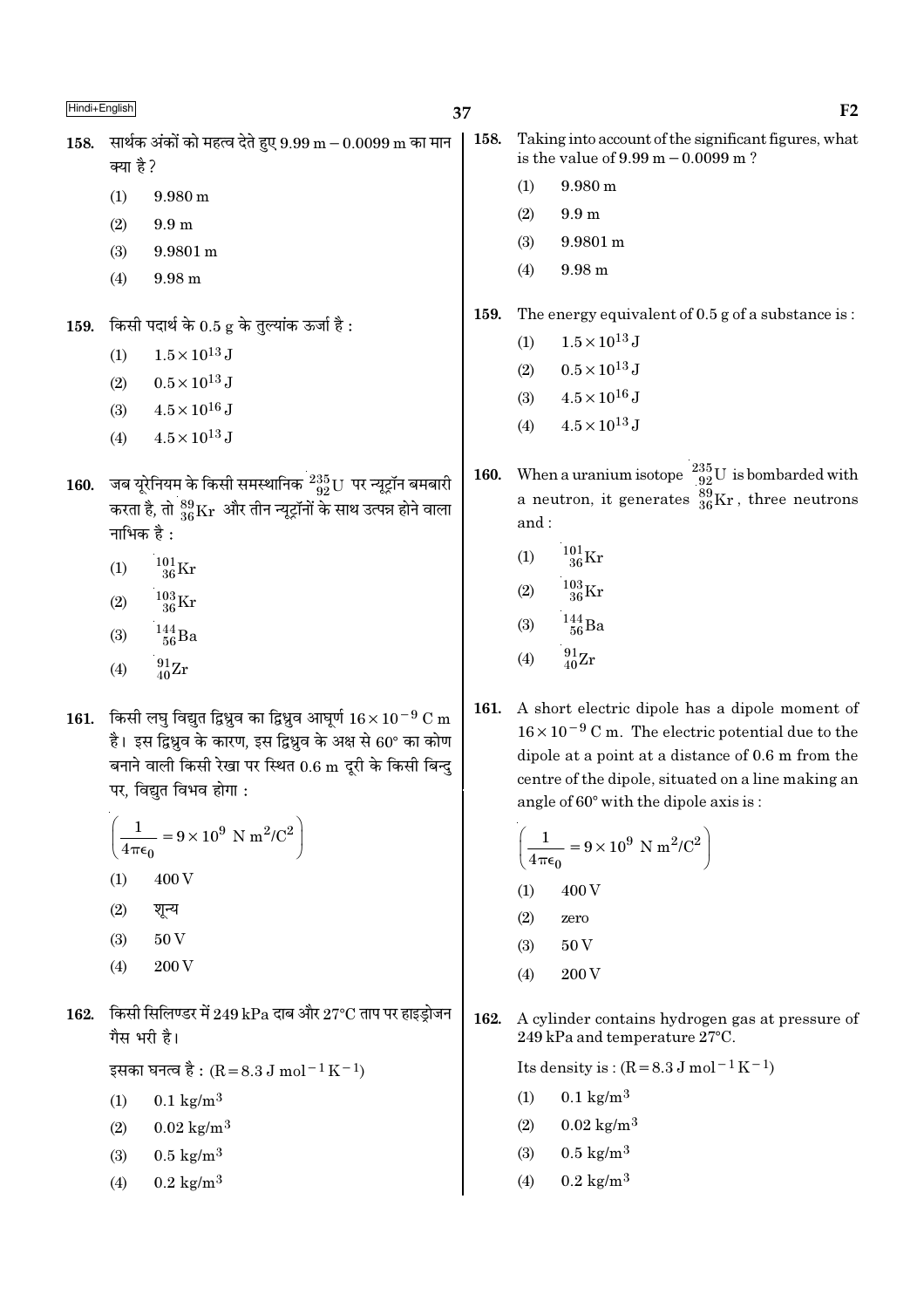158. सार्थक अंकों को महत्व देते हुए 9.99 m – 0.0099 m का मान क्या है ?

(1) 9.980 m
(2) 9.9 m
(3) 9.9801 m
(4) 9.98 m

159. किसी पदार्थ के 0.5 g के तुल्यांक ऊर्जा है :

(1) $1.5 \times 10^{13}$ J
(2) $0.5 \times 10^{13}$ J
(3) $4.5 \times 10^{16}$ J
(4) $4.5 \times 10^{13}$ J

160. जब यूरेनियम के किसी समस्थानिक $^{235}_{92}U$ पर न्यूट्रॉन बमबारी करता है, तो $^{89}_{36}Kr$ और तीन न्यूट्रॉनों के साथ उत्पन्न होने वाला नाभिक है :

(1) $^{101}_{36}Kr$
(2) $^{103}_{36}Kr$
(3) $^{144}_{56}Ba$
(4) $^{91}_{40}Zr$

161. किसी लघु विद्युत द्विध्रुव का द्विध्रुव आघूर्ण $16 \times 10^{-9}$ C m है। इस द्विध्रुव के कारण, इस द्विध्रुव के अक्ष से 60° का कोण बनाने वाली किसी रेखा पर स्थित 0.6 m दूरी के किसी बिन्दु पर, विद्युत विभव होगा :

$\left(\frac{1}{4\pi\epsilon_0} = 9 \times 10^9 \text{ N m}^2/\text{C}^2\right)$

(1) 400 V
(2) शून्य
(3) 50 V
(4) 200 V

162. किसी सिलिण्डर में 249 kPa दाब और 27°C ताप पर हाइड्रोजन गैस भरी है।

इसका घनत्व है : ($R = 8.3 \text{ J mol}^{-1} \text{K}^{-1}$)

(1) $0.1 \text{ kg/m}^3$
(2) $0.02 \text{ kg/m}^3$
(3) $0.5 \text{ kg/m}^3$
(4) $0.2 \text{ kg/m}^3$

158. Taking into account of the significant figures, what is the value of 9.99 m – 0.0099 m ?

(1) 9.980 m
(2) 9.9 m
(3) 9.9801 m
(4) 9.98 m

159. The energy equivalent of 0.5 g of a substance is :

(1) $1.5 \times 10^{13}$ J
(2) $0.5 \times 10^{13}$ J
(3) $4.5 \times 10^{16}$ J
(4) $4.5 \times 10^{13}$ J

160. When a uranium isotope $^{235}_{92}U$ is bombarded with a neutron, it generates $^{89}_{36}Kr$, three neutrons and :

(1) $^{101}_{36}Kr$
(2) $^{103}_{36}Kr$
(3) $^{144}_{56}Ba$
(4) $^{91}_{40}Zr$

161. A short electric dipole has a dipole moment of $16 \times 10^{-9}$ C m. The electric potential due to the dipole at a point at a distance of 0.6 m from the centre of the dipole, situated on a line making an angle of 60° with the dipole axis is :

$\left(\frac{1}{4\pi\epsilon_0} = 9 \times 10^9 \text{ N m}^2/\text{C}^2\right)$

(1) 400 V
(2) zero
(3) 50 V
(4) 200 V

162. A cylinder contains hydrogen gas at pressure of 249 kPa and temperature 27°C.

Its density is : ($R = 8.3 \text{ J mol}^{-1} \text{K}^{-1}$)

(1) $0.1 \text{ kg/m}^3$
(2) $0.02 \text{ kg/m}^3$
(3) $0.5 \text{ kg/m}^3$
(4) $0.2 \text{ kg/m}^3$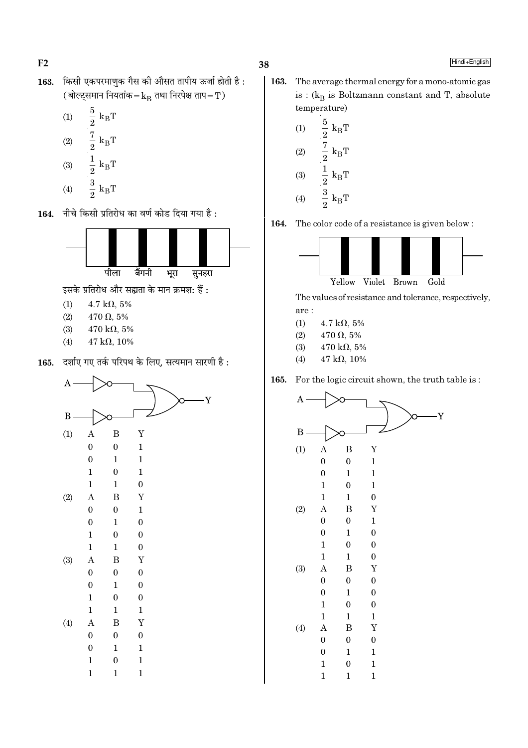**163.** किसी एकपरमाणुक गैस की औसत तापीय ऊर्जा होती है : (बोल्ट्समान नियतांक = $k_B$ तथा निरपेक्ष ताप = T)

(1) $\frac{5}{2}\ k_BT$

(2) $\frac{7}{2}\ k_BT$

(3) $\frac{1}{2}\ k_BT$

(4) $\frac{3}{2}\ k_BT$

**164.** नीचे किसी प्रतिरोध का वर्ण कोड दिया गया है :

पीला बैंगनी भूरा सुनहरा

इसके प्रतिरोध और सह्यता के मान क्रमश: हैं :

(1) 4.7 kΩ, 5%

(2) 470 Ω, 5%

(3) 470 kΩ, 5%

(4) 47 kΩ, 10%

**165.** दर्शाए गए तर्क परिपथ के लिए, सत्यमान सारणी है :

(1)

| A | B | Y |
|---|---|---|
| 0 | 0 | 1 |
| 0 | 1 | 1 |
| 1 | 0 | 1 |
| 1 | 1 | 0 |

(2)

| A | B | Y |
|---|---|---|
| 0 | 0 | 1 |
| 0 | 1 | 0 |
| 1 | 0 | 0 |
| 1 | 1 | 0 |

(3)

| A | B | Y |
|---|---|---|
| 0 | 0 | 0 |
| 0 | 1 | 0 |
| 1 | 0 | 0 |
| 1 | 1 | 1 |

(4)

| A | B | Y |
|---|---|---|
| 0 | 0 | 0 |
| 0 | 1 | 1 |
| 1 | 0 | 1 |
| 1 | 1 | 1 |

**163.** The average thermal energy for a mono-atomic gas is : ($k_B$ is Boltzmann constant and T, absolute temperature)

(1) $\frac{5}{2}\ k_BT$

(2) $\frac{7}{2}\ k_BT$

(3) $\frac{1}{2}\ k_BT$

(4) $\frac{3}{2}\ k_BT$

**164.** The color code of a resistance is given below :

Yellow Violet Brown Gold

The values of resistance and tolerance, respectively, are :

(1) 4.7 kΩ, 5%

(2) 470 Ω, 5%

(3) 470 kΩ, 5%

(4) 47 kΩ, 10%

**165.** For the logic circuit shown, the truth table is :

(1)

| A | B | Y |
|---|---|---|
| 0 | 0 | 1 |
| 0 | 1 | 1 |
| 1 | 0 | 1 |
| 1 | 1 | 0 |

(2)

| A | B | Y |
|---|---|---|
| 0 | 0 | 1 |
| 0 | 1 | 0 |
| 1 | 0 | 0 |
| 1 | 1 | 0 |

(3)

| A | B | Y |
|---|---|---|
| 0 | 0 | 0 |
| 0 | 1 | 0 |
| 1 | 0 | 0 |
| 1 | 1 | 1 |

(4)

| A | B | Y |
|---|---|---|
| 0 | 0 | 0 |
| 0 | 1 | 1 |
| 1 | 0 | 1 |
| 1 | 1 | 1 |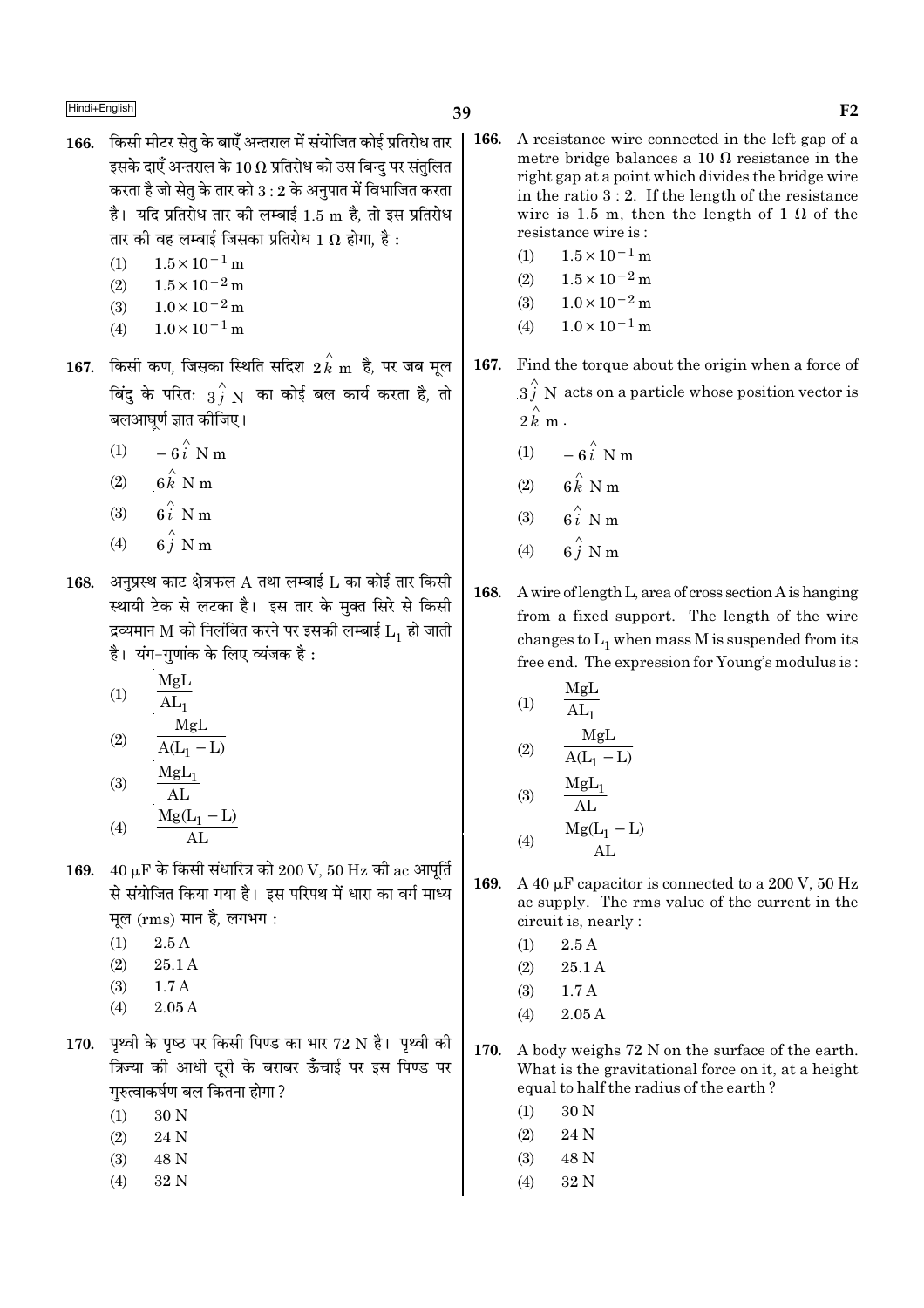166. किसी मीटर सेतु के बाएँ अन्तराल में संयोजित कोई प्रतिरोध तार इसके दाएँ अन्तराल के 10 Ω प्रतिरोध को उस बिन्दु पर संतुलित करता है जो सेतु के तार को 3 : 2 के अनुपात में विभाजित करता है। यदि प्रतिरोध तार की लम्बाई 1.5 m है, तो इस प्रतिरोध तार की वह लम्बाई जिसका प्रतिरोध 1 Ω होगा, है :

(1) $1.5 \times 10^{-1}$ m
(2) $1.5 \times 10^{-2}$ m
(3) $1.0 \times 10^{-2}$ m
(4) $1.0 \times 10^{-1}$ m

167. किसी कण, जिसका स्थिति सदिश $2\hat{k}$ m है, पर जब मूल बिंदु के परितः $3\hat{j}$ N का कोई बल कार्य करता है, तो बलआघूर्ण ज्ञात कीजिए।

(1) $-6\hat{i}$ N m
(2) $6\hat{k}$ N m
(3) $6\hat{i}$ N m
(4) $6\hat{j}$ N m

168. अनुप्रस्थ काट क्षेत्रफल A तथा लम्बाई L का कोई तार किसी स्थायी टेक से लटका है। इस तार के मुक्त सिरे से किसी द्रव्यमान M को निलंबित करने पर इसकी लम्बाई $L_1$ हो जाती है। यंग-गुणांक के लिए व्यंजक है :

(1) $\dfrac{MgL}{AL_1}$
(2) $\dfrac{MgL}{A(L_1 - L)}$
(3) $\dfrac{MgL_1}{AL}$
(4) $\dfrac{Mg(L_1 - L)}{AL}$

169. 40 μF के किसी संधारित्र को 200 V, 50 Hz की ac आपूर्ति से संयोजित किया गया है। इस परिपथ में धारा का वर्ग माध्य मूल (rms) मान है, लगभग :

(1) 2.5 A
(2) 25.1 A
(3) 1.7 A
(4) 2.05 A

170. पृथ्वी के पृष्ठ पर किसी पिण्ड का भार 72 N है। पृथ्वी की त्रिज्या की आधी दूरी के बराबर ऊँचाई पर इस पिण्ड पर गुरुत्वाकर्षण बल कितना होगा ?

(1) 30 N
(2) 24 N
(3) 48 N
(4) 32 N

166. A resistance wire connected in the left gap of a metre bridge balances a 10 Ω resistance in the right gap at a point which divides the bridge wire in the ratio 3 : 2. If the length of the resistance wire is 1.5 m, then the length of 1 Ω of the resistance wire is :

(1) $1.5 \times 10^{-1}$ m
(2) $1.5 \times 10^{-2}$ m
(3) $1.0 \times 10^{-2}$ m
(4) $1.0 \times 10^{-1}$ m

167. Find the torque about the origin when a force of $3\hat{j}$ N acts on a particle whose position vector is $2\hat{k}$ m.

(1) $-6\hat{i}$ N m
(2) $6\hat{k}$ N m
(3) $6\hat{i}$ N m
(4) $6\hat{j}$ N m

168. A wire of length L, area of cross section A is hanging from a fixed support. The length of the wire changes to $L_1$ when mass M is suspended from its free end. The expression for Young's modulus is :

(1) $\dfrac{MgL}{AL_1}$
(2) $\dfrac{MgL}{A(L_1 - L)}$
(3) $\dfrac{MgL_1}{AL}$
(4) $\dfrac{Mg(L_1 - L)}{AL}$

169. A 40 μF capacitor is connected to a 200 V, 50 Hz ac supply. The rms value of the current in the circuit is, nearly :

(1) 2.5 A
(2) 25.1 A
(3) 1.7 A
(4) 2.05 A

170. A body weighs 72 N on the surface of the earth. What is the gravitational force on it, at a height equal to half the radius of the earth ?

(1) 30 N
(2) 24 N
(3) 48 N
(4) 32 N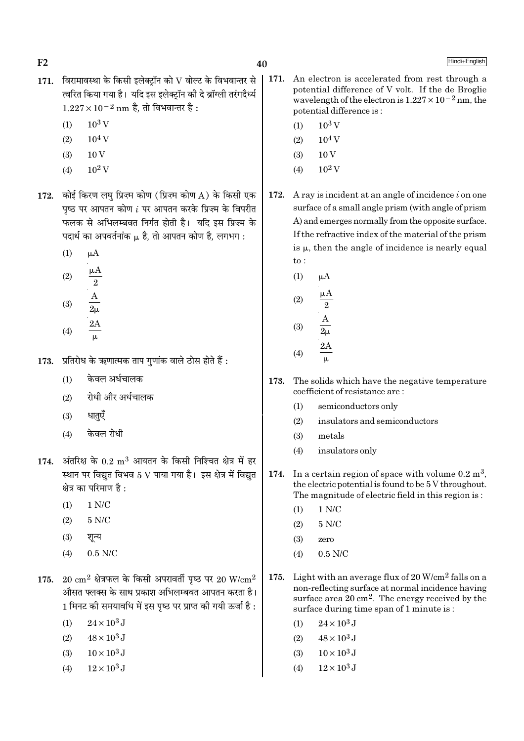171. विरामावस्था के किसी इलेक्ट्रॉन को V वोल्ट के विभवान्तर से त्वरित किया गया है। यदि इस इलेक्ट्रॉन की दे ब्रॉग्ली तरंगदैर्ध्य $1.227 \times 10^{-2}$ nm है, तो विभवान्तर है :

(1) $10^3$ V
(2) $10^4$ V
(3) 10 V
(4) $10^2$ V

172. कोई किरण लघु प्रिज़्म कोण (प्रिज़्म कोण A) के किसी एक पृष्ठ पर आपतन कोण $i$ पर आपतन करके प्रिज़्म के विपरीत फलक से अभिलम्बवत निर्गत होती है। यदि इस प्रिज़्म के पदार्थ का अपवर्तनांक $\mu$ है, तो आपतन कोण है, लगभग :

(1) $\mu A$
(2) $\frac{\mu A}{2}$
(3) $\frac{A}{2\mu}$
(4) $\frac{2A}{\mu}$

173. प्रतिरोध के ऋणात्मक ताप गुणांक वाले ठोस होते हैं :

(1) केवल अर्धचालक
(2) रोधी और अर्धचालक
(3) धातुएँ
(4) केवल रोधी

174. अंतरिक्ष के $0.2 \text{ m}^3$ आयतन के किसी निश्चित क्षेत्र में हर स्थान पर विद्युत विभव 5 V पाया गया है। इस क्षेत्र में विद्युत क्षेत्र का परिमाण है :

(1) 1 N/C
(2) 5 N/C
(3) शून्य
(4) 0.5 N/C

175. $20 \text{ cm}^2$ क्षेत्रफल के किसी अपरावर्ती पृष्ठ पर $20 \text{ W/cm}^2$ औसत फ्लक्स के साथ प्रकाश अभिलम्बवत आपतन करता है। 1 मिनट की समयावधि में इस पृष्ठ पर प्राप्त की गयी ऊर्जा है :

(1) $24 \times 10^3$ J
(2) $48 \times 10^3$ J
(3) $10 \times 10^3$ J
(4) $12 \times 10^3$ J

171. An electron is accelerated from rest through a potential difference of V volt. If the de Broglie wavelength of the electron is $1.227 \times 10^{-2}$ nm, the potential difference is :

(1) $10^3$ V
(2) $10^4$ V
(3) 10 V
(4) $10^2$ V

172. A ray is incident at an angle of incidence $i$ on one surface of a small angle prism (with angle of prism A) and emerges normally from the opposite surface. If the refractive index of the material of the prism is $\mu$, then the angle of incidence is nearly equal to :

(1) $\mu A$
(2) $\frac{\mu A}{2}$
(3) $\frac{A}{2\mu}$
(4) $\frac{2A}{\mu}$

173. The solids which have the negative temperature coefficient of resistance are :

(1) semiconductors only
(2) insulators and semiconductors
(3) metals
(4) insulators only

174. In a certain region of space with volume $0.2 \text{ m}^3$, the electric potential is found to be 5 V throughout. The magnitude of electric field in this region is :

(1) 1 N/C
(2) 5 N/C
(3) zero
(4) 0.5 N/C

175. Light with an average flux of $20 \text{ W/cm}^2$ falls on a non-reflecting surface at normal incidence having surface area $20 \text{ cm}^2$. The energy received by the surface during time span of 1 minute is :

(1) $24 \times 10^3$ J
(2) $48 \times 10^3$ J
(3) $10 \times 10^3$ J
(4) $12 \times 10^3$ J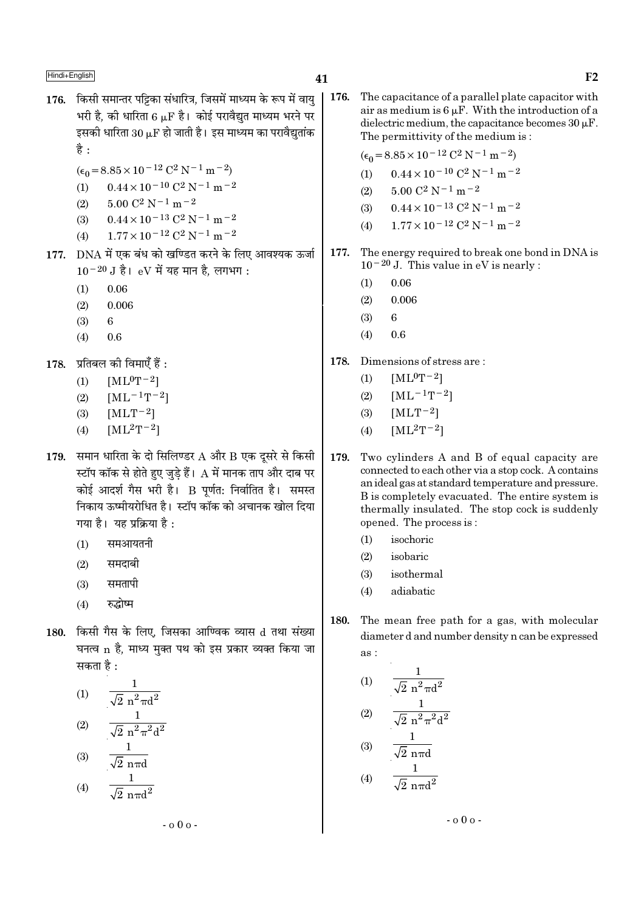176. किसी समान्तर पट्टिका संधारित्र, जिसमें माध्यम के रूप में वायु भरी है, की धारिता 6 $\mu$F है। कोई परावैद्युत माध्यम भरने पर इसकी धारिता 30 $\mu$F हो जाती है। इस माध्यम का परावैद्युतांक है :

($\epsilon_0 = 8.85 \times 10^{-12}$ $C^2 N^{-1} m^{-2}$)

(1) $0.44 \times 10^{-10}$ $C^2 N^{-1} m^{-2}$
(2) $5.00$ $C^2 N^{-1} m^{-2}$
(3) $0.44 \times 10^{-13}$ $C^2 N^{-1} m^{-2}$
(4) $1.77 \times 10^{-12}$ $C^2 N^{-1} m^{-2}$

177. DNA में एक बंध को खण्डित करने के लिए आवश्यक ऊर्जा $10^{-20}$ J है। eV में यह मान है, लगभग :

(1) 0.06
(2) 0.006
(3) 6
(4) 0.6

178. प्रतिबल की विमाएँ हैं :

(1) $[ML^0T^{-2}]$
(2) $[ML^{-1}T^{-2}]$
(3) $[MLT^{-2}]$
(4) $[ML^2T^{-2}]$

179. समान धारिता के दो सिलिण्डर A और B एक दूसरे से किसी स्टॉप कॉक से होते हुए जुड़े हैं। A में मानक ताप और दाब पर कोई आदर्श गैस भरी है। B पूर्णतः निर्वातित है। समस्त निकाय ऊष्मीयरोधित है। स्टॉप कॉक को अचानक खोल दिया गया है। यह प्रक्रिया है :

(1) समआयतनी
(2) समदाबी
(3) समतापी
(4) रुद्धोष्म

180. किसी गैस के लिए, जिसका आण्विक व्यास d तथा संख्या घनत्व n है, माध्य मुक्त पथ को इस प्रकार व्यक्त किया जा सकता है :

(1) $\frac{1}{\sqrt{2}\, n^2 \pi d^2}$
(2) $\frac{1}{\sqrt{2}\, n^2 \pi^2 d^2}$
(3) $\frac{1}{\sqrt{2}\, n \pi d}$
(4) $\frac{1}{\sqrt{2}\, n \pi d^2}$

- o 0 o -

176. The capacitance of a parallel plate capacitor with air as medium is 6 $\mu$F. With the introduction of a dielectric medium, the capacitance becomes 30 $\mu$F. The permittivity of the medium is :

($\epsilon_0 = 8.85 \times 10^{-12}$ $C^2 N^{-1} m^{-2}$)

(1) $0.44 \times 10^{-10}$ $C^2 N^{-1} m^{-2}$
(2) $5.00$ $C^2 N^{-1} m^{-2}$
(3) $0.44 \times 10^{-13}$ $C^2 N^{-1} m^{-2}$
(4) $1.77 \times 10^{-12}$ $C^2 N^{-1} m^{-2}$

177. The energy required to break one bond in DNA is $10^{-20}$ J. This value in eV is nearly :

(1) 0.06
(2) 0.006
(3) 6
(4) 0.6

178. Dimensions of stress are :

(1) $[ML^0T^{-2}]$
(2) $[ML^{-1}T^{-2}]$
(3) $[MLT^{-2}]$
(4) $[ML^2T^{-2}]$

179. Two cylinders A and B of equal capacity are connected to each other via a stop cock. A contains an ideal gas at standard temperature and pressure. B is completely evacuated. The entire system is thermally insulated. The stop cock is suddenly opened. The process is :

(1) isochoric
(2) isobaric
(3) isothermal
(4) adiabatic

180. The mean free path for a gas, with molecular diameter d and number density n can be expressed as :

(1) $\frac{1}{\sqrt{2}\, n^2 \pi d^2}$
(2) $\frac{1}{\sqrt{2}\, n^2 \pi^2 d^2}$
(3) $\frac{1}{\sqrt{2}\, n \pi d}$
(4) $\frac{1}{\sqrt{2}\, n \pi d^2}$

- o 0 o -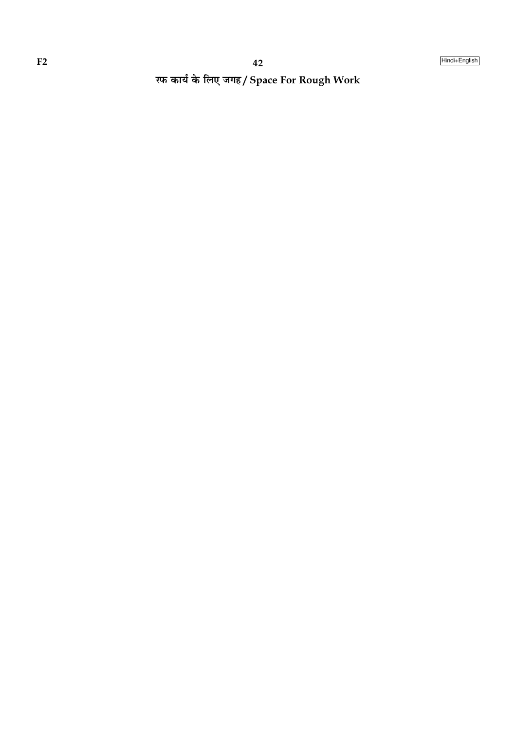रफ कार्य के लिए जगह / Space For Rough Work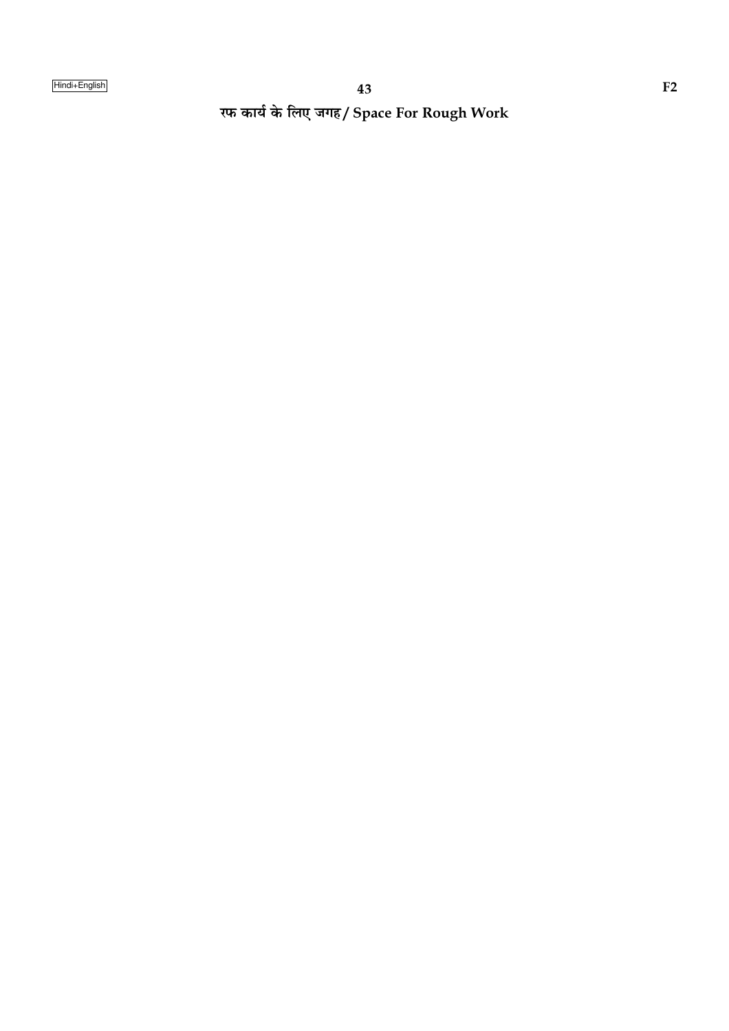रफ कार्य के लिए जगह / Space For Rough Work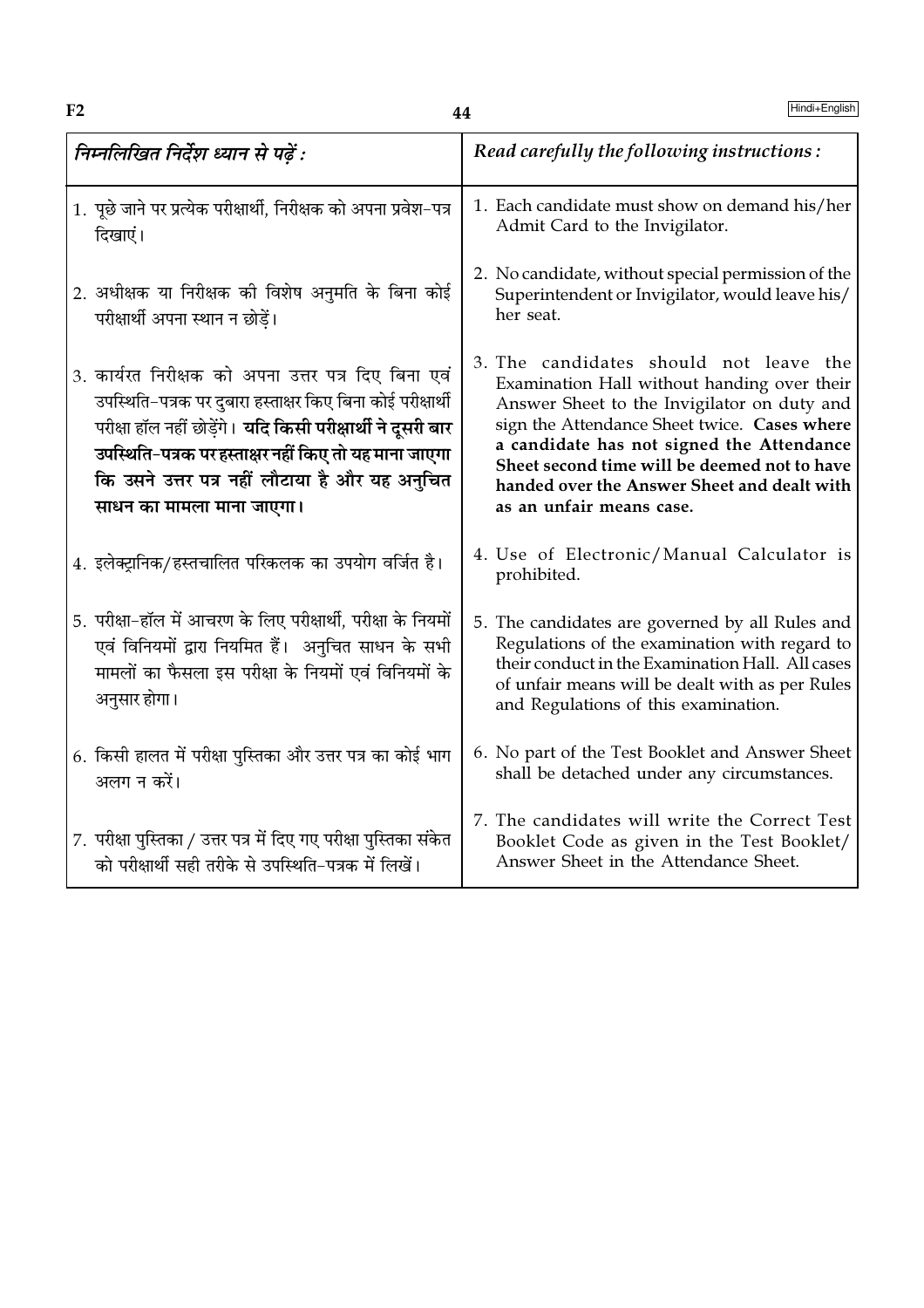| *निम्नलिखित निर्देश ध्यान से पढ़ें :* | *Read carefully the following instructions :* |
|---|---|
| 1. पूछे जाने पर प्रत्येक परीक्षार्थी, निरीक्षक को अपना प्रवेश-पत्र दिखाएं। | 1. Each candidate must show on demand his/her Admit Card to the Invigilator. |
| 2. अधीक्षक या निरीक्षक की विशेष अनुमति के बिना कोई परीक्षार्थी अपना स्थान न छोड़ें। | 2. No candidate, without special permission of the Superintendent or Invigilator, would leave his/her seat. |
| 3. कार्यरत निरीक्षक को अपना उत्तर पत्र दिए बिना एवं उपस्थिति-पत्रक पर दुबारा हस्ताक्षर किए बिना कोई परीक्षार्थी परीक्षा हॉल नहीं छोड़ेंगे। **यदि किसी परीक्षार्थी ने दूसरी बार उपस्थिति-पत्रक पर हस्ताक्षर नहीं किए तो यह माना जाएगा कि उसने उत्तर पत्र नहीं लौटाया है और यह अनुचित साधन का मामला माना जाएगा।** | 3. The candidates should not leave the Examination Hall without handing over their Answer Sheet to the Invigilator on duty and sign the Attendance Sheet twice. **Cases where a candidate has not signed the Attendance Sheet second time will be deemed not to have handed over the Answer Sheet and dealt with as an unfair means case.** |
| 4. इलेक्ट्रानिक/हस्तचालित परिकलक का उपयोग वर्जित है। | 4. Use of Electronic/Manual Calculator is prohibited. |
| 5. परीक्षा-हॉल में आचरण के लिए परीक्षार्थी, परीक्षा के नियमों एवं विनियमों द्वारा नियमित हैं। अनुचित साधन के सभी मामलों का फैसला इस परीक्षा के नियमों एवं विनियमों के अनुसार होगा। | 5. The candidates are governed by all Rules and Regulations of the examination with regard to their conduct in the Examination Hall. All cases of unfair means will be dealt with as per Rules and Regulations of this examination. |
| 6. किसी हालत में परीक्षा पुस्तिका और उत्तर पत्र का कोई भाग अलग न करें। | 6. No part of the Test Booklet and Answer Sheet shall be detached under any circumstances. |
| 7. परीक्षा पुस्तिका / उत्तर पत्र में दिए गए परीक्षा पुस्तिका संकेत को परीक्षार्थी सही तरीके से उपस्थिति-पत्रक में लिखें। | 7. The candidates will write the Correct Test Booklet Code as given in the Test Booklet/ Answer Sheet in the Attendance Sheet. |